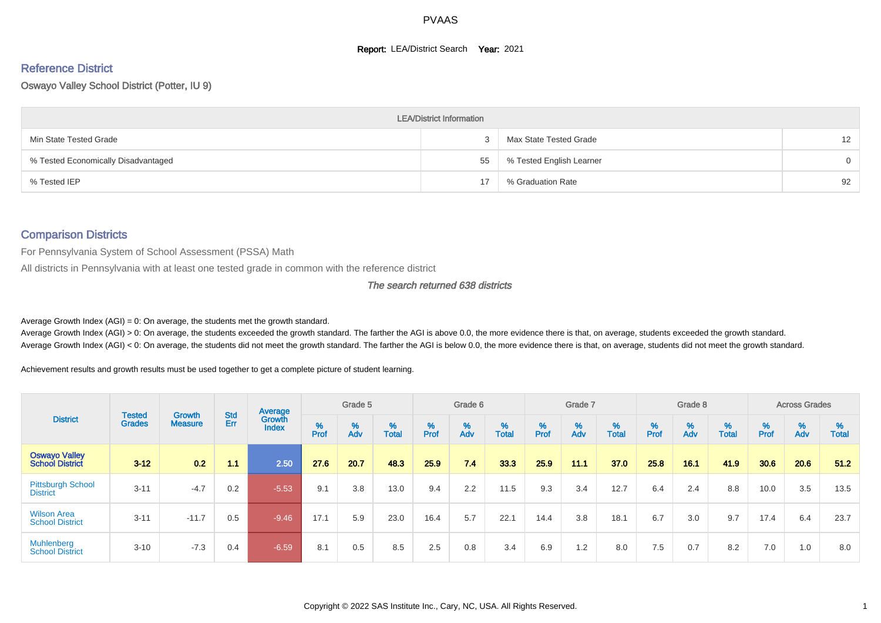# PVAAS

**Report:** LEA/District Search **Year:** 2021

## Reference District

Oswayo Valley School District (Potter, IU 9)

| LEA/District Information | | | |
|---|---|---|---|
| Min State Tested Grade | 3 | Max State Tested Grade | 12 |
| % Tested Economically Disadvantaged | 55 | % Tested English Learner | 0 |
| % Tested IEP | 17 | % Graduation Rate | 92 |

## Comparison Districts

For Pennsylvania System of School Assessment (PSSA) Math

All districts in Pennsylvania with at least one tested grade in common with the reference district

*The search returned 638 districts*

Average Growth Index (AGI) = 0: On average, the students met the growth standard.

Average Growth Index (AGI) > 0: On average, the students exceeded the growth standard. The farther the AGI is above 0.0, the more evidence there is that, on average, students exceeded the growth standard.

Average Growth Index (AGI) < 0: On average, the students did not meet the growth standard. The farther the AGI is below 0.0, the more evidence there is that, on average, students did not meet the growth standard.

Achievement results and growth results must be used together to get a complete picture of student learning.

| District | Tested Grades | Growth Measure | Std Err | Average Growth Index | Grade 5 | | | Grade 6 | | | Grade 7 | | | Grade 8 | | | Across Grades | | |
|---|---|---|---|---|---|---|---|---|---|---|---|---|---|---|---|---|---|---|---|
| | | | | | % Prof | % Adv | % Total | % Prof | % Adv | % Total | % Prof | % Adv | % Total | % Prof | % Adv | % Total | % Prof | % Adv | % Total |
| **Oswayo Valley School District** | **3-12** | **0.2** | **1.1** | **2.50** | **27.6** | **20.7** | **48.3** | **25.9** | **7.4** | **33.3** | **25.9** | **11.1** | **37.0** | **25.8** | **16.1** | **41.9** | **30.6** | **20.6** | **51.2** |
| Pittsburgh School District | 3-11 | -4.7 | 0.2 | -5.53 | 9.1 | 3.8 | 13.0 | 9.4 | 2.2 | 11.5 | 9.3 | 3.4 | 12.7 | 6.4 | 2.4 | 8.8 | 10.0 | 3.5 | 13.5 |
| Wilson Area School District | 3-11 | -11.7 | 0.5 | -9.46 | 17.1 | 5.9 | 23.0 | 16.4 | 5.7 | 22.1 | 14.4 | 3.8 | 18.1 | 6.7 | 3.0 | 9.7 | 17.4 | 6.4 | 23.7 |
| Muhlenberg School District | 3-10 | -7.3 | 0.4 | -6.59 | 8.1 | 0.5 | 8.5 | 2.5 | 0.8 | 3.4 | 6.9 | 1.2 | 8.0 | 7.5 | 0.7 | 8.2 | 7.0 | 1.0 | 8.0 |

Copyright © 2022 SAS Institute Inc., Cary, NC, USA. All Rights Reserved.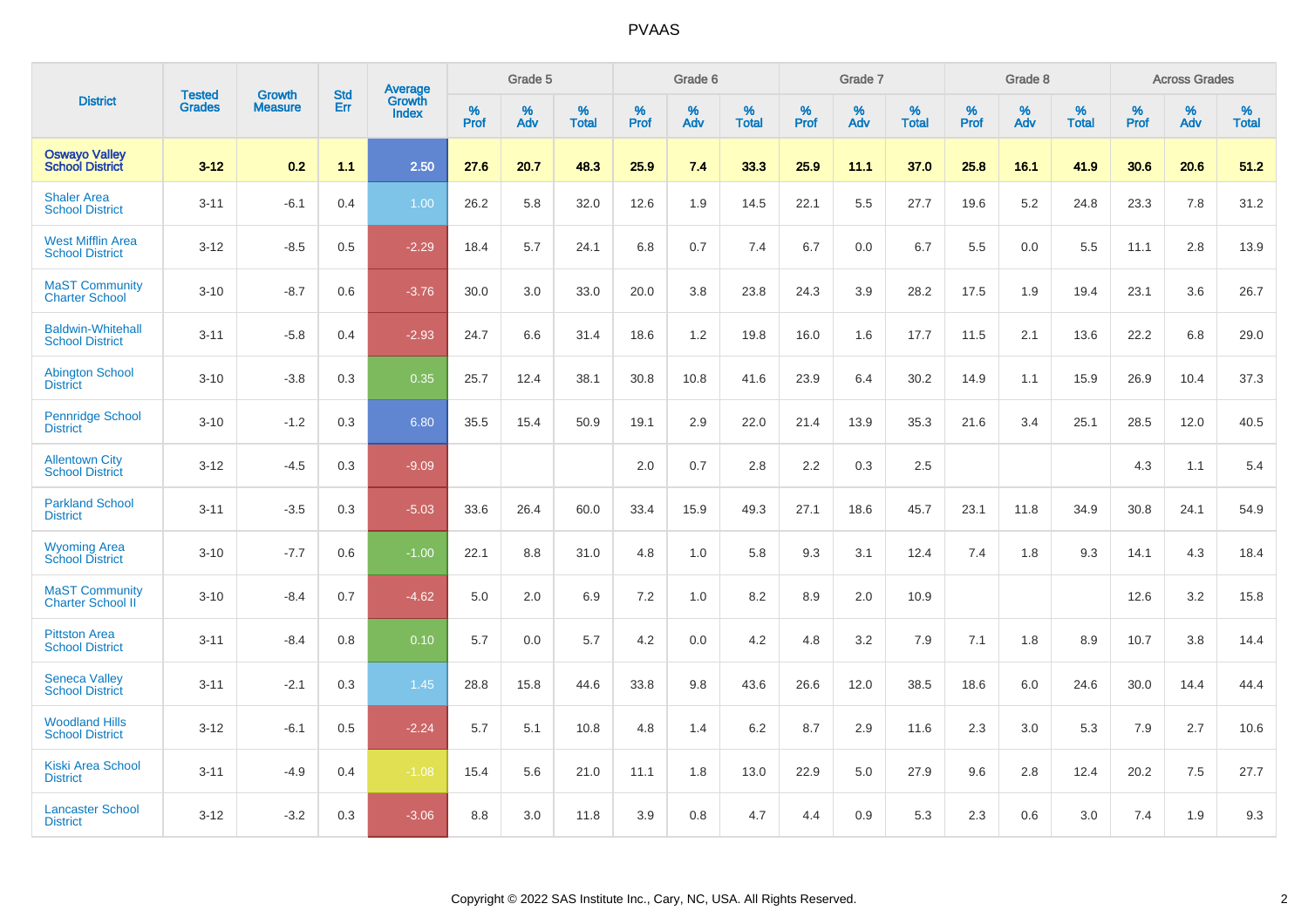# PVAAS

| District | Tested Grades | Growth Measure | Std Err | Average Growth Index | Grade 5 | | | Grade 6 | | | Grade 7 | | | Grade 8 | | | Across Grades | | |
|---|---|---|---|---|---|---|---|---|---|---|---|---|---|---|---|---|---|---|---|
| | | | | | % Prof | % Adv | % Total | % Prof | % Adv | % Total | % Prof | % Adv | % Total | % Prof | % Adv | % Total | % Prof | % Adv | % Total |
| **Oswayo Valley School District** | **3-12** | **0.2** | **1.1** | **2.50** | **27.6** | **20.7** | **48.3** | **25.9** | **7.4** | **33.3** | **25.9** | **11.1** | **37.0** | **25.8** | **16.1** | **41.9** | **30.6** | **20.6** | **51.2** |
| Shaler Area School District | 3-11 | -6.1 | 0.4 | 1.00 | 26.2 | 5.8 | 32.0 | 12.6 | 1.9 | 14.5 | 22.1 | 5.5 | 27.7 | 19.6 | 5.2 | 24.8 | 23.3 | 7.8 | 31.2 |
| West Mifflin Area School District | 3-12 | -8.5 | 0.5 | -2.29 | 18.4 | 5.7 | 24.1 | 6.8 | 0.7 | 7.4 | 6.7 | 0.0 | 6.7 | 5.5 | 0.0 | 5.5 | 11.1 | 2.8 | 13.9 |
| MaST Community Charter School | 3-10 | -8.7 | 0.6 | -3.76 | 30.0 | 3.0 | 33.0 | 20.0 | 3.8 | 23.8 | 24.3 | 3.9 | 28.2 | 17.5 | 1.9 | 19.4 | 23.1 | 3.6 | 26.7 |
| Baldwin-Whitehall School District | 3-11 | -5.8 | 0.4 | -2.93 | 24.7 | 6.6 | 31.4 | 18.6 | 1.2 | 19.8 | 16.0 | 1.6 | 17.7 | 11.5 | 2.1 | 13.6 | 22.2 | 6.8 | 29.0 |
| Abington School District | 3-10 | -3.8 | 0.3 | 0.35 | 25.7 | 12.4 | 38.1 | 30.8 | 10.8 | 41.6 | 23.9 | 6.4 | 30.2 | 14.9 | 1.1 | 15.9 | 26.9 | 10.4 | 37.3 |
| Pennridge School District | 3-10 | -1.2 | 0.3 | 6.80 | 35.5 | 15.4 | 50.9 | 19.1 | 2.9 | 22.0 | 21.4 | 13.9 | 35.3 | 21.6 | 3.4 | 25.1 | 28.5 | 12.0 | 40.5 |
| Allentown City School District | 3-12 | -4.5 | 0.3 | -9.09 | | | | 2.0 | 0.7 | 2.8 | 2.2 | 0.3 | 2.5 | | | | 4.3 | 1.1 | 5.4 |
| Parkland School District | 3-11 | -3.5 | 0.3 | -5.03 | 33.6 | 26.4 | 60.0 | 33.4 | 15.9 | 49.3 | 27.1 | 18.6 | 45.7 | 23.1 | 11.8 | 34.9 | 30.8 | 24.1 | 54.9 |
| Wyoming Area School District | 3-10 | -7.7 | 0.6 | -1.00 | 22.1 | 8.8 | 31.0 | 4.8 | 1.0 | 5.8 | 9.3 | 3.1 | 12.4 | 7.4 | 1.8 | 9.3 | 14.1 | 4.3 | 18.4 |
| MaST Community Charter School II | 3-10 | -8.4 | 0.7 | -4.62 | 5.0 | 2.0 | 6.9 | 7.2 | 1.0 | 8.2 | 8.9 | 2.0 | 10.9 | | | | 12.6 | 3.2 | 15.8 |
| Pittston Area School District | 3-11 | -8.4 | 0.8 | 0.10 | 5.7 | 0.0 | 5.7 | 4.2 | 0.0 | 4.2 | 4.8 | 3.2 | 7.9 | 7.1 | 1.8 | 8.9 | 10.7 | 3.8 | 14.4 |
| Seneca Valley School District | 3-11 | -2.1 | 0.3 | 1.45 | 28.8 | 15.8 | 44.6 | 33.8 | 9.8 | 43.6 | 26.6 | 12.0 | 38.5 | 18.6 | 6.0 | 24.6 | 30.0 | 14.4 | 44.4 |
| Woodland Hills School District | 3-12 | -6.1 | 0.5 | -2.24 | 5.7 | 5.1 | 10.8 | 4.8 | 1.4 | 6.2 | 8.7 | 2.9 | 11.6 | 2.3 | 3.0 | 5.3 | 7.9 | 2.7 | 10.6 |
| Kiski Area School District | 3-11 | -4.9 | 0.4 | -1.08 | 15.4 | 5.6 | 21.0 | 11.1 | 1.8 | 13.0 | 22.9 | 5.0 | 27.9 | 9.6 | 2.8 | 12.4 | 20.2 | 7.5 | 27.7 |
| Lancaster School District | 3-12 | -3.2 | 0.3 | -3.06 | 8.8 | 3.0 | 11.8 | 3.9 | 0.8 | 4.7 | 4.4 | 0.9 | 5.3 | 2.3 | 0.6 | 3.0 | 7.4 | 1.9 | 9.3 |

Copyright © 2022 SAS Institute Inc., Cary, NC, USA. All Rights Reserved.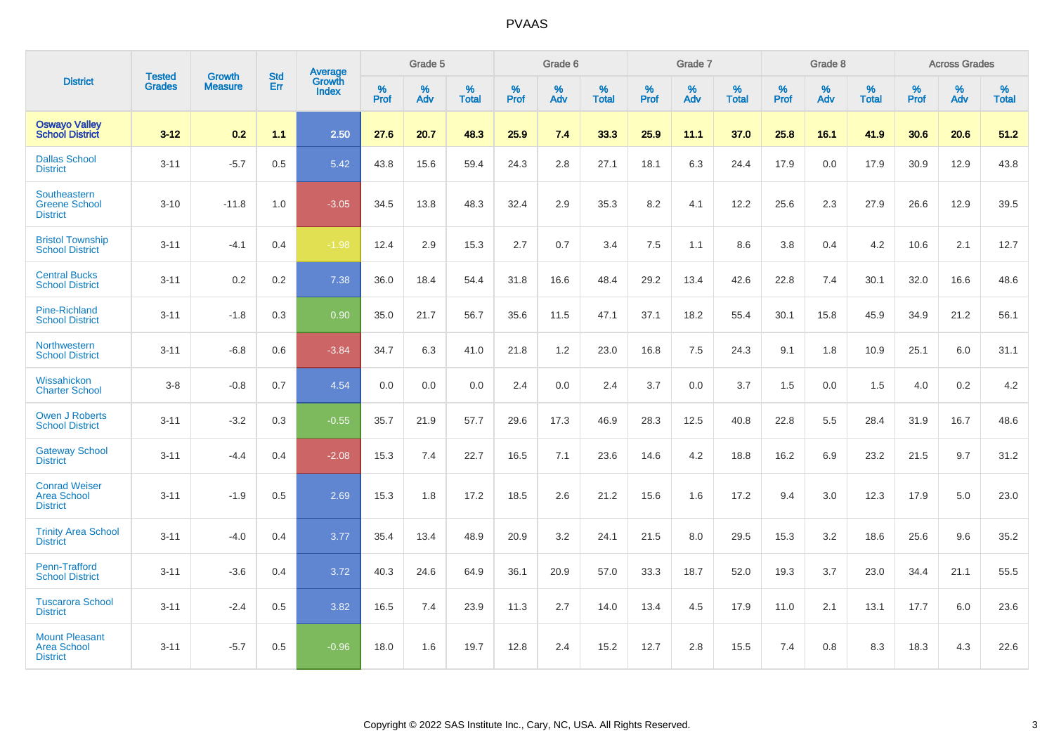# PVAAS

| District | Tested Grades | Growth Measure | Std Err | Average Growth Index | Grade 5 | | | Grade 6 | | | Grade 7 | | | Grade 8 | | | Across Grades | | |
|---|---|---|---|---|---|---|---|---|---|---|---|---|---|---|---|---|---|---|---|
| | | | | | % Prof | % Adv | % Total | % Prof | % Adv | % Total | % Prof | % Adv | % Total | % Prof | % Adv | % Total | % Prof | % Adv | % Total |
| **Oswayo Valley School District** | **3-12** | **0.2** | **1.1** | **2.50** | **27.6** | **20.7** | **48.3** | **25.9** | **7.4** | **33.3** | **25.9** | **11.1** | **37.0** | **25.8** | **16.1** | **41.9** | **30.6** | **20.6** | **51.2** |
| Dallas School District | 3-11 | -5.7 | 0.5 | 5.42 | 43.8 | 15.6 | 59.4 | 24.3 | 2.8 | 27.1 | 18.1 | 6.3 | 24.4 | 17.9 | 0.0 | 17.9 | 30.9 | 12.9 | 43.8 |
| Southeastern Greene School District | 3-10 | -11.8 | 1.0 | -3.05 | 34.5 | 13.8 | 48.3 | 32.4 | 2.9 | 35.3 | 8.2 | 4.1 | 12.2 | 25.6 | 2.3 | 27.9 | 26.6 | 12.9 | 39.5 |
| Bristol Township School District | 3-11 | -4.1 | 0.4 | -1.98 | 12.4 | 2.9 | 15.3 | 2.7 | 0.7 | 3.4 | 7.5 | 1.1 | 8.6 | 3.8 | 0.4 | 4.2 | 10.6 | 2.1 | 12.7 |
| Central Bucks School District | 3-11 | 0.2 | 0.2 | 7.38 | 36.0 | 18.4 | 54.4 | 31.8 | 16.6 | 48.4 | 29.2 | 13.4 | 42.6 | 22.8 | 7.4 | 30.1 | 32.0 | 16.6 | 48.6 |
| Pine-Richland School District | 3-11 | -1.8 | 0.3 | 0.90 | 35.0 | 21.7 | 56.7 | 35.6 | 11.5 | 47.1 | 37.1 | 18.2 | 55.4 | 30.1 | 15.8 | 45.9 | 34.9 | 21.2 | 56.1 |
| Northwestern School District | 3-11 | -6.8 | 0.6 | -3.84 | 34.7 | 6.3 | 41.0 | 21.8 | 1.2 | 23.0 | 16.8 | 7.5 | 24.3 | 9.1 | 1.8 | 10.9 | 25.1 | 6.0 | 31.1 |
| Wissahickon Charter School | 3-8 | -0.8 | 0.7 | 4.54 | 0.0 | 0.0 | 0.0 | 2.4 | 0.0 | 2.4 | 3.7 | 0.0 | 3.7 | 1.5 | 0.0 | 1.5 | 4.0 | 0.2 | 4.2 |
| Owen J Roberts School District | 3-11 | -3.2 | 0.3 | -0.55 | 35.7 | 21.9 | 57.7 | 29.6 | 17.3 | 46.9 | 28.3 | 12.5 | 40.8 | 22.8 | 5.5 | 28.4 | 31.9 | 16.7 | 48.6 |
| Gateway School District | 3-11 | -4.4 | 0.4 | -2.08 | 15.3 | 7.4 | 22.7 | 16.5 | 7.1 | 23.6 | 14.6 | 4.2 | 18.8 | 16.2 | 6.9 | 23.2 | 21.5 | 9.7 | 31.2 |
| Conrad Weiser Area School District | 3-11 | -1.9 | 0.5 | 2.69 | 15.3 | 1.8 | 17.2 | 18.5 | 2.6 | 21.2 | 15.6 | 1.6 | 17.2 | 9.4 | 3.0 | 12.3 | 17.9 | 5.0 | 23.0 |
| Trinity Area School District | 3-11 | -4.0 | 0.4 | 3.77 | 35.4 | 13.4 | 48.9 | 20.9 | 3.2 | 24.1 | 21.5 | 8.0 | 29.5 | 15.3 | 3.2 | 18.6 | 25.6 | 9.6 | 35.2 |
| Penn-Trafford School District | 3-11 | -3.6 | 0.4 | 3.72 | 40.3 | 24.6 | 64.9 | 36.1 | 20.9 | 57.0 | 33.3 | 18.7 | 52.0 | 19.3 | 3.7 | 23.0 | 34.4 | 21.1 | 55.5 |
| Tuscarora School District | 3-11 | -2.4 | 0.5 | 3.82 | 16.5 | 7.4 | 23.9 | 11.3 | 2.7 | 14.0 | 13.4 | 4.5 | 17.9 | 11.0 | 2.1 | 13.1 | 17.7 | 6.0 | 23.6 |
| Mount Pleasant Area School District | 3-11 | -5.7 | 0.5 | -0.96 | 18.0 | 1.6 | 19.7 | 12.8 | 2.4 | 15.2 | 12.7 | 2.8 | 15.5 | 7.4 | 0.8 | 8.3 | 18.3 | 4.3 | 22.6 |

Copyright © 2022 SAS Institute Inc., Cary, NC, USA. All Rights Reserved.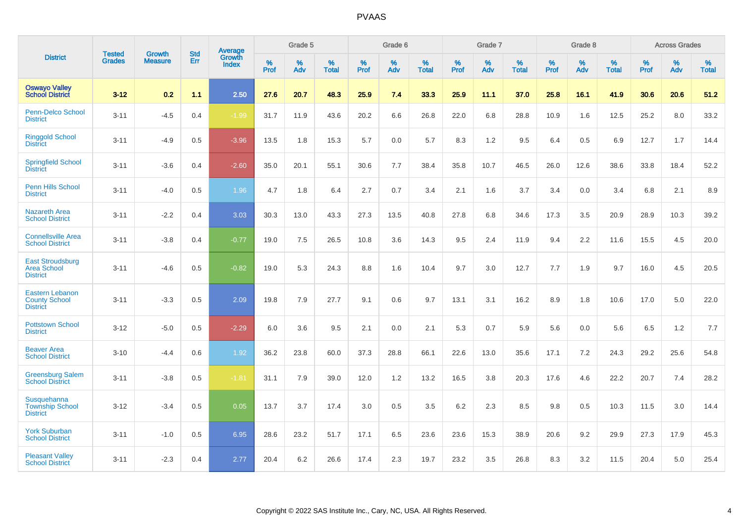# PVAAS

| District | Tested Grades | Growth Measure | Std Err | Average Growth Index | Grade 5 | | | Grade 6 | | | Grade 7 | | | Grade 8 | | | Across Grades | | |
|---|---|---|---|---|---|---|---|---|---|---|---|---|---|---|---|---|---|---|---|
| | | | | | % Prof | % Adv | % Total | % Prof | % Adv | % Total | % Prof | % Adv | % Total | % Prof | % Adv | % Total | % Prof | % Adv | % Total |
| **Oswayo Valley School District** | **3-12** | **0.2** | **1.1** | **2.50** | **27.6** | **20.7** | **48.3** | **25.9** | **7.4** | **33.3** | **25.9** | **11.1** | **37.0** | **25.8** | **16.1** | **41.9** | **30.6** | **20.6** | **51.2** |
| Penn-Delco School District | 3-11 | -4.5 | 0.4 | -1.99 | 31.7 | 11.9 | 43.6 | 20.2 | 6.6 | 26.8 | 22.0 | 6.8 | 28.8 | 10.9 | 1.6 | 12.5 | 25.2 | 8.0 | 33.2 |
| Ringgold School District | 3-11 | -4.9 | 0.5 | -3.96 | 13.5 | 1.8 | 15.3 | 5.7 | 0.0 | 5.7 | 8.3 | 1.2 | 9.5 | 6.4 | 0.5 | 6.9 | 12.7 | 1.7 | 14.4 |
| Springfield School District | 3-11 | -3.6 | 0.4 | -2.60 | 35.0 | 20.1 | 55.1 | 30.6 | 7.7 | 38.4 | 35.8 | 10.7 | 46.5 | 26.0 | 12.6 | 38.6 | 33.8 | 18.4 | 52.2 |
| Penn Hills School District | 3-11 | -4.0 | 0.5 | 1.96 | 4.7 | 1.8 | 6.4 | 2.7 | 0.7 | 3.4 | 2.1 | 1.6 | 3.7 | 3.4 | 0.0 | 3.4 | 6.8 | 2.1 | 8.9 |
| Nazareth Area School District | 3-11 | -2.2 | 0.4 | 3.03 | 30.3 | 13.0 | 43.3 | 27.3 | 13.5 | 40.8 | 27.8 | 6.8 | 34.6 | 17.3 | 3.5 | 20.9 | 28.9 | 10.3 | 39.2 |
| Connellsville Area School District | 3-11 | -3.8 | 0.4 | -0.77 | 19.0 | 7.5 | 26.5 | 10.8 | 3.6 | 14.3 | 9.5 | 2.4 | 11.9 | 9.4 | 2.2 | 11.6 | 15.5 | 4.5 | 20.0 |
| East Stroudsburg Area School District | 3-11 | -4.6 | 0.5 | -0.82 | 19.0 | 5.3 | 24.3 | 8.8 | 1.6 | 10.4 | 9.7 | 3.0 | 12.7 | 7.7 | 1.9 | 9.7 | 16.0 | 4.5 | 20.5 |
| Eastern Lebanon County School District | 3-11 | -3.3 | 0.5 | 2.09 | 19.8 | 7.9 | 27.7 | 9.1 | 0.6 | 9.7 | 13.1 | 3.1 | 16.2 | 8.9 | 1.8 | 10.6 | 17.0 | 5.0 | 22.0 |
| Pottstown School District | 3-12 | -5.0 | 0.5 | -2.29 | 6.0 | 3.6 | 9.5 | 2.1 | 0.0 | 2.1 | 5.3 | 0.7 | 5.9 | 5.6 | 0.0 | 5.6 | 6.5 | 1.2 | 7.7 |
| Beaver Area School District | 3-10 | -4.4 | 0.6 | 1.92 | 36.2 | 23.8 | 60.0 | 37.3 | 28.8 | 66.1 | 22.6 | 13.0 | 35.6 | 17.1 | 7.2 | 24.3 | 29.2 | 25.6 | 54.8 |
| Greensburg Salem School District | 3-11 | -3.8 | 0.5 | -1.81 | 31.1 | 7.9 | 39.0 | 12.0 | 1.2 | 13.2 | 16.5 | 3.8 | 20.3 | 17.6 | 4.6 | 22.2 | 20.7 | 7.4 | 28.2 |
| Susquehanna Township School District | 3-12 | -3.4 | 0.5 | 0.05 | 13.7 | 3.7 | 17.4 | 3.0 | 0.5 | 3.5 | 6.2 | 2.3 | 8.5 | 9.8 | 0.5 | 10.3 | 11.5 | 3.0 | 14.4 |
| York Suburban School District | 3-11 | -1.0 | 0.5 | 6.95 | 28.6 | 23.2 | 51.7 | 17.1 | 6.5 | 23.6 | 23.6 | 15.3 | 38.9 | 20.6 | 9.2 | 29.9 | 27.3 | 17.9 | 45.3 |
| Pleasant Valley School District | 3-11 | -2.3 | 0.4 | 2.77 | 20.4 | 6.2 | 26.6 | 17.4 | 2.3 | 19.7 | 23.2 | 3.5 | 26.8 | 8.3 | 3.2 | 11.5 | 20.4 | 5.0 | 25.4 |

Copyright © 2022 SAS Institute Inc., Cary, NC, USA. All Rights Reserved.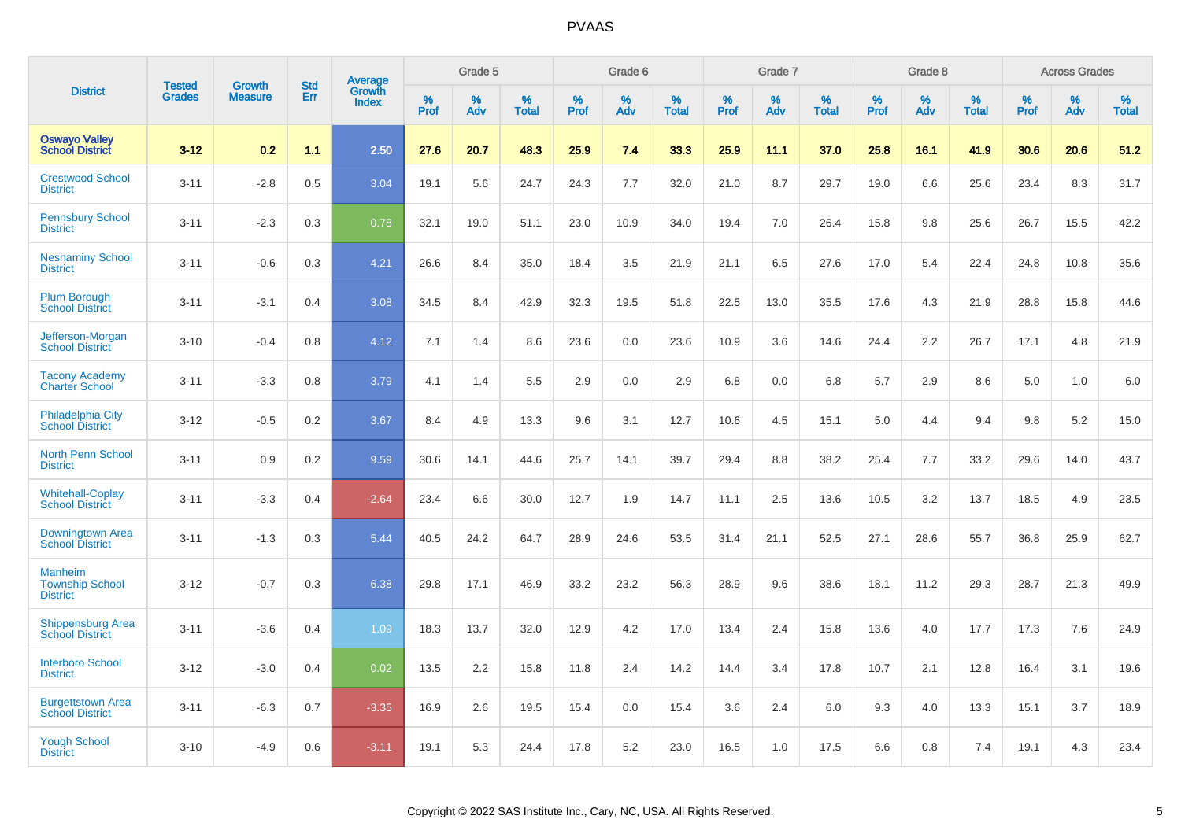# PVAAS

| District | Tested Grades | Growth Measure | Std Err | Average Growth Index | Grade 5 | | | Grade 6 | | | Grade 7 | | | Grade 8 | | | Across Grades | | |
|---|---|---|---|---|---|---|---|---|---|---|---|---|---|---|---|---|---|---|---|
| | | | | | % Prof | % Adv | % Total | % Prof | % Adv | % Total | % Prof | % Adv | % Total | % Prof | % Adv | % Total | % Prof | % Adv | % Total |
| **Oswayo Valley School District** | **3-12** | **0.2** | **1.1** | **2.50** | **27.6** | **20.7** | **48.3** | **25.9** | **7.4** | **33.3** | **25.9** | **11.1** | **37.0** | **25.8** | **16.1** | **41.9** | **30.6** | **20.6** | **51.2** |
| Crestwood School District | 3-11 | -2.8 | 0.5 | 3.04 | 19.1 | 5.6 | 24.7 | 24.3 | 7.7 | 32.0 | 21.0 | 8.7 | 29.7 | 19.0 | 6.6 | 25.6 | 23.4 | 8.3 | 31.7 |
| Pennsbury School District | 3-11 | -2.3 | 0.3 | 0.78 | 32.1 | 19.0 | 51.1 | 23.0 | 10.9 | 34.0 | 19.4 | 7.0 | 26.4 | 15.8 | 9.8 | 25.6 | 26.7 | 15.5 | 42.2 |
| Neshaminy School District | 3-11 | -0.6 | 0.3 | 4.21 | 26.6 | 8.4 | 35.0 | 18.4 | 3.5 | 21.9 | 21.1 | 6.5 | 27.6 | 17.0 | 5.4 | 22.4 | 24.8 | 10.8 | 35.6 |
| Plum Borough School District | 3-11 | -3.1 | 0.4 | 3.08 | 34.5 | 8.4 | 42.9 | 32.3 | 19.5 | 51.8 | 22.5 | 13.0 | 35.5 | 17.6 | 4.3 | 21.9 | 28.8 | 15.8 | 44.6 |
| Jefferson-Morgan School District | 3-10 | -0.4 | 0.8 | 4.12 | 7.1 | 1.4 | 8.6 | 23.6 | 0.0 | 23.6 | 10.9 | 3.6 | 14.6 | 24.4 | 2.2 | 26.7 | 17.1 | 4.8 | 21.9 |
| Tacony Academy Charter School | 3-11 | -3.3 | 0.8 | 3.79 | 4.1 | 1.4 | 5.5 | 2.9 | 0.0 | 2.9 | 6.8 | 0.0 | 6.8 | 5.7 | 2.9 | 8.6 | 5.0 | 1.0 | 6.0 |
| Philadelphia City School District | 3-12 | -0.5 | 0.2 | 3.67 | 8.4 | 4.9 | 13.3 | 9.6 | 3.1 | 12.7 | 10.6 | 4.5 | 15.1 | 5.0 | 4.4 | 9.4 | 9.8 | 5.2 | 15.0 |
| North Penn School District | 3-11 | 0.9 | 0.2 | 9.59 | 30.6 | 14.1 | 44.6 | 25.7 | 14.1 | 39.7 | 29.4 | 8.8 | 38.2 | 25.4 | 7.7 | 33.2 | 29.6 | 14.0 | 43.7 |
| Whitehall-Coplay School District | 3-11 | -3.3 | 0.4 | -2.64 | 23.4 | 6.6 | 30.0 | 12.7 | 1.9 | 14.7 | 11.1 | 2.5 | 13.6 | 10.5 | 3.2 | 13.7 | 18.5 | 4.9 | 23.5 |
| Downingtown Area School District | 3-11 | -1.3 | 0.3 | 5.44 | 40.5 | 24.2 | 64.7 | 28.9 | 24.6 | 53.5 | 31.4 | 21.1 | 52.5 | 27.1 | 28.6 | 55.7 | 36.8 | 25.9 | 62.7 |
| Manheim Township School District | 3-12 | -0.7 | 0.3 | 6.38 | 29.8 | 17.1 | 46.9 | 33.2 | 23.2 | 56.3 | 28.9 | 9.6 | 38.6 | 18.1 | 11.2 | 29.3 | 28.7 | 21.3 | 49.9 |
| Shippensburg Area School District | 3-11 | -3.6 | 0.4 | 1.09 | 18.3 | 13.7 | 32.0 | 12.9 | 4.2 | 17.0 | 13.4 | 2.4 | 15.8 | 13.6 | 4.0 | 17.7 | 17.3 | 7.6 | 24.9 |
| Interboro School District | 3-12 | -3.0 | 0.4 | 0.02 | 13.5 | 2.2 | 15.8 | 11.8 | 2.4 | 14.2 | 14.4 | 3.4 | 17.8 | 10.7 | 2.1 | 12.8 | 16.4 | 3.1 | 19.6 |
| Burgettstown Area School District | 3-11 | -6.3 | 0.7 | -3.35 | 16.9 | 2.6 | 19.5 | 15.4 | 0.0 | 15.4 | 3.6 | 2.4 | 6.0 | 9.3 | 4.0 | 13.3 | 15.1 | 3.7 | 18.9 |
| Yough School District | 3-10 | -4.9 | 0.6 | -3.11 | 19.1 | 5.3 | 24.4 | 17.8 | 5.2 | 23.0 | 16.5 | 1.0 | 17.5 | 6.6 | 0.8 | 7.4 | 19.1 | 4.3 | 23.4 |

Copyright © 2022 SAS Institute Inc., Cary, NC, USA. All Rights Reserved.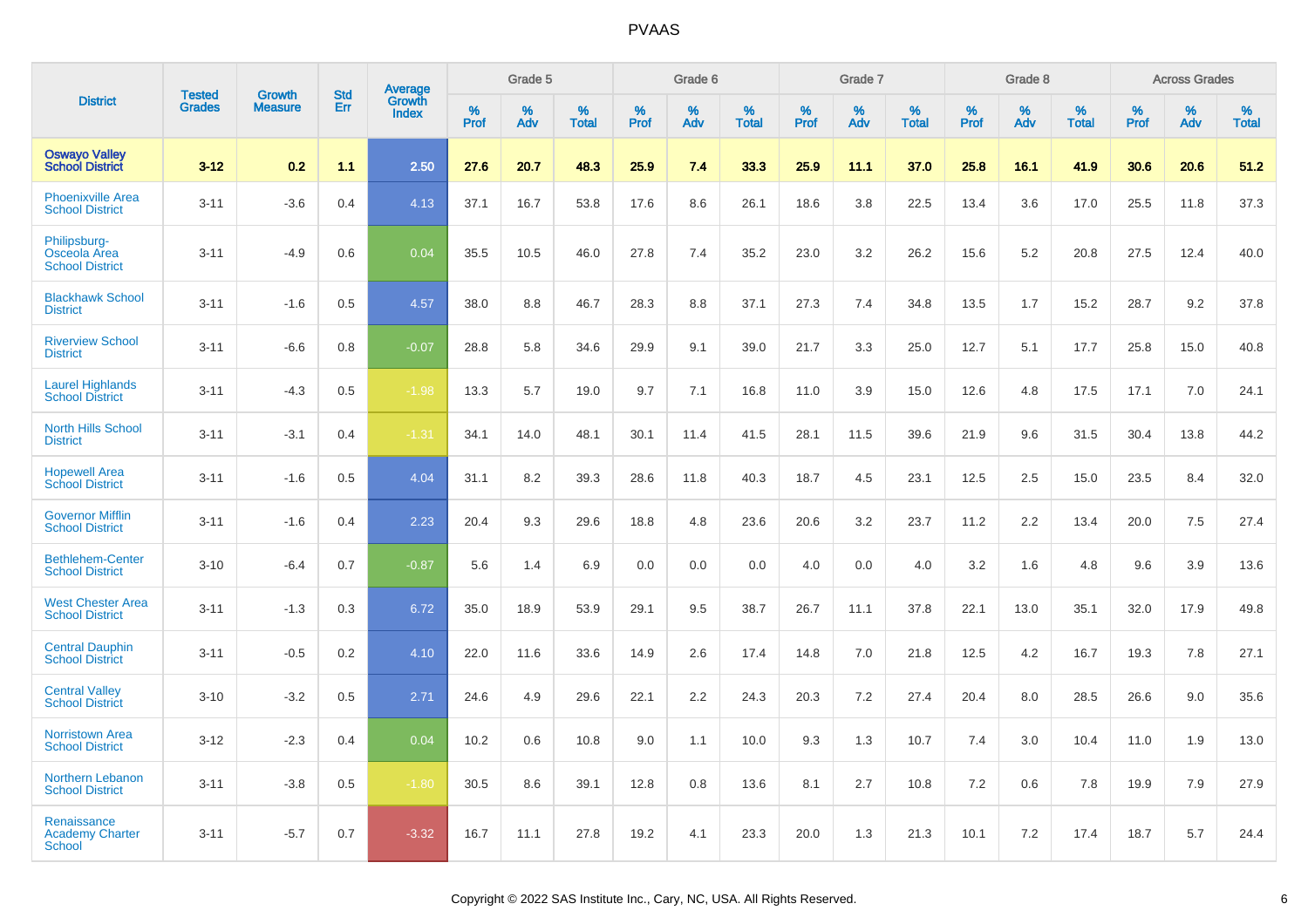# PVAAS

| District | Tested Grades | Growth Measure | Std Err | Average Growth Index | Grade 5 | | | Grade 6 | | | Grade 7 | | | Grade 8 | | | Across Grades | | |
|---|---|---|---|---|---|---|---|---|---|---|---|---|---|---|---|---|---|---|---|
| | | | | | % Prof | % Adv | % Total | % Prof | % Adv | % Total | % Prof | % Adv | % Total | % Prof | % Adv | % Total | % Prof | % Adv | % Total |
| **Oswayo Valley School District** | **3-12** | **0.2** | **1.1** | **2.50** | **27.6** | **20.7** | **48.3** | **25.9** | **7.4** | **33.3** | **25.9** | **11.1** | **37.0** | **25.8** | **16.1** | **41.9** | **30.6** | **20.6** | **51.2** |
| Phoenixville Area School District | 3-11 | -3.6 | 0.4 | 4.13 | 37.1 | 16.7 | 53.8 | 17.6 | 8.6 | 26.1 | 18.6 | 3.8 | 22.5 | 13.4 | 3.6 | 17.0 | 25.5 | 11.8 | 37.3 |
| Philipsburg-Osceola Area School District | 3-11 | -4.9 | 0.6 | 0.04 | 35.5 | 10.5 | 46.0 | 27.8 | 7.4 | 35.2 | 23.0 | 3.2 | 26.2 | 15.6 | 5.2 | 20.8 | 27.5 | 12.4 | 40.0 |
| Blackhawk School District | 3-11 | -1.6 | 0.5 | 4.57 | 38.0 | 8.8 | 46.7 | 28.3 | 8.8 | 37.1 | 27.3 | 7.4 | 34.8 | 13.5 | 1.7 | 15.2 | 28.7 | 9.2 | 37.8 |
| Riverview School District | 3-11 | -6.6 | 0.8 | -0.07 | 28.8 | 5.8 | 34.6 | 29.9 | 9.1 | 39.0 | 21.7 | 3.3 | 25.0 | 12.7 | 5.1 | 17.7 | 25.8 | 15.0 | 40.8 |
| Laurel Highlands School District | 3-11 | -4.3 | 0.5 | -1.98 | 13.3 | 5.7 | 19.0 | 9.7 | 7.1 | 16.8 | 11.0 | 3.9 | 15.0 | 12.6 | 4.8 | 17.5 | 17.1 | 7.0 | 24.1 |
| North Hills School District | 3-11 | -3.1 | 0.4 | -1.31 | 34.1 | 14.0 | 48.1 | 30.1 | 11.4 | 41.5 | 28.1 | 11.5 | 39.6 | 21.9 | 9.6 | 31.5 | 30.4 | 13.8 | 44.2 |
| Hopewell Area School District | 3-11 | -1.6 | 0.5 | 4.04 | 31.1 | 8.2 | 39.3 | 28.6 | 11.8 | 40.3 | 18.7 | 4.5 | 23.1 | 12.5 | 2.5 | 15.0 | 23.5 | 8.4 | 32.0 |
| Governor Mifflin School District | 3-11 | -1.6 | 0.4 | 2.23 | 20.4 | 9.3 | 29.6 | 18.8 | 4.8 | 23.6 | 20.6 | 3.2 | 23.7 | 11.2 | 2.2 | 13.4 | 20.0 | 7.5 | 27.4 |
| Bethlehem-Center School District | 3-10 | -6.4 | 0.7 | -0.87 | 5.6 | 1.4 | 6.9 | 0.0 | 0.0 | 0.0 | 4.0 | 0.0 | 4.0 | 3.2 | 1.6 | 4.8 | 9.6 | 3.9 | 13.6 |
| West Chester Area School District | 3-11 | -1.3 | 0.3 | 6.72 | 35.0 | 18.9 | 53.9 | 29.1 | 9.5 | 38.7 | 26.7 | 11.1 | 37.8 | 22.1 | 13.0 | 35.1 | 32.0 | 17.9 | 49.8 |
| Central Dauphin School District | 3-11 | -0.5 | 0.2 | 4.10 | 22.0 | 11.6 | 33.6 | 14.9 | 2.6 | 17.4 | 14.8 | 7.0 | 21.8 | 12.5 | 4.2 | 16.7 | 19.3 | 7.8 | 27.1 |
| Central Valley School District | 3-10 | -3.2 | 0.5 | 2.71 | 24.6 | 4.9 | 29.6 | 22.1 | 2.2 | 24.3 | 20.3 | 7.2 | 27.4 | 20.4 | 8.0 | 28.5 | 26.6 | 9.0 | 35.6 |
| Norristown Area School District | 3-12 | -2.3 | 0.4 | 0.04 | 10.2 | 0.6 | 10.8 | 9.0 | 1.1 | 10.0 | 9.3 | 1.3 | 10.7 | 7.4 | 3.0 | 10.4 | 11.0 | 1.9 | 13.0 |
| Northern Lebanon School District | 3-11 | -3.8 | 0.5 | -1.80 | 30.5 | 8.6 | 39.1 | 12.8 | 0.8 | 13.6 | 8.1 | 2.7 | 10.8 | 7.2 | 0.6 | 7.8 | 19.9 | 7.9 | 27.9 |
| Renaissance Academy Charter School | 3-11 | -5.7 | 0.7 | -3.32 | 16.7 | 11.1 | 27.8 | 19.2 | 4.1 | 23.3 | 20.0 | 1.3 | 21.3 | 10.1 | 7.2 | 17.4 | 18.7 | 5.7 | 24.4 |

Copyright © 2022 SAS Institute Inc., Cary, NC, USA. All Rights Reserved.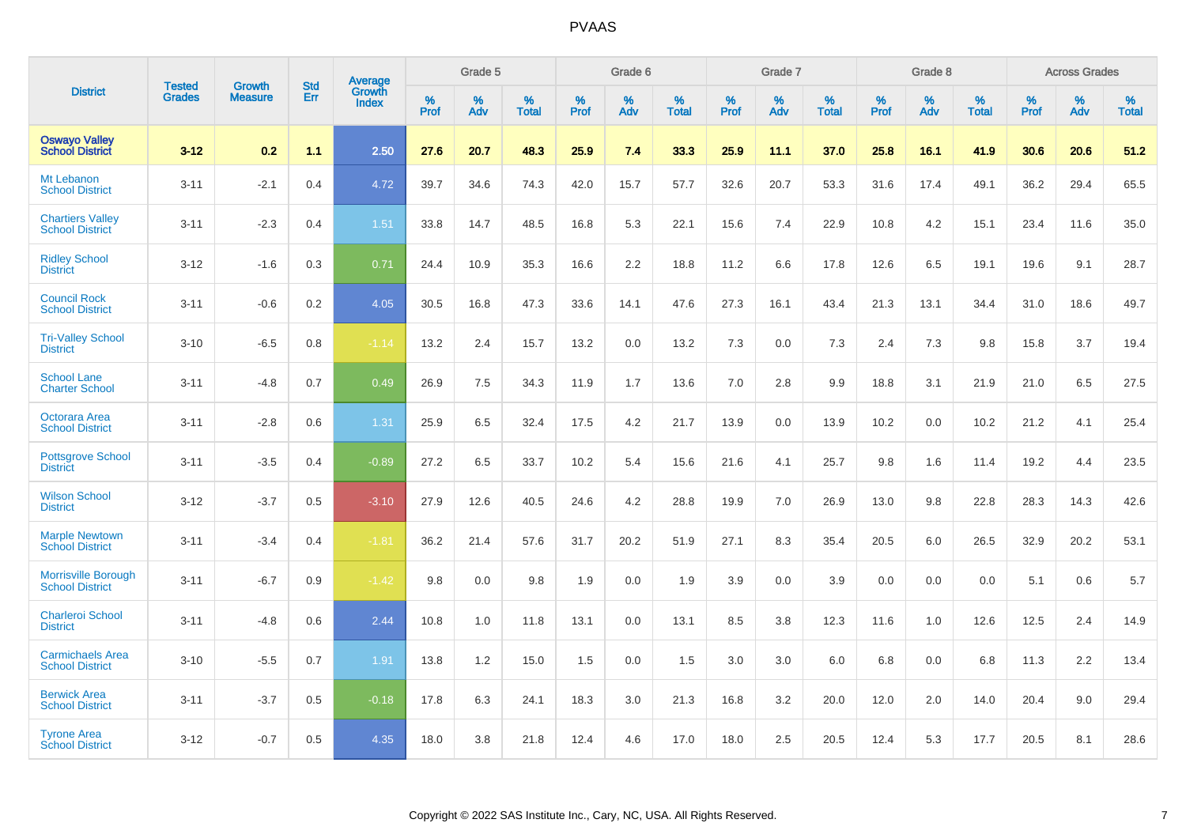# PVAAS

| District | Tested Grades | Growth Measure | Std Err | Average Growth Index | Grade 5 | | | Grade 6 | | | Grade 7 | | | Grade 8 | | | Across Grades | | |
|---|---|---|---|---|---|---|---|---|---|---|---|---|---|---|---|---|---|---|---|
| | | | | | % Prof | % Adv | % Total | % Prof | % Adv | % Total | % Prof | % Adv | % Total | % Prof | % Adv | % Total | % Prof | % Adv | % Total |
| **Oswayo Valley School District** | **3-12** | **0.2** | **1.1** | **2.50** | **27.6** | **20.7** | **48.3** | **25.9** | **7.4** | **33.3** | **25.9** | **11.1** | **37.0** | **25.8** | **16.1** | **41.9** | **30.6** | **20.6** | **51.2** |
| Mt Lebanon School District | 3-11 | -2.1 | 0.4 | 4.72 | 39.7 | 34.6 | 74.3 | 42.0 | 15.7 | 57.7 | 32.6 | 20.7 | 53.3 | 31.6 | 17.4 | 49.1 | 36.2 | 29.4 | 65.5 |
| Chartiers Valley School District | 3-11 | -2.3 | 0.4 | 1.51 | 33.8 | 14.7 | 48.5 | 16.8 | 5.3 | 22.1 | 15.6 | 7.4 | 22.9 | 10.8 | 4.2 | 15.1 | 23.4 | 11.6 | 35.0 |
| Ridley School District | 3-12 | -1.6 | 0.3 | 0.71 | 24.4 | 10.9 | 35.3 | 16.6 | 2.2 | 18.8 | 11.2 | 6.6 | 17.8 | 12.6 | 6.5 | 19.1 | 19.6 | 9.1 | 28.7 |
| Council Rock School District | 3-11 | -0.6 | 0.2 | 4.05 | 30.5 | 16.8 | 47.3 | 33.6 | 14.1 | 47.6 | 27.3 | 16.1 | 43.4 | 21.3 | 13.1 | 34.4 | 31.0 | 18.6 | 49.7 |
| Tri-Valley School District | 3-10 | -6.5 | 0.8 | -1.14 | 13.2 | 2.4 | 15.7 | 13.2 | 0.0 | 13.2 | 7.3 | 0.0 | 7.3 | 2.4 | 7.3 | 9.8 | 15.8 | 3.7 | 19.4 |
| School Lane Charter School | 3-11 | -4.8 | 0.7 | 0.49 | 26.9 | 7.5 | 34.3 | 11.9 | 1.7 | 13.6 | 7.0 | 2.8 | 9.9 | 18.8 | 3.1 | 21.9 | 21.0 | 6.5 | 27.5 |
| Octorara Area School District | 3-11 | -2.8 | 0.6 | 1.31 | 25.9 | 6.5 | 32.4 | 17.5 | 4.2 | 21.7 | 13.9 | 0.0 | 13.9 | 10.2 | 0.0 | 10.2 | 21.2 | 4.1 | 25.4 |
| Pottsgrove School District | 3-11 | -3.5 | 0.4 | -0.89 | 27.2 | 6.5 | 33.7 | 10.2 | 5.4 | 15.6 | 21.6 | 4.1 | 25.7 | 9.8 | 1.6 | 11.4 | 19.2 | 4.4 | 23.5 |
| Wilson School District | 3-12 | -3.7 | 0.5 | -3.10 | 27.9 | 12.6 | 40.5 | 24.6 | 4.2 | 28.8 | 19.9 | 7.0 | 26.9 | 13.0 | 9.8 | 22.8 | 28.3 | 14.3 | 42.6 |
| Marple Newtown School District | 3-11 | -3.4 | 0.4 | -1.81 | 36.2 | 21.4 | 57.6 | 31.7 | 20.2 | 51.9 | 27.1 | 8.3 | 35.4 | 20.5 | 6.0 | 26.5 | 32.9 | 20.2 | 53.1 |
| Morrisville Borough School District | 3-11 | -6.7 | 0.9 | -1.42 | 9.8 | 0.0 | 9.8 | 1.9 | 0.0 | 1.9 | 3.9 | 0.0 | 3.9 | 0.0 | 0.0 | 0.0 | 5.1 | 0.6 | 5.7 |
| Charleroi School District | 3-11 | -4.8 | 0.6 | 2.44 | 10.8 | 1.0 | 11.8 | 13.1 | 0.0 | 13.1 | 8.5 | 3.8 | 12.3 | 11.6 | 1.0 | 12.6 | 12.5 | 2.4 | 14.9 |
| Carmichaels Area School District | 3-10 | -5.5 | 0.7 | 1.91 | 13.8 | 1.2 | 15.0 | 1.5 | 0.0 | 1.5 | 3.0 | 3.0 | 6.0 | 6.8 | 0.0 | 6.8 | 11.3 | 2.2 | 13.4 |
| Berwick Area School District | 3-11 | -3.7 | 0.5 | -0.18 | 17.8 | 6.3 | 24.1 | 18.3 | 3.0 | 21.3 | 16.8 | 3.2 | 20.0 | 12.0 | 2.0 | 14.0 | 20.4 | 9.0 | 29.4 |
| Tyrone Area School District | 3-12 | -0.7 | 0.5 | 4.35 | 18.0 | 3.8 | 21.8 | 12.4 | 4.6 | 17.0 | 18.0 | 2.5 | 20.5 | 12.4 | 5.3 | 17.7 | 20.5 | 8.1 | 28.6 |

Copyright © 2022 SAS Institute Inc., Cary, NC, USA. All Rights Reserved.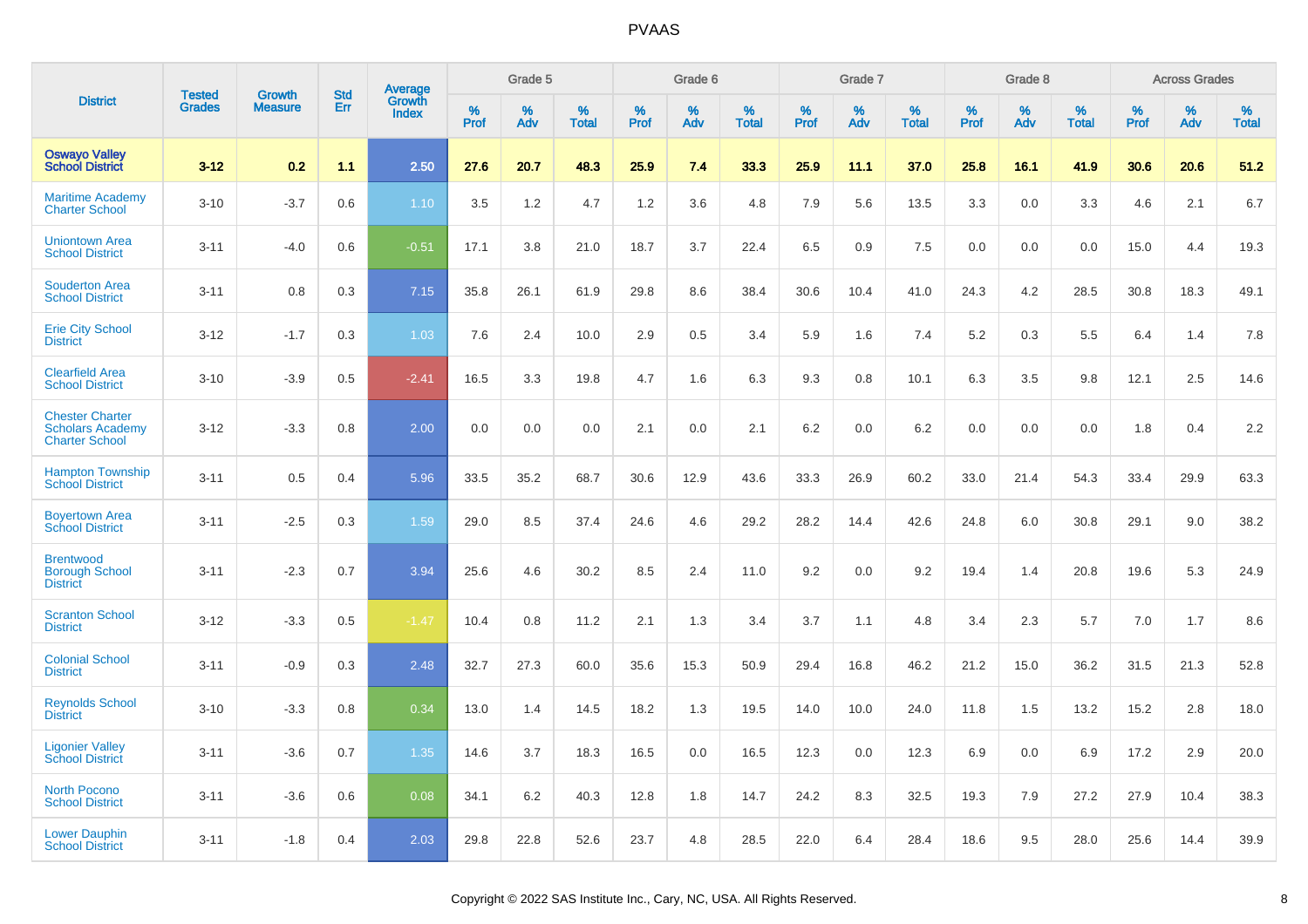# PVAAS

| District | Tested Grades | Growth Measure | Std Err | Average Growth Index | Grade 5 | | | Grade 6 | | | Grade 7 | | | Grade 8 | | | Across Grades | | |
|---|---|---|---|---|---|---|---|---|---|---|---|---|---|---|---|---|---|---|---|
| | | | | | % Prof | % Adv | % Total | % Prof | % Adv | % Total | % Prof | % Adv | % Total | % Prof | % Adv | % Total | % Prof | % Adv | % Total |
| **Oswayo Valley School District** | **3-12** | **0.2** | **1.1** | **2.50** | **27.6** | **20.7** | **48.3** | **25.9** | **7.4** | **33.3** | **25.9** | **11.1** | **37.0** | **25.8** | **16.1** | **41.9** | **30.6** | **20.6** | **51.2** |
| Maritime Academy Charter School | 3-10 | -3.7 | 0.6 | 1.10 | 3.5 | 1.2 | 4.7 | 1.2 | 3.6 | 4.8 | 7.9 | 5.6 | 13.5 | 3.3 | 0.0 | 3.3 | 4.6 | 2.1 | 6.7 |
| Uniontown Area School District | 3-11 | -4.0 | 0.6 | -0.51 | 17.1 | 3.8 | 21.0 | 18.7 | 3.7 | 22.4 | 6.5 | 0.9 | 7.5 | 0.0 | 0.0 | 0.0 | 15.0 | 4.4 | 19.3 |
| Souderton Area School District | 3-11 | 0.8 | 0.3 | 7.15 | 35.8 | 26.1 | 61.9 | 29.8 | 8.6 | 38.4 | 30.6 | 10.4 | 41.0 | 24.3 | 4.2 | 28.5 | 30.8 | 18.3 | 49.1 |
| Erie City School District | 3-12 | -1.7 | 0.3 | 1.03 | 7.6 | 2.4 | 10.0 | 2.9 | 0.5 | 3.4 | 5.9 | 1.6 | 7.4 | 5.2 | 0.3 | 5.5 | 6.4 | 1.4 | 7.8 |
| Clearfield Area School District | 3-10 | -3.9 | 0.5 | -2.41 | 16.5 | 3.3 | 19.8 | 4.7 | 1.6 | 6.3 | 9.3 | 0.8 | 10.1 | 6.3 | 3.5 | 9.8 | 12.1 | 2.5 | 14.6 |
| Chester Charter Scholars Academy Charter School | 3-12 | -3.3 | 0.8 | 2.00 | 0.0 | 0.0 | 0.0 | 2.1 | 0.0 | 2.1 | 6.2 | 0.0 | 6.2 | 0.0 | 0.0 | 0.0 | 1.8 | 0.4 | 2.2 |
| Hampton Township School District | 3-11 | 0.5 | 0.4 | 5.96 | 33.5 | 35.2 | 68.7 | 30.6 | 12.9 | 43.6 | 33.3 | 26.9 | 60.2 | 33.0 | 21.4 | 54.3 | 33.4 | 29.9 | 63.3 |
| Boyertown Area School District | 3-11 | -2.5 | 0.3 | 1.59 | 29.0 | 8.5 | 37.4 | 24.6 | 4.6 | 29.2 | 28.2 | 14.4 | 42.6 | 24.8 | 6.0 | 30.8 | 29.1 | 9.0 | 38.2 |
| Brentwood Borough School District | 3-11 | -2.3 | 0.7 | 3.94 | 25.6 | 4.6 | 30.2 | 8.5 | 2.4 | 11.0 | 9.2 | 0.0 | 9.2 | 19.4 | 1.4 | 20.8 | 19.6 | 5.3 | 24.9 |
| Scranton School District | 3-12 | -3.3 | 0.5 | -1.47 | 10.4 | 0.8 | 11.2 | 2.1 | 1.3 | 3.4 | 3.7 | 1.1 | 4.8 | 3.4 | 2.3 | 5.7 | 7.0 | 1.7 | 8.6 |
| Colonial School District | 3-11 | -0.9 | 0.3 | 2.48 | 32.7 | 27.3 | 60.0 | 35.6 | 15.3 | 50.9 | 29.4 | 16.8 | 46.2 | 21.2 | 15.0 | 36.2 | 31.5 | 21.3 | 52.8 |
| Reynolds School District | 3-10 | -3.3 | 0.8 | 0.34 | 13.0 | 1.4 | 14.5 | 18.2 | 1.3 | 19.5 | 14.0 | 10.0 | 24.0 | 11.8 | 1.5 | 13.2 | 15.2 | 2.8 | 18.0 |
| Ligonier Valley School District | 3-11 | -3.6 | 0.7 | 1.35 | 14.6 | 3.7 | 18.3 | 16.5 | 0.0 | 16.5 | 12.3 | 0.0 | 12.3 | 6.9 | 0.0 | 6.9 | 17.2 | 2.9 | 20.0 |
| North Pocono School District | 3-11 | -3.6 | 0.6 | 0.08 | 34.1 | 6.2 | 40.3 | 12.8 | 1.8 | 14.7 | 24.2 | 8.3 | 32.5 | 19.3 | 7.9 | 27.2 | 27.9 | 10.4 | 38.3 |
| Lower Dauphin School District | 3-11 | -1.8 | 0.4 | 2.03 | 29.8 | 22.8 | 52.6 | 23.7 | 4.8 | 28.5 | 22.0 | 6.4 | 28.4 | 18.6 | 9.5 | 28.0 | 25.6 | 14.4 | 39.9 |

Copyright © 2022 SAS Institute Inc., Cary, NC, USA. All Rights Reserved.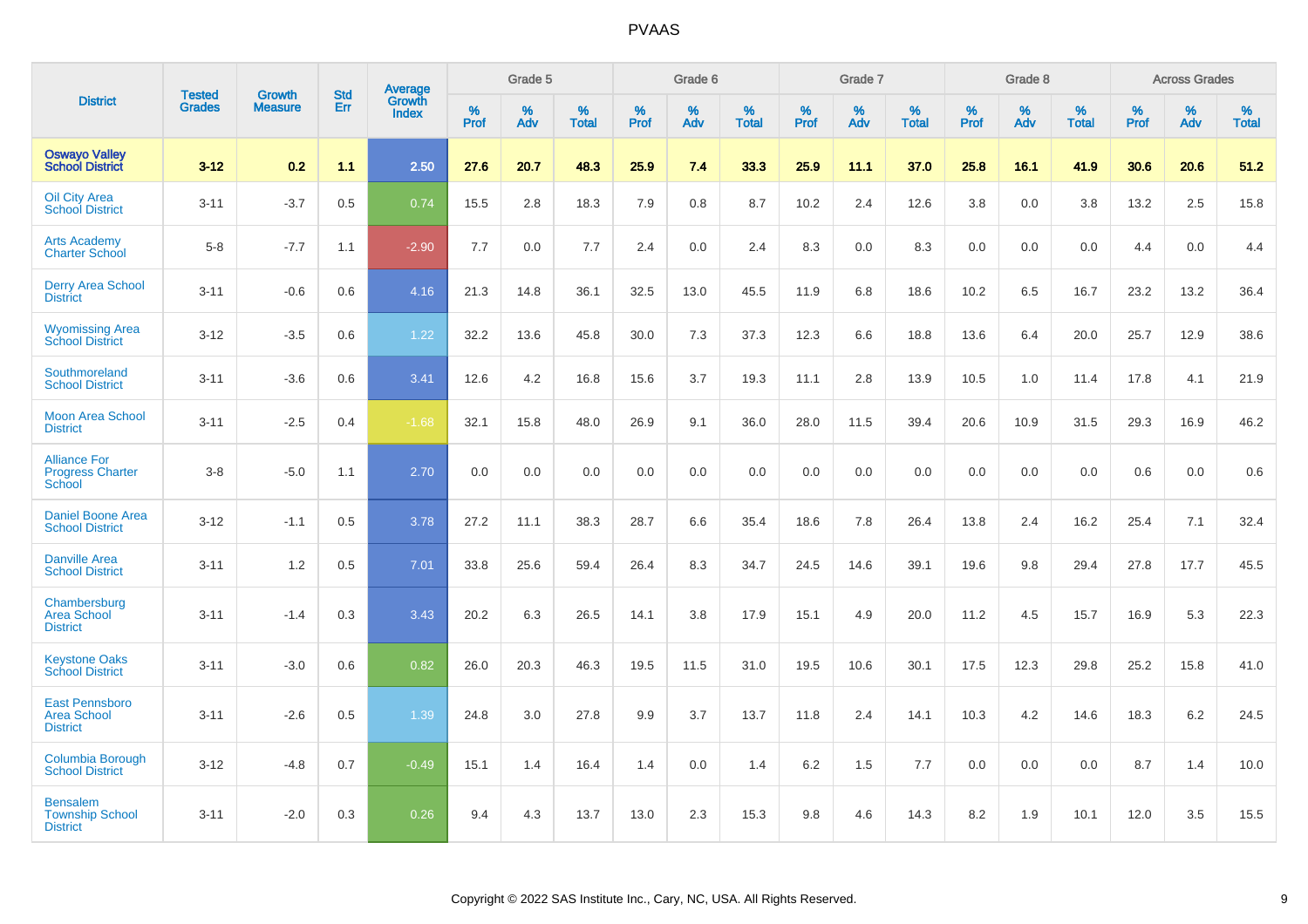| District | Tested Grades | Growth Measure | Std Err | Average Growth Index | Grade 5 | | | Grade 6 | | | Grade 7 | | | Grade 8 | | | Across Grades | | |
|---|---|---|---|---|---|---|---|---|---|---|---|---|---|---|---|---|---|---|---|
| | | | | | % Prof | % Adv | % Total | % Prof | % Adv | % Total | % Prof | % Adv | % Total | % Prof | % Adv | % Total | % Prof | % Adv | % Total |
| **Oswayo Valley School District** | **3-12** | **0.2** | **1.1** | **2.50** | **27.6** | **20.7** | **48.3** | **25.9** | **7.4** | **33.3** | **25.9** | **11.1** | **37.0** | **25.8** | **16.1** | **41.9** | **30.6** | **20.6** | **51.2** |
| Oil City Area School District | 3-11 | -3.7 | 0.5 | 0.74 | 15.5 | 2.8 | 18.3 | 7.9 | 0.8 | 8.7 | 10.2 | 2.4 | 12.6 | 3.8 | 0.0 | 3.8 | 13.2 | 2.5 | 15.8 |
| Arts Academy Charter School | 5-8 | -7.7 | 1.1 | -2.90 | 7.7 | 0.0 | 7.7 | 2.4 | 0.0 | 2.4 | 8.3 | 0.0 | 8.3 | 0.0 | 0.0 | 0.0 | 4.4 | 0.0 | 4.4 |
| Derry Area School District | 3-11 | -0.6 | 0.6 | 4.16 | 21.3 | 14.8 | 36.1 | 32.5 | 13.0 | 45.5 | 11.9 | 6.8 | 18.6 | 10.2 | 6.5 | 16.7 | 23.2 | 13.2 | 36.4 |
| Wyomissing Area School District | 3-12 | -3.5 | 0.6 | 1.22 | 32.2 | 13.6 | 45.8 | 30.0 | 7.3 | 37.3 | 12.3 | 6.6 | 18.8 | 13.6 | 6.4 | 20.0 | 25.7 | 12.9 | 38.6 |
| Southmoreland School District | 3-11 | -3.6 | 0.6 | 3.41 | 12.6 | 4.2 | 16.8 | 15.6 | 3.7 | 19.3 | 11.1 | 2.8 | 13.9 | 10.5 | 1.0 | 11.4 | 17.8 | 4.1 | 21.9 |
| Moon Area School District | 3-11 | -2.5 | 0.4 | -1.68 | 32.1 | 15.8 | 48.0 | 26.9 | 9.1 | 36.0 | 28.0 | 11.5 | 39.4 | 20.6 | 10.9 | 31.5 | 29.3 | 16.9 | 46.2 |
| Alliance For Progress Charter School | 3-8 | -5.0 | 1.1 | 2.70 | 0.0 | 0.0 | 0.0 | 0.0 | 0.0 | 0.0 | 0.0 | 0.0 | 0.0 | 0.0 | 0.0 | 0.0 | 0.6 | 0.0 | 0.6 |
| Daniel Boone Area School District | 3-12 | -1.1 | 0.5 | 3.78 | 27.2 | 11.1 | 38.3 | 28.7 | 6.6 | 35.4 | 18.6 | 7.8 | 26.4 | 13.8 | 2.4 | 16.2 | 25.4 | 7.1 | 32.4 |
| Danville Area School District | 3-11 | 1.2 | 0.5 | 7.01 | 33.8 | 25.6 | 59.4 | 26.4 | 8.3 | 34.7 | 24.5 | 14.6 | 39.1 | 19.6 | 9.8 | 29.4 | 27.8 | 17.7 | 45.5 |
| Chambersburg Area School District | 3-11 | -1.4 | 0.3 | 3.43 | 20.2 | 6.3 | 26.5 | 14.1 | 3.8 | 17.9 | 15.1 | 4.9 | 20.0 | 11.2 | 4.5 | 15.7 | 16.9 | 5.3 | 22.3 |
| Keystone Oaks School District | 3-11 | -3.0 | 0.6 | 0.82 | 26.0 | 20.3 | 46.3 | 19.5 | 11.5 | 31.0 | 19.5 | 10.6 | 30.1 | 17.5 | 12.3 | 29.8 | 25.2 | 15.8 | 41.0 |
| East Pennsboro Area School District | 3-11 | -2.6 | 0.5 | 1.39 | 24.8 | 3.0 | 27.8 | 9.9 | 3.7 | 13.7 | 11.8 | 2.4 | 14.1 | 10.3 | 4.2 | 14.6 | 18.3 | 6.2 | 24.5 |
| Columbia Borough School District | 3-12 | -4.8 | 0.7 | -0.49 | 15.1 | 1.4 | 16.4 | 1.4 | 0.0 | 1.4 | 6.2 | 1.5 | 7.7 | 0.0 | 0.0 | 0.0 | 8.7 | 1.4 | 10.0 |
| Bensalem Township School District | 3-11 | -2.0 | 0.3 | 0.26 | 9.4 | 4.3 | 13.7 | 13.0 | 2.3 | 15.3 | 9.8 | 4.6 | 14.3 | 8.2 | 1.9 | 10.1 | 12.0 | 3.5 | 15.5 |

Copyright © 2022 SAS Institute Inc., Cary, NC, USA. All Rights Reserved.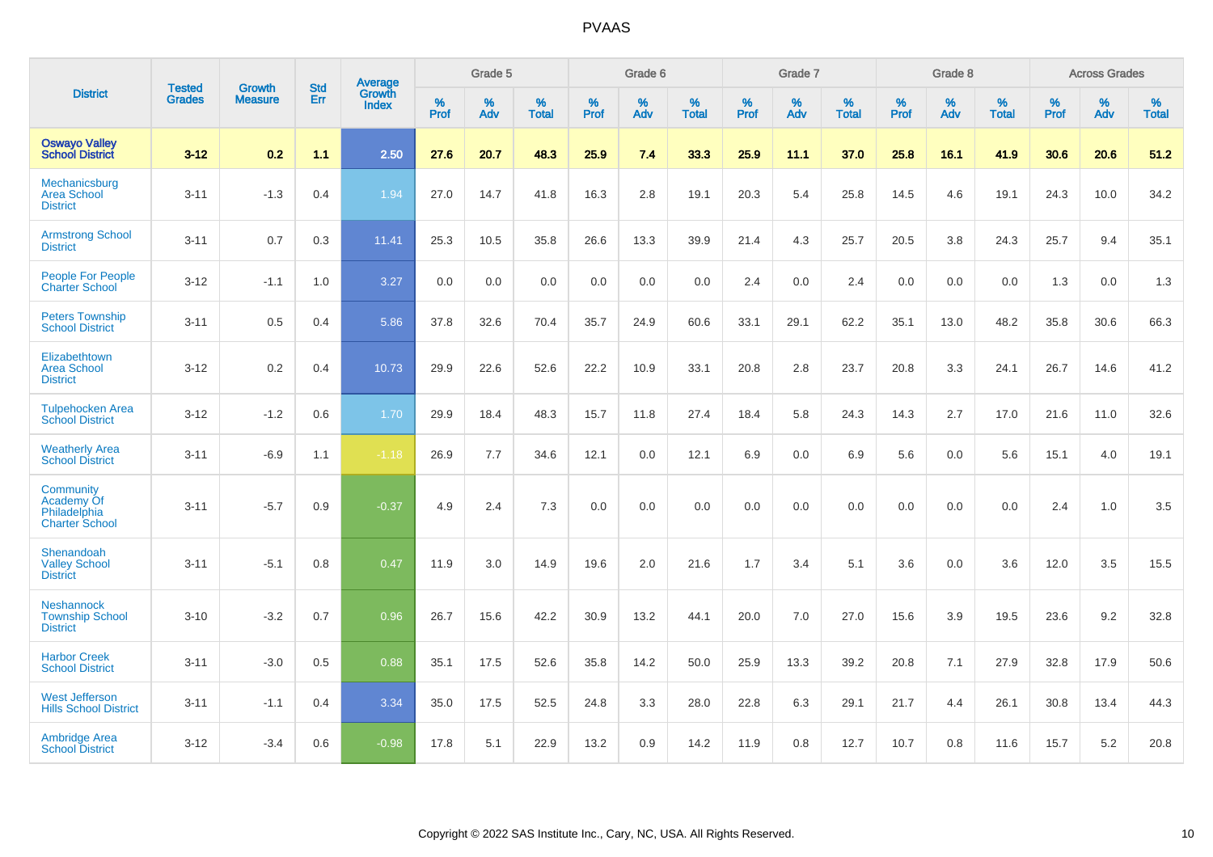# PVAAS

| District | Tested Grades | Growth Measure | Std Err | Average Growth Index | Grade 5 | | | Grade 6 | | | Grade 7 | | | Grade 8 | | | Across Grades | | |
|---|---|---|---|---|---|---|---|---|---|---|---|---|---|---|---|---|---|---|---|
| | | | | | % Prof | % Adv | % Total | % Prof | % Adv | % Total | % Prof | % Adv | % Total | % Prof | % Adv | % Total | % Prof | % Adv | % Total |
| **Oswayo Valley School District** | **3-12** | **0.2** | **1.1** | **2.50** | **27.6** | **20.7** | **48.3** | **25.9** | **7.4** | **33.3** | **25.9** | **11.1** | **37.0** | **25.8** | **16.1** | **41.9** | **30.6** | **20.6** | **51.2** |
| Mechanicsburg Area School District | 3-11 | -1.3 | 0.4 | 1.94 | 27.0 | 14.7 | 41.8 | 16.3 | 2.8 | 19.1 | 20.3 | 5.4 | 25.8 | 14.5 | 4.6 | 19.1 | 24.3 | 10.0 | 34.2 |
| Armstrong School District | 3-11 | 0.7 | 0.3 | 11.41 | 25.3 | 10.5 | 35.8 | 26.6 | 13.3 | 39.9 | 21.4 | 4.3 | 25.7 | 20.5 | 3.8 | 24.3 | 25.7 | 9.4 | 35.1 |
| People For People Charter School | 3-12 | -1.1 | 1.0 | 3.27 | 0.0 | 0.0 | 0.0 | 0.0 | 0.0 | 0.0 | 2.4 | 0.0 | 2.4 | 0.0 | 0.0 | 0.0 | 1.3 | 0.0 | 1.3 |
| Peters Township School District | 3-11 | 0.5 | 0.4 | 5.86 | 37.8 | 32.6 | 70.4 | 35.7 | 24.9 | 60.6 | 33.1 | 29.1 | 62.2 | 35.1 | 13.0 | 48.2 | 35.8 | 30.6 | 66.3 |
| Elizabethtown Area School District | 3-12 | 0.2 | 0.4 | 10.73 | 29.9 | 22.6 | 52.6 | 22.2 | 10.9 | 33.1 | 20.8 | 2.8 | 23.7 | 20.8 | 3.3 | 24.1 | 26.7 | 14.6 | 41.2 |
| Tulpehocken Area School District | 3-12 | -1.2 | 0.6 | 1.70 | 29.9 | 18.4 | 48.3 | 15.7 | 11.8 | 27.4 | 18.4 | 5.8 | 24.3 | 14.3 | 2.7 | 17.0 | 21.6 | 11.0 | 32.6 |
| Weatherly Area School District | 3-11 | -6.9 | 1.1 | -1.18 | 26.9 | 7.7 | 34.6 | 12.1 | 0.0 | 12.1 | 6.9 | 0.0 | 6.9 | 5.6 | 0.0 | 5.6 | 15.1 | 4.0 | 19.1 |
| Community Academy Of Philadelphia Charter School | 3-11 | -5.7 | 0.9 | -0.37 | 4.9 | 2.4 | 7.3 | 0.0 | 0.0 | 0.0 | 0.0 | 0.0 | 0.0 | 0.0 | 0.0 | 0.0 | 2.4 | 1.0 | 3.5 |
| Shenandoah Valley School District | 3-11 | -5.1 | 0.8 | 0.47 | 11.9 | 3.0 | 14.9 | 19.6 | 2.0 | 21.6 | 1.7 | 3.4 | 5.1 | 3.6 | 0.0 | 3.6 | 12.0 | 3.5 | 15.5 |
| Neshannock Township School District | 3-10 | -3.2 | 0.7 | 0.96 | 26.7 | 15.6 | 42.2 | 30.9 | 13.2 | 44.1 | 20.0 | 7.0 | 27.0 | 15.6 | 3.9 | 19.5 | 23.6 | 9.2 | 32.8 |
| Harbor Creek School District | 3-11 | -3.0 | 0.5 | 0.88 | 35.1 | 17.5 | 52.6 | 35.8 | 14.2 | 50.0 | 25.9 | 13.3 | 39.2 | 20.8 | 7.1 | 27.9 | 32.8 | 17.9 | 50.6 |
| West Jefferson Hills School District | 3-11 | -1.1 | 0.4 | 3.34 | 35.0 | 17.5 | 52.5 | 24.8 | 3.3 | 28.0 | 22.8 | 6.3 | 29.1 | 21.7 | 4.4 | 26.1 | 30.8 | 13.4 | 44.3 |
| Ambridge Area School District | 3-12 | -3.4 | 0.6 | -0.98 | 17.8 | 5.1 | 22.9 | 13.2 | 0.9 | 14.2 | 11.9 | 0.8 | 12.7 | 10.7 | 0.8 | 11.6 | 15.7 | 5.2 | 20.8 |

Copyright © 2022 SAS Institute Inc., Cary, NC, USA. All Rights Reserved.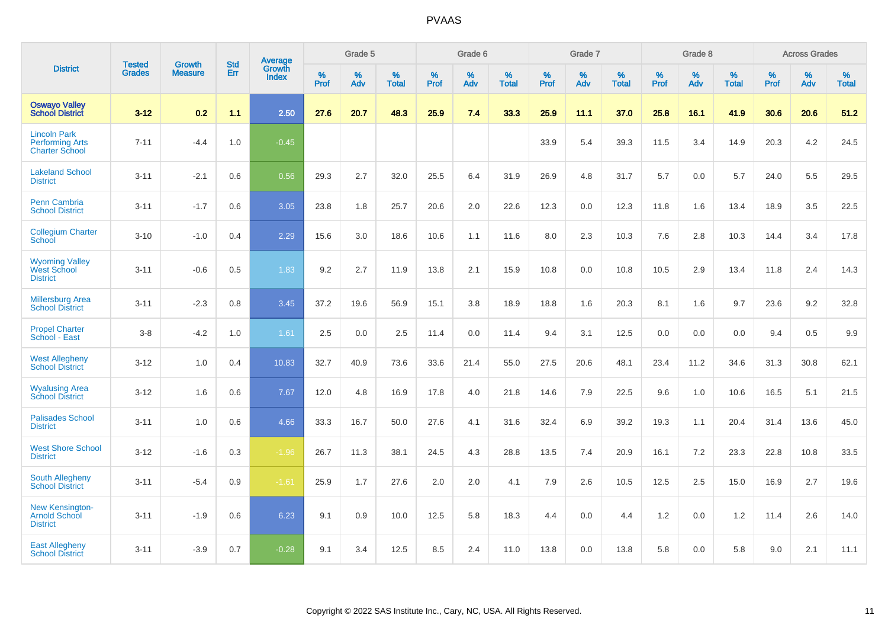| District | Tested Grades | Growth Measure | Std Err | Average Growth Index | Grade 5 | | | Grade 6 | | | Grade 7 | | | Grade 8 | | | Across Grades | | |
|---|---|---|---|---|---|---|---|---|---|---|---|---|---|---|---|---|---|---|---|
| | | | | | % Prof | % Adv | % Total | % Prof | % Adv | % Total | % Prof | % Adv | % Total | % Prof | % Adv | % Total | % Prof | % Adv | % Total |
| **Oswayo Valley School District** | **3-12** | **0.2** | **1.1** | **2.50** | **27.6** | **20.7** | **48.3** | **25.9** | **7.4** | **33.3** | **25.9** | **11.1** | **37.0** | **25.8** | **16.1** | **41.9** | **30.6** | **20.6** | **51.2** |
| Lincoln Park Performing Arts Charter School | 7-11 | -4.4 | 1.0 | -0.45 | | | | | | | 33.9 | 5.4 | 39.3 | 11.5 | 3.4 | 14.9 | 20.3 | 4.2 | 24.5 |
| Lakeland School District | 3-11 | -2.1 | 0.6 | 0.56 | 29.3 | 2.7 | 32.0 | 25.5 | 6.4 | 31.9 | 26.9 | 4.8 | 31.7 | 5.7 | 0.0 | 5.7 | 24.0 | 5.5 | 29.5 |
| Penn Cambria School District | 3-11 | -1.7 | 0.6 | 3.05 | 23.8 | 1.8 | 25.7 | 20.6 | 2.0 | 22.6 | 12.3 | 0.0 | 12.3 | 11.8 | 1.6 | 13.4 | 18.9 | 3.5 | 22.5 |
| Collegium Charter School | 3-10 | -1.0 | 0.4 | 2.29 | 15.6 | 3.0 | 18.6 | 10.6 | 1.1 | 11.6 | 8.0 | 2.3 | 10.3 | 7.6 | 2.8 | 10.3 | 14.4 | 3.4 | 17.8 |
| Wyoming Valley West School District | 3-11 | -0.6 | 0.5 | 1.83 | 9.2 | 2.7 | 11.9 | 13.8 | 2.1 | 15.9 | 10.8 | 0.0 | 10.8 | 10.5 | 2.9 | 13.4 | 11.8 | 2.4 | 14.3 |
| Millersburg Area School District | 3-11 | -2.3 | 0.8 | 3.45 | 37.2 | 19.6 | 56.9 | 15.1 | 3.8 | 18.9 | 18.8 | 1.6 | 20.3 | 8.1 | 1.6 | 9.7 | 23.6 | 9.2 | 32.8 |
| Propel Charter School - East | 3-8 | -4.2 | 1.0 | 1.61 | 2.5 | 0.0 | 2.5 | 11.4 | 0.0 | 11.4 | 9.4 | 3.1 | 12.5 | 0.0 | 0.0 | 0.0 | 9.4 | 0.5 | 9.9 |
| West Allegheny School District | 3-12 | 1.0 | 0.4 | 10.83 | 32.7 | 40.9 | 73.6 | 33.6 | 21.4 | 55.0 | 27.5 | 20.6 | 48.1 | 23.4 | 11.2 | 34.6 | 31.3 | 30.8 | 62.1 |
| Wyalusing Area School District | 3-12 | 1.6 | 0.6 | 7.67 | 12.0 | 4.8 | 16.9 | 17.8 | 4.0 | 21.8 | 14.6 | 7.9 | 22.5 | 9.6 | 1.0 | 10.6 | 16.5 | 5.1 | 21.5 |
| Palisades School District | 3-11 | 1.0 | 0.6 | 4.66 | 33.3 | 16.7 | 50.0 | 27.6 | 4.1 | 31.6 | 32.4 | 6.9 | 39.2 | 19.3 | 1.1 | 20.4 | 31.4 | 13.6 | 45.0 |
| West Shore School District | 3-12 | -1.6 | 0.3 | -1.96 | 26.7 | 11.3 | 38.1 | 24.5 | 4.3 | 28.8 | 13.5 | 7.4 | 20.9 | 16.1 | 7.2 | 23.3 | 22.8 | 10.8 | 33.5 |
| South Allegheny School District | 3-11 | -5.4 | 0.9 | -1.61 | 25.9 | 1.7 | 27.6 | 2.0 | 2.0 | 4.1 | 7.9 | 2.6 | 10.5 | 12.5 | 2.5 | 15.0 | 16.9 | 2.7 | 19.6 |
| New Kensington-Arnold School District | 3-11 | -1.9 | 0.6 | 6.23 | 9.1 | 0.9 | 10.0 | 12.5 | 5.8 | 18.3 | 4.4 | 0.0 | 4.4 | 1.2 | 0.0 | 1.2 | 11.4 | 2.6 | 14.0 |
| East Allegheny School District | 3-11 | -3.9 | 0.7 | -0.28 | 9.1 | 3.4 | 12.5 | 8.5 | 2.4 | 11.0 | 13.8 | 0.0 | 13.8 | 5.8 | 0.0 | 5.8 | 9.0 | 2.1 | 11.1 |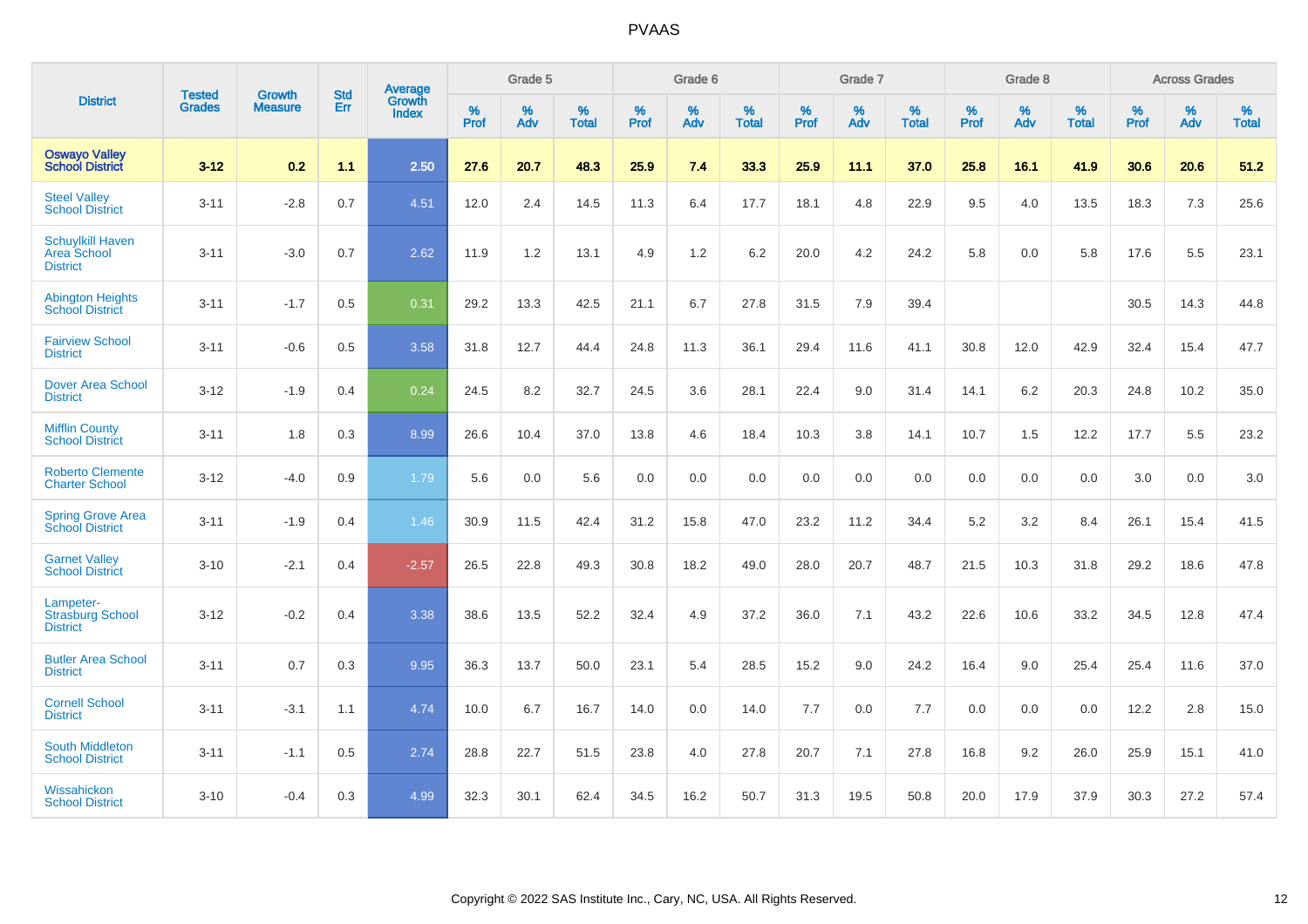# PVAAS

| District | Tested Grades | Growth Measure | Std Err | Average Growth Index | Grade 5 | | | Grade 6 | | | Grade 7 | | | Grade 8 | | | Across Grades | | |
|---|---|---|---|---|---|---|---|---|---|---|---|---|---|---|---|---|---|---|---|
| | | | | | % Prof | % Adv | % Total | % Prof | % Adv | % Total | % Prof | % Adv | % Total | % Prof | % Adv | % Total | % Prof | % Adv | % Total |
| **Oswayo Valley School District** | **3-12** | **0.2** | **1.1** | **2.50** | **27.6** | **20.7** | **48.3** | **25.9** | **7.4** | **33.3** | **25.9** | **11.1** | **37.0** | **25.8** | **16.1** | **41.9** | **30.6** | **20.6** | **51.2** |
| Steel Valley School District | 3-11 | -2.8 | 0.7 | 4.51 | 12.0 | 2.4 | 14.5 | 11.3 | 6.4 | 17.7 | 18.1 | 4.8 | 22.9 | 9.5 | 4.0 | 13.5 | 18.3 | 7.3 | 25.6 |
| Schuylkill Haven Area School District | 3-11 | -3.0 | 0.7 | 2.62 | 11.9 | 1.2 | 13.1 | 4.9 | 1.2 | 6.2 | 20.0 | 4.2 | 24.2 | 5.8 | 0.0 | 5.8 | 17.6 | 5.5 | 23.1 |
| Abington Heights School District | 3-11 | -1.7 | 0.5 | 0.31 | 29.2 | 13.3 | 42.5 | 21.1 | 6.7 | 27.8 | 31.5 | 7.9 | 39.4 | | | | 30.5 | 14.3 | 44.8 |
| Fairview School District | 3-11 | -0.6 | 0.5 | 3.58 | 31.8 | 12.7 | 44.4 | 24.8 | 11.3 | 36.1 | 29.4 | 11.6 | 41.1 | 30.8 | 12.0 | 42.9 | 32.4 | 15.4 | 47.7 |
| Dover Area School District | 3-12 | -1.9 | 0.4 | 0.24 | 24.5 | 8.2 | 32.7 | 24.5 | 3.6 | 28.1 | 22.4 | 9.0 | 31.4 | 14.1 | 6.2 | 20.3 | 24.8 | 10.2 | 35.0 |
| Mifflin County School District | 3-11 | 1.8 | 0.3 | 8.99 | 26.6 | 10.4 | 37.0 | 13.8 | 4.6 | 18.4 | 10.3 | 3.8 | 14.1 | 10.7 | 1.5 | 12.2 | 17.7 | 5.5 | 23.2 |
| Roberto Clemente Charter School | 3-12 | -4.0 | 0.9 | 1.79 | 5.6 | 0.0 | 5.6 | 0.0 | 0.0 | 0.0 | 0.0 | 0.0 | 0.0 | 0.0 | 0.0 | 0.0 | 3.0 | 0.0 | 3.0 |
| Spring Grove Area School District | 3-11 | -1.9 | 0.4 | 1.46 | 30.9 | 11.5 | 42.4 | 31.2 | 15.8 | 47.0 | 23.2 | 11.2 | 34.4 | 5.2 | 3.2 | 8.4 | 26.1 | 15.4 | 41.5 |
| Garnet Valley School District | 3-10 | -2.1 | 0.4 | -2.57 | 26.5 | 22.8 | 49.3 | 30.8 | 18.2 | 49.0 | 28.0 | 20.7 | 48.7 | 21.5 | 10.3 | 31.8 | 29.2 | 18.6 | 47.8 |
| Lampeter-Strasburg School District | 3-12 | -0.2 | 0.4 | 3.38 | 38.6 | 13.5 | 52.2 | 32.4 | 4.9 | 37.2 | 36.0 | 7.1 | 43.2 | 22.6 | 10.6 | 33.2 | 34.5 | 12.8 | 47.4 |
| Butler Area School District | 3-11 | 0.7 | 0.3 | 9.95 | 36.3 | 13.7 | 50.0 | 23.1 | 5.4 | 28.5 | 15.2 | 9.0 | 24.2 | 16.4 | 9.0 | 25.4 | 25.4 | 11.6 | 37.0 |
| Cornell School District | 3-11 | -3.1 | 1.1 | 4.74 | 10.0 | 6.7 | 16.7 | 14.0 | 0.0 | 14.0 | 7.7 | 0.0 | 7.7 | 0.0 | 0.0 | 0.0 | 12.2 | 2.8 | 15.0 |
| South Middleton School District | 3-11 | -1.1 | 0.5 | 2.74 | 28.8 | 22.7 | 51.5 | 23.8 | 4.0 | 27.8 | 20.7 | 7.1 | 27.8 | 16.8 | 9.2 | 26.0 | 25.9 | 15.1 | 41.0 |
| Wissahickon School District | 3-10 | -0.4 | 0.3 | 4.99 | 32.3 | 30.1 | 62.4 | 34.5 | 16.2 | 50.7 | 31.3 | 19.5 | 50.8 | 20.0 | 17.9 | 37.9 | 30.3 | 27.2 | 57.4 |

Copyright © 2022 SAS Institute Inc., Cary, NC, USA. All Rights Reserved.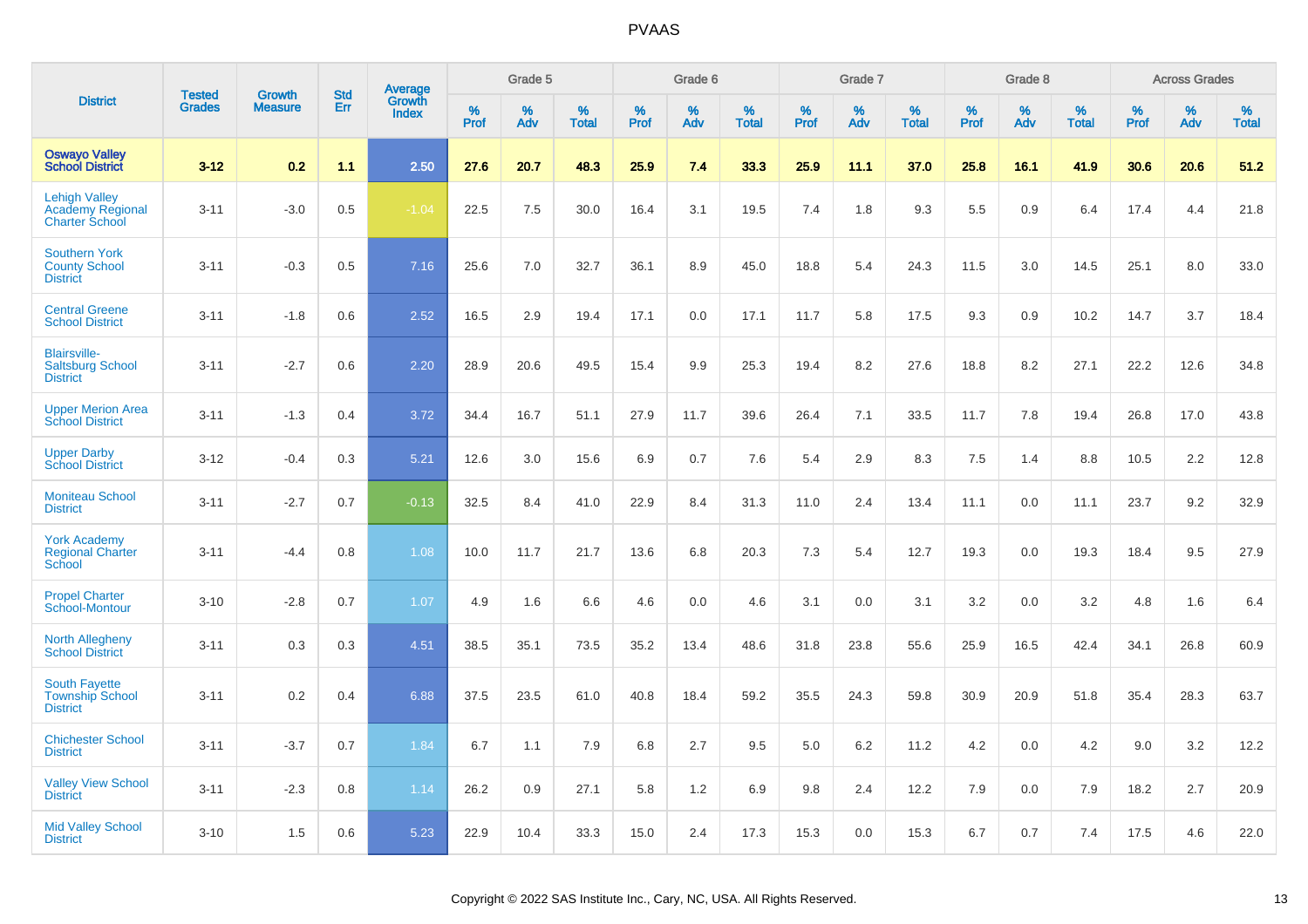# PVAAS

| District | Tested Grades | Growth Measure | Std Err | Average Growth Index | Grade 5 | | | Grade 6 | | | Grade 7 | | | Grade 8 | | | Across Grades | | |
|---|---|---|---|---|---|---|---|---|---|---|---|---|---|---|---|---|---|---|---|
| | | | | | % Prof | % Adv | % Total | % Prof | % Adv | % Total | % Prof | % Adv | % Total | % Prof | % Adv | % Total | % Prof | % Adv | % Total |
| **Oswayo Valley School District** | **3-12** | **0.2** | **1.1** | **2.50** | **27.6** | **20.7** | **48.3** | **25.9** | **7.4** | **33.3** | **25.9** | **11.1** | **37.0** | **25.8** | **16.1** | **41.9** | **30.6** | **20.6** | **51.2** |
| Lehigh Valley Academy Regional Charter School | 3-11 | -3.0 | 0.5 | -1.04 | 22.5 | 7.5 | 30.0 | 16.4 | 3.1 | 19.5 | 7.4 | 1.8 | 9.3 | 5.5 | 0.9 | 6.4 | 17.4 | 4.4 | 21.8 |
| Southern York County School District | 3-11 | -0.3 | 0.5 | 7.16 | 25.6 | 7.0 | 32.7 | 36.1 | 8.9 | 45.0 | 18.8 | 5.4 | 24.3 | 11.5 | 3.0 | 14.5 | 25.1 | 8.0 | 33.0 |
| Central Greene School District | 3-11 | -1.8 | 0.6 | 2.52 | 16.5 | 2.9 | 19.4 | 17.1 | 0.0 | 17.1 | 11.7 | 5.8 | 17.5 | 9.3 | 0.9 | 10.2 | 14.7 | 3.7 | 18.4 |
| Blairsville-Saltsburg School District | 3-11 | -2.7 | 0.6 | 2.20 | 28.9 | 20.6 | 49.5 | 15.4 | 9.9 | 25.3 | 19.4 | 8.2 | 27.6 | 18.8 | 8.2 | 27.1 | 22.2 | 12.6 | 34.8 |
| Upper Merion Area School District | 3-11 | -1.3 | 0.4 | 3.72 | 34.4 | 16.7 | 51.1 | 27.9 | 11.7 | 39.6 | 26.4 | 7.1 | 33.5 | 11.7 | 7.8 | 19.4 | 26.8 | 17.0 | 43.8 |
| Upper Darby School District | 3-12 | -0.4 | 0.3 | 5.21 | 12.6 | 3.0 | 15.6 | 6.9 | 0.7 | 7.6 | 5.4 | 2.9 | 8.3 | 7.5 | 1.4 | 8.8 | 10.5 | 2.2 | 12.8 |
| Moniteau School District | 3-11 | -2.7 | 0.7 | -0.13 | 32.5 | 8.4 | 41.0 | 22.9 | 8.4 | 31.3 | 11.0 | 2.4 | 13.4 | 11.1 | 0.0 | 11.1 | 23.7 | 9.2 | 32.9 |
| York Academy Regional Charter School | 3-11 | -4.4 | 0.8 | 1.08 | 10.0 | 11.7 | 21.7 | 13.6 | 6.8 | 20.3 | 7.3 | 5.4 | 12.7 | 19.3 | 0.0 | 19.3 | 18.4 | 9.5 | 27.9 |
| Propel Charter School-Montour | 3-10 | -2.8 | 0.7 | 1.07 | 4.9 | 1.6 | 6.6 | 4.6 | 0.0 | 4.6 | 3.1 | 0.0 | 3.1 | 3.2 | 0.0 | 3.2 | 4.8 | 1.6 | 6.4 |
| North Allegheny School District | 3-11 | 0.3 | 0.3 | 4.51 | 38.5 | 35.1 | 73.5 | 35.2 | 13.4 | 48.6 | 31.8 | 23.8 | 55.6 | 25.9 | 16.5 | 42.4 | 34.1 | 26.8 | 60.9 |
| South Fayette Township School District | 3-11 | 0.2 | 0.4 | 6.88 | 37.5 | 23.5 | 61.0 | 40.8 | 18.4 | 59.2 | 35.5 | 24.3 | 59.8 | 30.9 | 20.9 | 51.8 | 35.4 | 28.3 | 63.7 |
| Chichester School District | 3-11 | -3.7 | 0.7 | 1.84 | 6.7 | 1.1 | 7.9 | 6.8 | 2.7 | 9.5 | 5.0 | 6.2 | 11.2 | 4.2 | 0.0 | 4.2 | 9.0 | 3.2 | 12.2 |
| Valley View School District | 3-11 | -2.3 | 0.8 | 1.14 | 26.2 | 0.9 | 27.1 | 5.8 | 1.2 | 6.9 | 9.8 | 2.4 | 12.2 | 7.9 | 0.0 | 7.9 | 18.2 | 2.7 | 20.9 |
| Mid Valley School District | 3-10 | 1.5 | 0.6 | 5.23 | 22.9 | 10.4 | 33.3 | 15.0 | 2.4 | 17.3 | 15.3 | 0.0 | 15.3 | 6.7 | 0.7 | 7.4 | 17.5 | 4.6 | 22.0 |

Copyright © 2022 SAS Institute Inc., Cary, NC, USA. All Rights Reserved.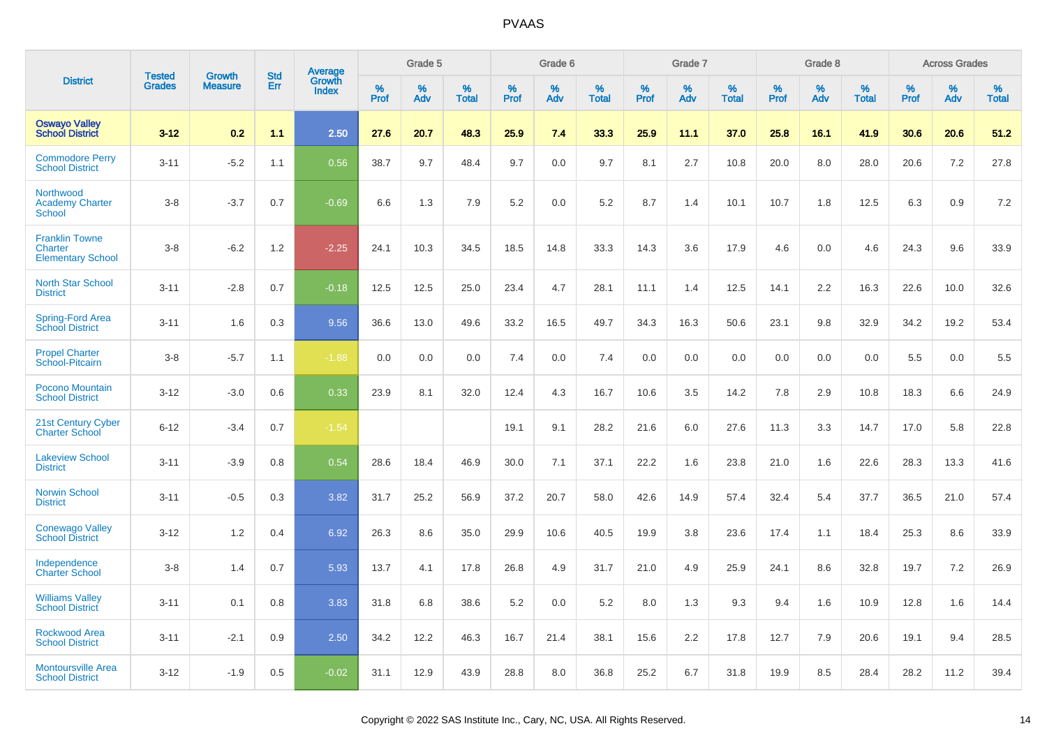# PVAAS

| District | Tested Grades | Growth Measure | Std Err | Average Growth Index | Grade 5 | | | Grade 6 | | | Grade 7 | | | Grade 8 | | | Across Grades | | |
|---|---|---|---|---|---|---|---|---|---|---|---|---|---|---|---|---|---|---|---|
| | | | | | % Prof | % Adv | % Total | % Prof | % Adv | % Total | % Prof | % Adv | % Total | % Prof | % Adv | % Total | % Prof | % Adv | % Total |
| **Oswayo Valley School District** | **3-12** | **0.2** | **1.1** | **2.50** | **27.6** | **20.7** | **48.3** | **25.9** | **7.4** | **33.3** | **25.9** | **11.1** | **37.0** | **25.8** | **16.1** | **41.9** | **30.6** | **20.6** | **51.2** |
| Commodore Perry School District | 3-11 | -5.2 | 1.1 | 0.56 | 38.7 | 9.7 | 48.4 | 9.7 | 0.0 | 9.7 | 8.1 | 2.7 | 10.8 | 20.0 | 8.0 | 28.0 | 20.6 | 7.2 | 27.8 |
| Northwood Academy Charter School | 3-8 | -3.7 | 0.7 | -0.69 | 6.6 | 1.3 | 7.9 | 5.2 | 0.0 | 5.2 | 8.7 | 1.4 | 10.1 | 10.7 | 1.8 | 12.5 | 6.3 | 0.9 | 7.2 |
| Franklin Towne Charter Elementary School | 3-8 | -6.2 | 1.2 | -2.25 | 24.1 | 10.3 | 34.5 | 18.5 | 14.8 | 33.3 | 14.3 | 3.6 | 17.9 | 4.6 | 0.0 | 4.6 | 24.3 | 9.6 | 33.9 |
| North Star School District | 3-11 | -2.8 | 0.7 | -0.18 | 12.5 | 12.5 | 25.0 | 23.4 | 4.7 | 28.1 | 11.1 | 1.4 | 12.5 | 14.1 | 2.2 | 16.3 | 22.6 | 10.0 | 32.6 |
| Spring-Ford Area School District | 3-11 | 1.6 | 0.3 | 9.56 | 36.6 | 13.0 | 49.6 | 33.2 | 16.5 | 49.7 | 34.3 | 16.3 | 50.6 | 23.1 | 9.8 | 32.9 | 34.2 | 19.2 | 53.4 |
| Propel Charter School-Pitcairn | 3-8 | -5.7 | 1.1 | -1.88 | 0.0 | 0.0 | 0.0 | 7.4 | 0.0 | 7.4 | 0.0 | 0.0 | 0.0 | 0.0 | 0.0 | 0.0 | 5.5 | 0.0 | 5.5 |
| Pocono Mountain School District | 3-12 | -3.0 | 0.6 | 0.33 | 23.9 | 8.1 | 32.0 | 12.4 | 4.3 | 16.7 | 10.6 | 3.5 | 14.2 | 7.8 | 2.9 | 10.8 | 18.3 | 6.6 | 24.9 |
| 21st Century Cyber Charter School | 6-12 | -3.4 | 0.7 | -1.54 | | | | 19.1 | 9.1 | 28.2 | 21.6 | 6.0 | 27.6 | 11.3 | 3.3 | 14.7 | 17.0 | 5.8 | 22.8 |
| Lakeview School District | 3-11 | -3.9 | 0.8 | 0.54 | 28.6 | 18.4 | 46.9 | 30.0 | 7.1 | 37.1 | 22.2 | 1.6 | 23.8 | 21.0 | 1.6 | 22.6 | 28.3 | 13.3 | 41.6 |
| Norwin School District | 3-11 | -0.5 | 0.3 | 3.82 | 31.7 | 25.2 | 56.9 | 37.2 | 20.7 | 58.0 | 42.6 | 14.9 | 57.4 | 32.4 | 5.4 | 37.7 | 36.5 | 21.0 | 57.4 |
| Conewago Valley School District | 3-12 | 1.2 | 0.4 | 6.92 | 26.3 | 8.6 | 35.0 | 29.9 | 10.6 | 40.5 | 19.9 | 3.8 | 23.6 | 17.4 | 1.1 | 18.4 | 25.3 | 8.6 | 33.9 |
| Independence Charter School | 3-8 | 1.4 | 0.7 | 5.93 | 13.7 | 4.1 | 17.8 | 26.8 | 4.9 | 31.7 | 21.0 | 4.9 | 25.9 | 24.1 | 8.6 | 32.8 | 19.7 | 7.2 | 26.9 |
| Williams Valley School District | 3-11 | 0.1 | 0.8 | 3.83 | 31.8 | 6.8 | 38.6 | 5.2 | 0.0 | 5.2 | 8.0 | 1.3 | 9.3 | 9.4 | 1.6 | 10.9 | 12.8 | 1.6 | 14.4 |
| Rockwood Area School District | 3-11 | -2.1 | 0.9 | 2.50 | 34.2 | 12.2 | 46.3 | 16.7 | 21.4 | 38.1 | 15.6 | 2.2 | 17.8 | 12.7 | 7.9 | 20.6 | 19.1 | 9.4 | 28.5 |
| Montoursville Area School District | 3-12 | -1.9 | 0.5 | -0.02 | 31.1 | 12.9 | 43.9 | 28.8 | 8.0 | 36.8 | 25.2 | 6.7 | 31.8 | 19.9 | 8.5 | 28.4 | 28.2 | 11.2 | 39.4 |

Copyright © 2022 SAS Institute Inc., Cary, NC, USA. All Rights Reserved.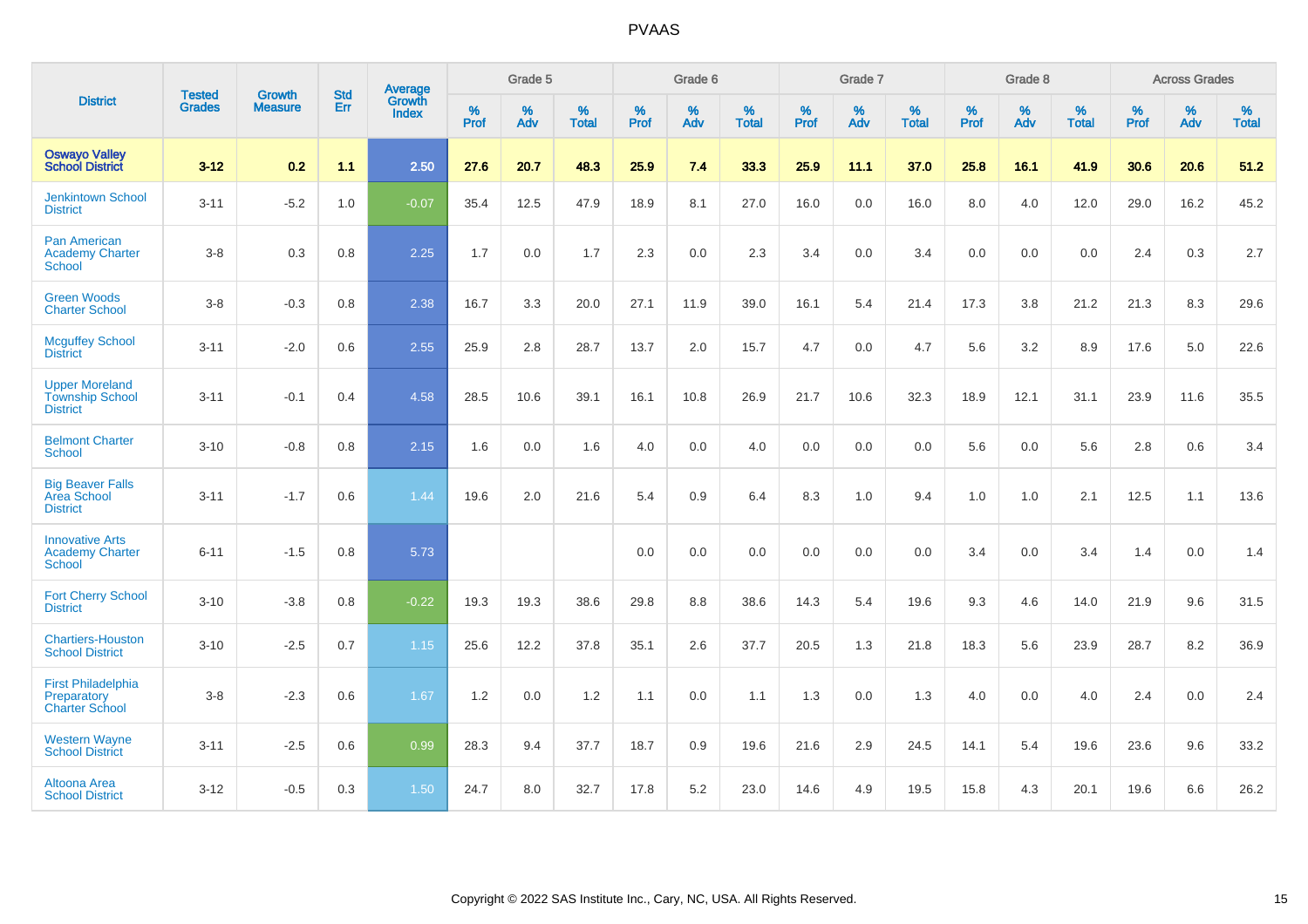# PVAAS

| District | Tested Grades | Growth Measure | Std Err | Average Growth Index | Grade 5 | | | Grade 6 | | | Grade 7 | | | Grade 8 | | | Across Grades | | |
|---|---|---|---|---|---|---|---|---|---|---|---|---|---|---|---|---|---|---|---|
| | | | | | % Prof | % Adv | % Total | % Prof | % Adv | % Total | % Prof | % Adv | % Total | % Prof | % Adv | % Total | % Prof | % Adv | % Total |
| **Oswayo Valley School District** | **3-12** | **0.2** | **1.1** | **2.50** | **27.6** | **20.7** | **48.3** | **25.9** | **7.4** | **33.3** | **25.9** | **11.1** | **37.0** | **25.8** | **16.1** | **41.9** | **30.6** | **20.6** | **51.2** |
| Jenkintown School District | 3-11 | -5.2 | 1.0 | -0.07 | 35.4 | 12.5 | 47.9 | 18.9 | 8.1 | 27.0 | 16.0 | 0.0 | 16.0 | 8.0 | 4.0 | 12.0 | 29.0 | 16.2 | 45.2 |
| Pan American Academy Charter School | 3-8 | 0.3 | 0.8 | 2.25 | 1.7 | 0.0 | 1.7 | 2.3 | 0.0 | 2.3 | 3.4 | 0.0 | 3.4 | 0.0 | 0.0 | 0.0 | 2.4 | 0.3 | 2.7 |
| Green Woods Charter School | 3-8 | -0.3 | 0.8 | 2.38 | 16.7 | 3.3 | 20.0 | 27.1 | 11.9 | 39.0 | 16.1 | 5.4 | 21.4 | 17.3 | 3.8 | 21.2 | 21.3 | 8.3 | 29.6 |
| Mcguffey School District | 3-11 | -2.0 | 0.6 | 2.55 | 25.9 | 2.8 | 28.7 | 13.7 | 2.0 | 15.7 | 4.7 | 0.0 | 4.7 | 5.6 | 3.2 | 8.9 | 17.6 | 5.0 | 22.6 |
| Upper Moreland Township School District | 3-11 | -0.1 | 0.4 | 4.58 | 28.5 | 10.6 | 39.1 | 16.1 | 10.8 | 26.9 | 21.7 | 10.6 | 32.3 | 18.9 | 12.1 | 31.1 | 23.9 | 11.6 | 35.5 |
| Belmont Charter School | 3-10 | -0.8 | 0.8 | 2.15 | 1.6 | 0.0 | 1.6 | 4.0 | 0.0 | 4.0 | 0.0 | 0.0 | 0.0 | 5.6 | 0.0 | 5.6 | 2.8 | 0.6 | 3.4 |
| Big Beaver Falls Area School District | 3-11 | -1.7 | 0.6 | 1.44 | 19.6 | 2.0 | 21.6 | 5.4 | 0.9 | 6.4 | 8.3 | 1.0 | 9.4 | 1.0 | 1.0 | 2.1 | 12.5 | 1.1 | 13.6 |
| Innovative Arts Academy Charter School | 6-11 | -1.5 | 0.8 | 5.73 | | | | 0.0 | 0.0 | 0.0 | 0.0 | 0.0 | 0.0 | 3.4 | 0.0 | 3.4 | 1.4 | 0.0 | 1.4 |
| Fort Cherry School District | 3-10 | -3.8 | 0.8 | -0.22 | 19.3 | 19.3 | 38.6 | 29.8 | 8.8 | 38.6 | 14.3 | 5.4 | 19.6 | 9.3 | 4.6 | 14.0 | 21.9 | 9.6 | 31.5 |
| Chartiers-Houston School District | 3-10 | -2.5 | 0.7 | 1.15 | 25.6 | 12.2 | 37.8 | 35.1 | 2.6 | 37.7 | 20.5 | 1.3 | 21.8 | 18.3 | 5.6 | 23.9 | 28.7 | 8.2 | 36.9 |
| First Philadelphia Preparatory Charter School | 3-8 | -2.3 | 0.6 | 1.67 | 1.2 | 0.0 | 1.2 | 1.1 | 0.0 | 1.1 | 1.3 | 0.0 | 1.3 | 4.0 | 0.0 | 4.0 | 2.4 | 0.0 | 2.4 |
| Western Wayne School District | 3-11 | -2.5 | 0.6 | 0.99 | 28.3 | 9.4 | 37.7 | 18.7 | 0.9 | 19.6 | 21.6 | 2.9 | 24.5 | 14.1 | 5.4 | 19.6 | 23.6 | 9.6 | 33.2 |
| Altoona Area School District | 3-12 | -0.5 | 0.3 | 1.50 | 24.7 | 8.0 | 32.7 | 17.8 | 5.2 | 23.0 | 14.6 | 4.9 | 19.5 | 15.8 | 4.3 | 20.1 | 19.6 | 6.6 | 26.2 |

Copyright © 2022 SAS Institute Inc., Cary, NC, USA. All Rights Reserved.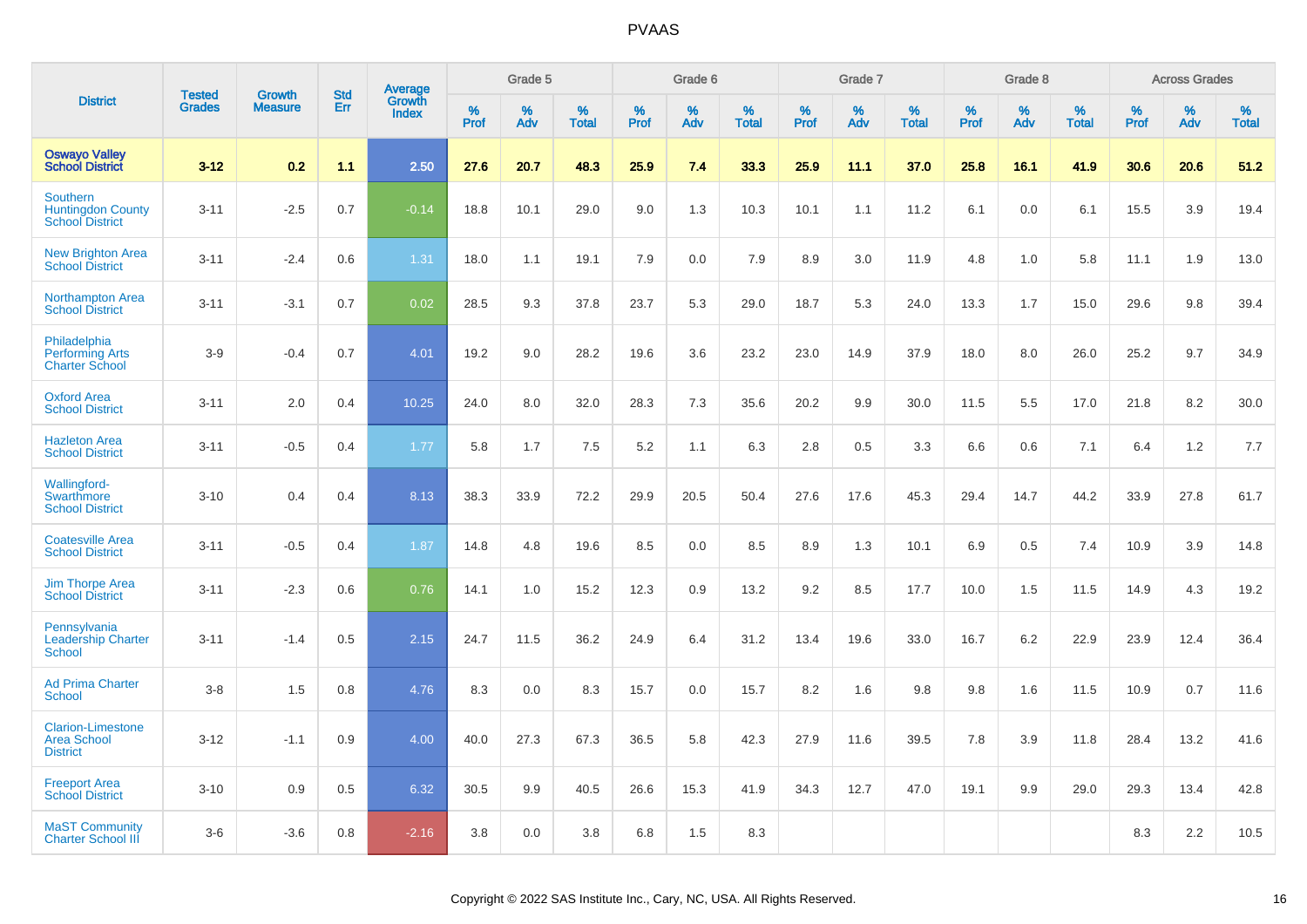# PVAAS

| District | Tested Grades | Growth Measure | Std Err | Average Growth Index | Grade 5 | | | Grade 6 | | | Grade 7 | | | Grade 8 | | | Across Grades | | |
|---|---|---|---|---|---|---|---|---|---|---|---|---|---|---|---|---|---|---|---|
| | | | | | % Prof | % Adv | % Total | % Prof | % Adv | % Total | % Prof | % Adv | % Total | % Prof | % Adv | % Total | % Prof | % Adv | % Total |
| **Oswayo Valley School District** | **3-12** | **0.2** | **1.1** | **2.50** | **27.6** | **20.7** | **48.3** | **25.9** | **7.4** | **33.3** | **25.9** | **11.1** | **37.0** | **25.8** | **16.1** | **41.9** | **30.6** | **20.6** | **51.2** |
| Southern Huntingdon County School District | 3-11 | -2.5 | 0.7 | -0.14 | 18.8 | 10.1 | 29.0 | 9.0 | 1.3 | 10.3 | 10.1 | 1.1 | 11.2 | 6.1 | 0.0 | 6.1 | 15.5 | 3.9 | 19.4 |
| New Brighton Area School District | 3-11 | -2.4 | 0.6 | 1.31 | 18.0 | 1.1 | 19.1 | 7.9 | 0.0 | 7.9 | 8.9 | 3.0 | 11.9 | 4.8 | 1.0 | 5.8 | 11.1 | 1.9 | 13.0 |
| Northampton Area School District | 3-11 | -3.1 | 0.7 | 0.02 | 28.5 | 9.3 | 37.8 | 23.7 | 5.3 | 29.0 | 18.7 | 5.3 | 24.0 | 13.3 | 1.7 | 15.0 | 29.6 | 9.8 | 39.4 |
| Philadelphia Performing Arts Charter School | 3-9 | -0.4 | 0.7 | 4.01 | 19.2 | 9.0 | 28.2 | 19.6 | 3.6 | 23.2 | 23.0 | 14.9 | 37.9 | 18.0 | 8.0 | 26.0 | 25.2 | 9.7 | 34.9 |
| Oxford Area School District | 3-11 | 2.0 | 0.4 | 10.25 | 24.0 | 8.0 | 32.0 | 28.3 | 7.3 | 35.6 | 20.2 | 9.9 | 30.0 | 11.5 | 5.5 | 17.0 | 21.8 | 8.2 | 30.0 |
| Hazleton Area School District | 3-11 | -0.5 | 0.4 | 1.77 | 5.8 | 1.7 | 7.5 | 5.2 | 1.1 | 6.3 | 2.8 | 0.5 | 3.3 | 6.6 | 0.6 | 7.1 | 6.4 | 1.2 | 7.7 |
| Wallingford-Swarthmore School District | 3-10 | 0.4 | 0.4 | 8.13 | 38.3 | 33.9 | 72.2 | 29.9 | 20.5 | 50.4 | 27.6 | 17.6 | 45.3 | 29.4 | 14.7 | 44.2 | 33.9 | 27.8 | 61.7 |
| Coatesville Area School District | 3-11 | -0.5 | 0.4 | 1.87 | 14.8 | 4.8 | 19.6 | 8.5 | 0.0 | 8.5 | 8.9 | 1.3 | 10.1 | 6.9 | 0.5 | 7.4 | 10.9 | 3.9 | 14.8 |
| Jim Thorpe Area School District | 3-11 | -2.3 | 0.6 | 0.76 | 14.1 | 1.0 | 15.2 | 12.3 | 0.9 | 13.2 | 9.2 | 8.5 | 17.7 | 10.0 | 1.5 | 11.5 | 14.9 | 4.3 | 19.2 |
| Pennsylvania Leadership Charter School | 3-11 | -1.4 | 0.5 | 2.15 | 24.7 | 11.5 | 36.2 | 24.9 | 6.4 | 31.2 | 13.4 | 19.6 | 33.0 | 16.7 | 6.2 | 22.9 | 23.9 | 12.4 | 36.4 |
| Ad Prima Charter School | 3-8 | 1.5 | 0.8 | 4.76 | 8.3 | 0.0 | 8.3 | 15.7 | 0.0 | 15.7 | 8.2 | 1.6 | 9.8 | 9.8 | 1.6 | 11.5 | 10.9 | 0.7 | 11.6 |
| Clarion-Limestone Area School District | 3-12 | -1.1 | 0.9 | 4.00 | 40.0 | 27.3 | 67.3 | 36.5 | 5.8 | 42.3 | 27.9 | 11.6 | 39.5 | 7.8 | 3.9 | 11.8 | 28.4 | 13.2 | 41.6 |
| Freeport Area School District | 3-10 | 0.9 | 0.5 | 6.32 | 30.5 | 9.9 | 40.5 | 26.6 | 15.3 | 41.9 | 34.3 | 12.7 | 47.0 | 19.1 | 9.9 | 29.0 | 29.3 | 13.4 | 42.8 |
| MaST Community Charter School III | 3-6 | -3.6 | 0.8 | -2.16 | 3.8 | 0.0 | 3.8 | 6.8 | 1.5 | 8.3 | | | | | | | 8.3 | 2.2 | 10.5 |

Copyright © 2022 SAS Institute Inc., Cary, NC, USA. All Rights Reserved.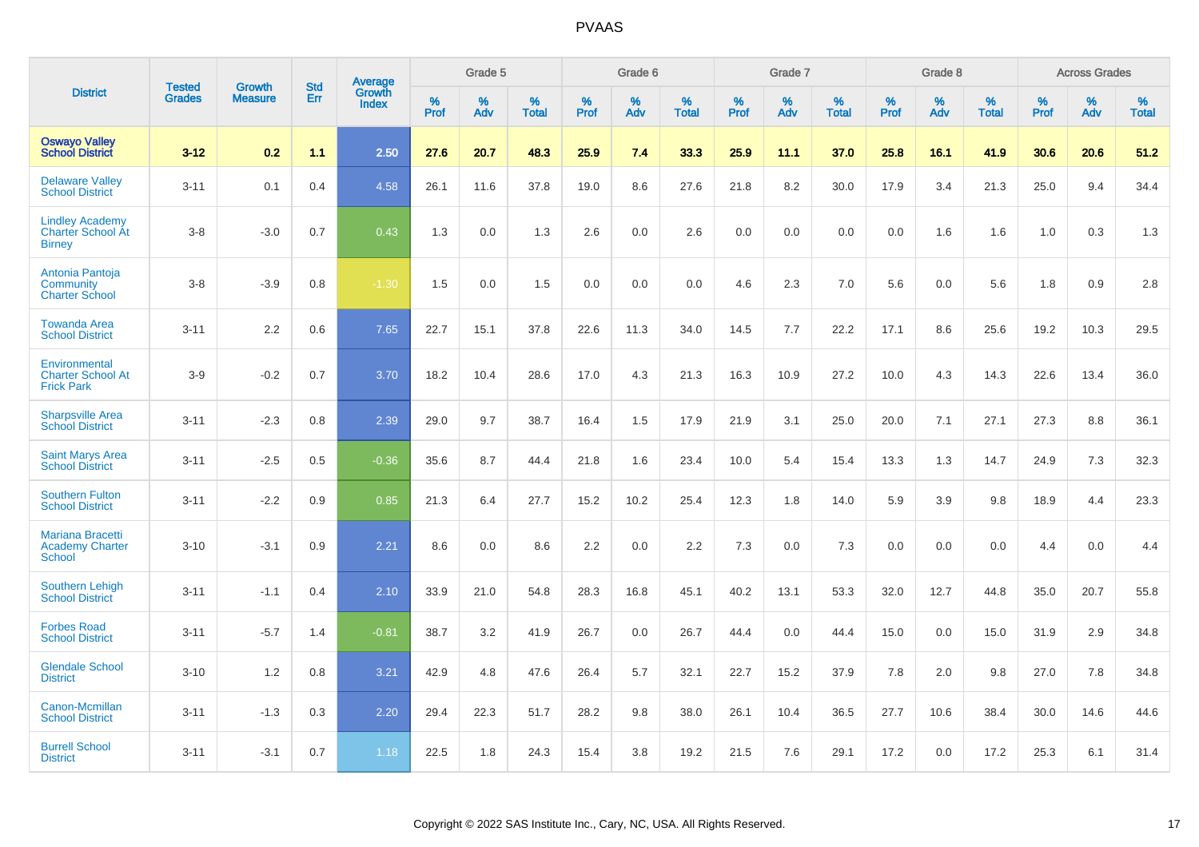# PVAAS

| District | Tested Grades | Growth Measure | Std Err | Average Growth Index | Grade 5 | | | Grade 6 | | | Grade 7 | | | Grade 8 | | | Across Grades | | |
|---|---|---|---|---|---|---|---|---|---|---|---|---|---|---|---|---|---|---|---|
| | | | | | % Prof | % Adv | % Total | % Prof | % Adv | % Total | % Prof | % Adv | % Total | % Prof | % Adv | % Total | % Prof | % Adv | % Total |
| **Oswayo Valley School District** | **3-12** | **0.2** | **1.1** | **2.50** | **27.6** | **20.7** | **48.3** | **25.9** | **7.4** | **33.3** | **25.9** | **11.1** | **37.0** | **25.8** | **16.1** | **41.9** | **30.6** | **20.6** | **51.2** |
| Delaware Valley School District | 3-11 | 0.1 | 0.4 | 4.58 | 26.1 | 11.6 | 37.8 | 19.0 | 8.6 | 27.6 | 21.8 | 8.2 | 30.0 | 17.9 | 3.4 | 21.3 | 25.0 | 9.4 | 34.4 |
| Lindley Academy Charter School At Birney | 3-8 | -3.0 | 0.7 | 0.43 | 1.3 | 0.0 | 1.3 | 2.6 | 0.0 | 2.6 | 0.0 | 0.0 | 0.0 | 0.0 | 1.6 | 1.6 | 1.0 | 0.3 | 1.3 |
| Antonia Pantoja Community Charter School | 3-8 | -3.9 | 0.8 | -1.30 | 1.5 | 0.0 | 1.5 | 0.0 | 0.0 | 0.0 | 4.6 | 2.3 | 7.0 | 5.6 | 0.0 | 5.6 | 1.8 | 0.9 | 2.8 |
| Towanda Area School District | 3-11 | 2.2 | 0.6 | 7.65 | 22.7 | 15.1 | 37.8 | 22.6 | 11.3 | 34.0 | 14.5 | 7.7 | 22.2 | 17.1 | 8.6 | 25.6 | 19.2 | 10.3 | 29.5 |
| Environmental Charter School At Frick Park | 3-9 | -0.2 | 0.7 | 3.70 | 18.2 | 10.4 | 28.6 | 17.0 | 4.3 | 21.3 | 16.3 | 10.9 | 27.2 | 10.0 | 4.3 | 14.3 | 22.6 | 13.4 | 36.0 |
| Sharpsville Area School District | 3-11 | -2.3 | 0.8 | 2.39 | 29.0 | 9.7 | 38.7 | 16.4 | 1.5 | 17.9 | 21.9 | 3.1 | 25.0 | 20.0 | 7.1 | 27.1 | 27.3 | 8.8 | 36.1 |
| Saint Marys Area School District | 3-11 | -2.5 | 0.5 | -0.36 | 35.6 | 8.7 | 44.4 | 21.8 | 1.6 | 23.4 | 10.0 | 5.4 | 15.4 | 13.3 | 1.3 | 14.7 | 24.9 | 7.3 | 32.3 |
| Southern Fulton School District | 3-11 | -2.2 | 0.9 | 0.85 | 21.3 | 6.4 | 27.7 | 15.2 | 10.2 | 25.4 | 12.3 | 1.8 | 14.0 | 5.9 | 3.9 | 9.8 | 18.9 | 4.4 | 23.3 |
| Mariana Bracetti Academy Charter School | 3-10 | -3.1 | 0.9 | 2.21 | 8.6 | 0.0 | 8.6 | 2.2 | 0.0 | 2.2 | 7.3 | 0.0 | 7.3 | 0.0 | 0.0 | 0.0 | 4.4 | 0.0 | 4.4 |
| Southern Lehigh School District | 3-11 | -1.1 | 0.4 | 2.10 | 33.9 | 21.0 | 54.8 | 28.3 | 16.8 | 45.1 | 40.2 | 13.1 | 53.3 | 32.0 | 12.7 | 44.8 | 35.0 | 20.7 | 55.8 |
| Forbes Road School District | 3-11 | -5.7 | 1.4 | -0.81 | 38.7 | 3.2 | 41.9 | 26.7 | 0.0 | 26.7 | 44.4 | 0.0 | 44.4 | 15.0 | 0.0 | 15.0 | 31.9 | 2.9 | 34.8 |
| Glendale School District | 3-10 | 1.2 | 0.8 | 3.21 | 42.9 | 4.8 | 47.6 | 26.4 | 5.7 | 32.1 | 22.7 | 15.2 | 37.9 | 7.8 | 2.0 | 9.8 | 27.0 | 7.8 | 34.8 |
| Canon-Mcmillan School District | 3-11 | -1.3 | 0.3 | 2.20 | 29.4 | 22.3 | 51.7 | 28.2 | 9.8 | 38.0 | 26.1 | 10.4 | 36.5 | 27.7 | 10.6 | 38.4 | 30.0 | 14.6 | 44.6 |
| Burrell School District | 3-11 | -3.1 | 0.7 | 1.18 | 22.5 | 1.8 | 24.3 | 15.4 | 3.8 | 19.2 | 21.5 | 7.6 | 29.1 | 17.2 | 0.0 | 17.2 | 25.3 | 6.1 | 31.4 |

Copyright © 2022 SAS Institute Inc., Cary, NC, USA. All Rights Reserved.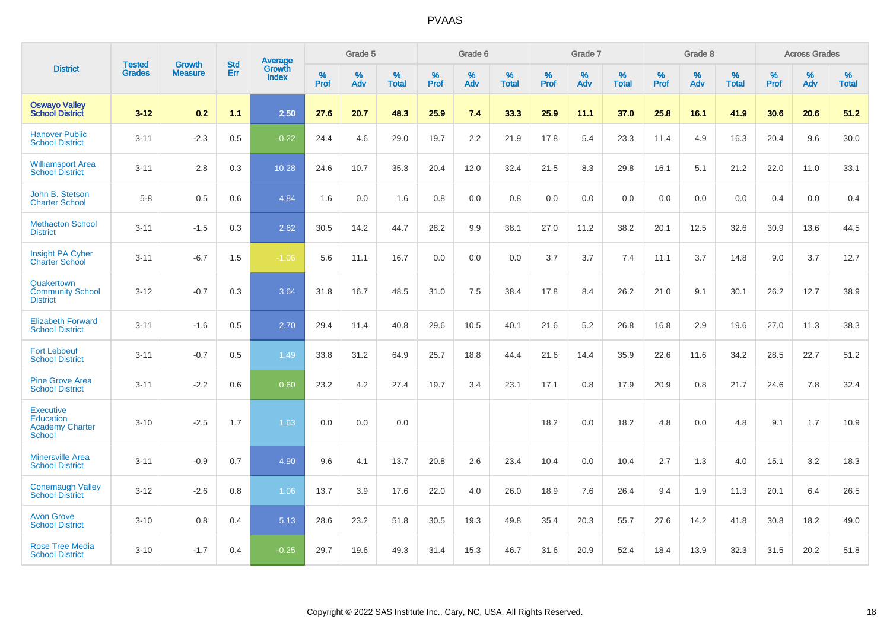# PVAAS

| District | Tested Grades | Growth Measure | Std Err | Average Growth Index | Grade 5 | | | Grade 6 | | | Grade 7 | | | Grade 8 | | | Across Grades | | |
|---|---|---|---|---|---|---|---|---|---|---|---|---|---|---|---|---|---|---|---|
| | | | | | % Prof | % Adv | % Total | % Prof | % Adv | % Total | % Prof | % Adv | % Total | % Prof | % Adv | % Total | % Prof | % Adv | % Total |
| **Oswayo Valley School District** | **3-12** | **0.2** | **1.1** | **2.50** | **27.6** | **20.7** | **48.3** | **25.9** | **7.4** | **33.3** | **25.9** | **11.1** | **37.0** | **25.8** | **16.1** | **41.9** | **30.6** | **20.6** | **51.2** |
| Hanover Public School District | 3-11 | -2.3 | 0.5 | -0.22 | 24.4 | 4.6 | 29.0 | 19.7 | 2.2 | 21.9 | 17.8 | 5.4 | 23.3 | 11.4 | 4.9 | 16.3 | 20.4 | 9.6 | 30.0 |
| Williamsport Area School District | 3-11 | 2.8 | 0.3 | 10.28 | 24.6 | 10.7 | 35.3 | 20.4 | 12.0 | 32.4 | 21.5 | 8.3 | 29.8 | 16.1 | 5.1 | 21.2 | 22.0 | 11.0 | 33.1 |
| John B. Stetson Charter School | 5-8 | 0.5 | 0.6 | 4.84 | 1.6 | 0.0 | 1.6 | 0.8 | 0.0 | 0.8 | 0.0 | 0.0 | 0.0 | 0.0 | 0.0 | 0.0 | 0.4 | 0.0 | 0.4 |
| Methacton School District | 3-11 | -1.5 | 0.3 | 2.62 | 30.5 | 14.2 | 44.7 | 28.2 | 9.9 | 38.1 | 27.0 | 11.2 | 38.2 | 20.1 | 12.5 | 32.6 | 30.9 | 13.6 | 44.5 |
| Insight PA Cyber Charter School | 3-11 | -6.7 | 1.5 | -1.06 | 5.6 | 11.1 | 16.7 | 0.0 | 0.0 | 0.0 | 3.7 | 3.7 | 7.4 | 11.1 | 3.7 | 14.8 | 9.0 | 3.7 | 12.7 |
| Quakertown Community School District | 3-12 | -0.7 | 0.3 | 3.64 | 31.8 | 16.7 | 48.5 | 31.0 | 7.5 | 38.4 | 17.8 | 8.4 | 26.2 | 21.0 | 9.1 | 30.1 | 26.2 | 12.7 | 38.9 |
| Elizabeth Forward School District | 3-11 | -1.6 | 0.5 | 2.70 | 29.4 | 11.4 | 40.8 | 29.6 | 10.5 | 40.1 | 21.6 | 5.2 | 26.8 | 16.8 | 2.9 | 19.6 | 27.0 | 11.3 | 38.3 |
| Fort Leboeuf School District | 3-11 | -0.7 | 0.5 | 1.49 | 33.8 | 31.2 | 64.9 | 25.7 | 18.8 | 44.4 | 21.6 | 14.4 | 35.9 | 22.6 | 11.6 | 34.2 | 28.5 | 22.7 | 51.2 |
| Pine Grove Area School District | 3-11 | -2.2 | 0.6 | 0.60 | 23.2 | 4.2 | 27.4 | 19.7 | 3.4 | 23.1 | 17.1 | 0.8 | 17.9 | 20.9 | 0.8 | 21.7 | 24.6 | 7.8 | 32.4 |
| Executive Education Academy Charter School | 3-10 | -2.5 | 1.7 | 1.63 | 0.0 | 0.0 | 0.0 | | | | 18.2 | 0.0 | 18.2 | 4.8 | 0.0 | 4.8 | 9.1 | 1.7 | 10.9 |
| Minersville Area School District | 3-11 | -0.9 | 0.7 | 4.90 | 9.6 | 4.1 | 13.7 | 20.8 | 2.6 | 23.4 | 10.4 | 0.0 | 10.4 | 2.7 | 1.3 | 4.0 | 15.1 | 3.2 | 18.3 |
| Conemaugh Valley School District | 3-12 | -2.6 | 0.8 | 1.06 | 13.7 | 3.9 | 17.6 | 22.0 | 4.0 | 26.0 | 18.9 | 7.6 | 26.4 | 9.4 | 1.9 | 11.3 | 20.1 | 6.4 | 26.5 |
| Avon Grove School District | 3-10 | 0.8 | 0.4 | 5.13 | 28.6 | 23.2 | 51.8 | 30.5 | 19.3 | 49.8 | 35.4 | 20.3 | 55.7 | 27.6 | 14.2 | 41.8 | 30.8 | 18.2 | 49.0 |
| Rose Tree Media School District | 3-10 | -1.7 | 0.4 | -0.25 | 29.7 | 19.6 | 49.3 | 31.4 | 15.3 | 46.7 | 31.6 | 20.9 | 52.4 | 18.4 | 13.9 | 32.3 | 31.5 | 20.2 | 51.8 |

Copyright © 2022 SAS Institute Inc., Cary, NC, USA. All Rights Reserved.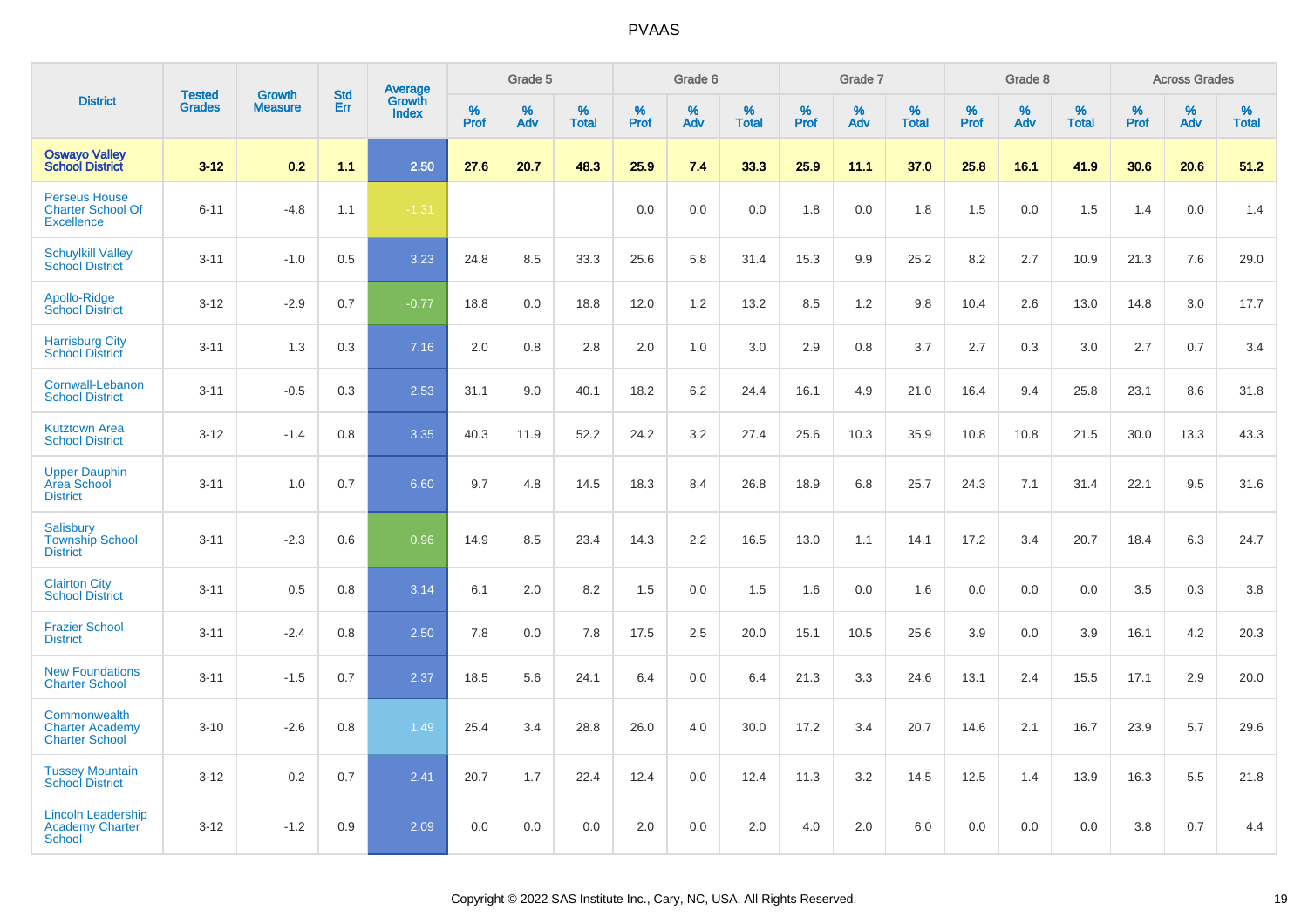# PVAAS

| District | Tested Grades | Growth Measure | Std Err | Average Growth Index | Grade 5 | | | Grade 6 | | | Grade 7 | | | Grade 8 | | | Across Grades | | |
|---|---|---|---|---|---|---|---|---|---|---|---|---|---|---|---|---|---|---|---|
| | | | | | % Prof | % Adv | % Total | % Prof | % Adv | % Total | % Prof | % Adv | % Total | % Prof | % Adv | % Total | % Prof | % Adv | % Total |
| **Oswayo Valley School District** | **3-12** | **0.2** | **1.1** | **2.50** | **27.6** | **20.7** | **48.3** | **25.9** | **7.4** | **33.3** | **25.9** | **11.1** | **37.0** | **25.8** | **16.1** | **41.9** | **30.6** | **20.6** | **51.2** |
| Perseus House Charter School Of Excellence | 6-11 | -4.8 | 1.1 | -1.31 | | | | 0.0 | 0.0 | 0.0 | 1.8 | 0.0 | 1.8 | 1.5 | 0.0 | 1.5 | 1.4 | 0.0 | 1.4 |
| Schuylkill Valley School District | 3-11 | -1.0 | 0.5 | 3.23 | 24.8 | 8.5 | 33.3 | 25.6 | 5.8 | 31.4 | 15.3 | 9.9 | 25.2 | 8.2 | 2.7 | 10.9 | 21.3 | 7.6 | 29.0 |
| Apollo-Ridge School District | 3-12 | -2.9 | 0.7 | -0.77 | 18.8 | 0.0 | 18.8 | 12.0 | 1.2 | 13.2 | 8.5 | 1.2 | 9.8 | 10.4 | 2.6 | 13.0 | 14.8 | 3.0 | 17.7 |
| Harrisburg City School District | 3-11 | 1.3 | 0.3 | 7.16 | 2.0 | 0.8 | 2.8 | 2.0 | 1.0 | 3.0 | 2.9 | 0.8 | 3.7 | 2.7 | 0.3 | 3.0 | 2.7 | 0.7 | 3.4 |
| Cornwall-Lebanon School District | 3-11 | -0.5 | 0.3 | 2.53 | 31.1 | 9.0 | 40.1 | 18.2 | 6.2 | 24.4 | 16.1 | 4.9 | 21.0 | 16.4 | 9.4 | 25.8 | 23.1 | 8.6 | 31.8 |
| Kutztown Area School District | 3-12 | -1.4 | 0.8 | 3.35 | 40.3 | 11.9 | 52.2 | 24.2 | 3.2 | 27.4 | 25.6 | 10.3 | 35.9 | 10.8 | 10.8 | 21.5 | 30.0 | 13.3 | 43.3 |
| Upper Dauphin Area School District | 3-11 | 1.0 | 0.7 | 6.60 | 9.7 | 4.8 | 14.5 | 18.3 | 8.4 | 26.8 | 18.9 | 6.8 | 25.7 | 24.3 | 7.1 | 31.4 | 22.1 | 9.5 | 31.6 |
| Salisbury Township School District | 3-11 | -2.3 | 0.6 | 0.96 | 14.9 | 8.5 | 23.4 | 14.3 | 2.2 | 16.5 | 13.0 | 1.1 | 14.1 | 17.2 | 3.4 | 20.7 | 18.4 | 6.3 | 24.7 |
| Clairton City School District | 3-11 | 0.5 | 0.8 | 3.14 | 6.1 | 2.0 | 8.2 | 1.5 | 0.0 | 1.5 | 1.6 | 0.0 | 1.6 | 0.0 | 0.0 | 0.0 | 3.5 | 0.3 | 3.8 |
| Frazier School District | 3-11 | -2.4 | 0.8 | 2.50 | 7.8 | 0.0 | 7.8 | 17.5 | 2.5 | 20.0 | 15.1 | 10.5 | 25.6 | 3.9 | 0.0 | 3.9 | 16.1 | 4.2 | 20.3 |
| New Foundations Charter School | 3-11 | -1.5 | 0.7 | 2.37 | 18.5 | 5.6 | 24.1 | 6.4 | 0.0 | 6.4 | 21.3 | 3.3 | 24.6 | 13.1 | 2.4 | 15.5 | 17.1 | 2.9 | 20.0 |
| Commonwealth Charter Academy Charter School | 3-10 | -2.6 | 0.8 | 1.49 | 25.4 | 3.4 | 28.8 | 26.0 | 4.0 | 30.0 | 17.2 | 3.4 | 20.7 | 14.6 | 2.1 | 16.7 | 23.9 | 5.7 | 29.6 |
| Tussey Mountain School District | 3-12 | 0.2 | 0.7 | 2.41 | 20.7 | 1.7 | 22.4 | 12.4 | 0.0 | 12.4 | 11.3 | 3.2 | 14.5 | 12.5 | 1.4 | 13.9 | 16.3 | 5.5 | 21.8 |
| Lincoln Leadership Academy Charter School | 3-12 | -1.2 | 0.9 | 2.09 | 0.0 | 0.0 | 0.0 | 2.0 | 0.0 | 2.0 | 4.0 | 2.0 | 6.0 | 0.0 | 0.0 | 0.0 | 3.8 | 0.7 | 4.4 |

Copyright © 2022 SAS Institute Inc., Cary, NC, USA. All Rights Reserved.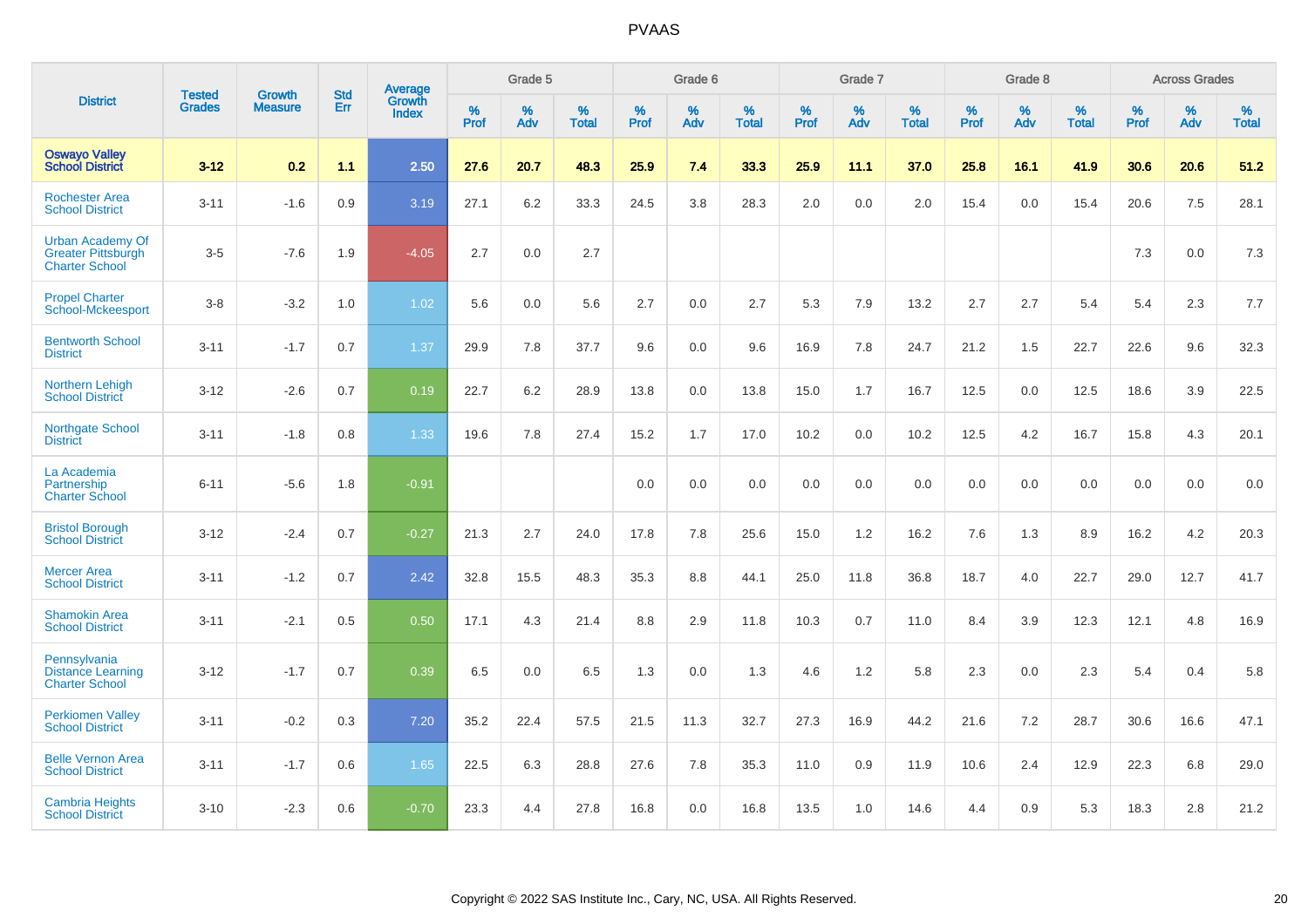# PVAAS

| District | Tested Grades | Growth Measure | Std Err | Average Growth Index | Grade 5 | | | Grade 6 | | | Grade 7 | | | Grade 8 | | | Across Grades | | |
|---|---|---|---|---|---|---|---|---|---|---|---|---|---|---|---|---|---|---|---|
| | | | | | % Prof | % Adv | % Total | % Prof | % Adv | % Total | % Prof | % Adv | % Total | % Prof | % Adv | % Total | % Prof | % Adv | % Total |
| **Oswayo Valley School District** | **3-12** | **0.2** | **1.1** | **2.50** | **27.6** | **20.7** | **48.3** | **25.9** | **7.4** | **33.3** | **25.9** | **11.1** | **37.0** | **25.8** | **16.1** | **41.9** | **30.6** | **20.6** | **51.2** |
| Rochester Area School District | 3-11 | -1.6 | 0.9 | 3.19 | 27.1 | 6.2 | 33.3 | 24.5 | 3.8 | 28.3 | 2.0 | 0.0 | 2.0 | 15.4 | 0.0 | 15.4 | 20.6 | 7.5 | 28.1 |
| Urban Academy Of Greater Pittsburgh Charter School | 3-5 | -7.6 | 1.9 | -4.05 | 2.7 | 0.0 | 2.7 | | | | | | | | | | 7.3 | 0.0 | 7.3 |
| Propel Charter School-Mckeesport | 3-8 | -3.2 | 1.0 | 1.02 | 5.6 | 0.0 | 5.6 | 2.7 | 0.0 | 2.7 | 5.3 | 7.9 | 13.2 | 2.7 | 2.7 | 5.4 | 5.4 | 2.3 | 7.7 |
| Bentworth School District | 3-11 | -1.7 | 0.7 | 1.37 | 29.9 | 7.8 | 37.7 | 9.6 | 0.0 | 9.6 | 16.9 | 7.8 | 24.7 | 21.2 | 1.5 | 22.7 | 22.6 | 9.6 | 32.3 |
| Northern Lehigh School District | 3-12 | -2.6 | 0.7 | 0.19 | 22.7 | 6.2 | 28.9 | 13.8 | 0.0 | 13.8 | 15.0 | 1.7 | 16.7 | 12.5 | 0.0 | 12.5 | 18.6 | 3.9 | 22.5 |
| Northgate School District | 3-11 | -1.8 | 0.8 | 1.33 | 19.6 | 7.8 | 27.4 | 15.2 | 1.7 | 17.0 | 10.2 | 0.0 | 10.2 | 12.5 | 4.2 | 16.7 | 15.8 | 4.3 | 20.1 |
| La Academia Partnership Charter School | 6-11 | -5.6 | 1.8 | -0.91 | | | | 0.0 | 0.0 | 0.0 | 0.0 | 0.0 | 0.0 | 0.0 | 0.0 | 0.0 | 0.0 | 0.0 | 0.0 |
| Bristol Borough School District | 3-12 | -2.4 | 0.7 | -0.27 | 21.3 | 2.7 | 24.0 | 17.8 | 7.8 | 25.6 | 15.0 | 1.2 | 16.2 | 7.6 | 1.3 | 8.9 | 16.2 | 4.2 | 20.3 |
| Mercer Area School District | 3-11 | -1.2 | 0.7 | 2.42 | 32.8 | 15.5 | 48.3 | 35.3 | 8.8 | 44.1 | 25.0 | 11.8 | 36.8 | 18.7 | 4.0 | 22.7 | 29.0 | 12.7 | 41.7 |
| Shamokin Area School District | 3-11 | -2.1 | 0.5 | 0.50 | 17.1 | 4.3 | 21.4 | 8.8 | 2.9 | 11.8 | 10.3 | 0.7 | 11.0 | 8.4 | 3.9 | 12.3 | 12.1 | 4.8 | 16.9 |
| Pennsylvania Distance Learning Charter School | 3-12 | -1.7 | 0.7 | 0.39 | 6.5 | 0.0 | 6.5 | 1.3 | 0.0 | 1.3 | 4.6 | 1.2 | 5.8 | 2.3 | 0.0 | 2.3 | 5.4 | 0.4 | 5.8 |
| Perkiomen Valley School District | 3-11 | -0.2 | 0.3 | 7.20 | 35.2 | 22.4 | 57.5 | 21.5 | 11.3 | 32.7 | 27.3 | 16.9 | 44.2 | 21.6 | 7.2 | 28.7 | 30.6 | 16.6 | 47.1 |
| Belle Vernon Area School District | 3-11 | -1.7 | 0.6 | 1.65 | 22.5 | 6.3 | 28.8 | 27.6 | 7.8 | 35.3 | 11.0 | 0.9 | 11.9 | 10.6 | 2.4 | 12.9 | 22.3 | 6.8 | 29.0 |
| Cambria Heights School District | 3-10 | -2.3 | 0.6 | -0.70 | 23.3 | 4.4 | 27.8 | 16.8 | 0.0 | 16.8 | 13.5 | 1.0 | 14.6 | 4.4 | 0.9 | 5.3 | 18.3 | 2.8 | 21.2 |

Copyright © 2022 SAS Institute Inc., Cary, NC, USA. All Rights Reserved.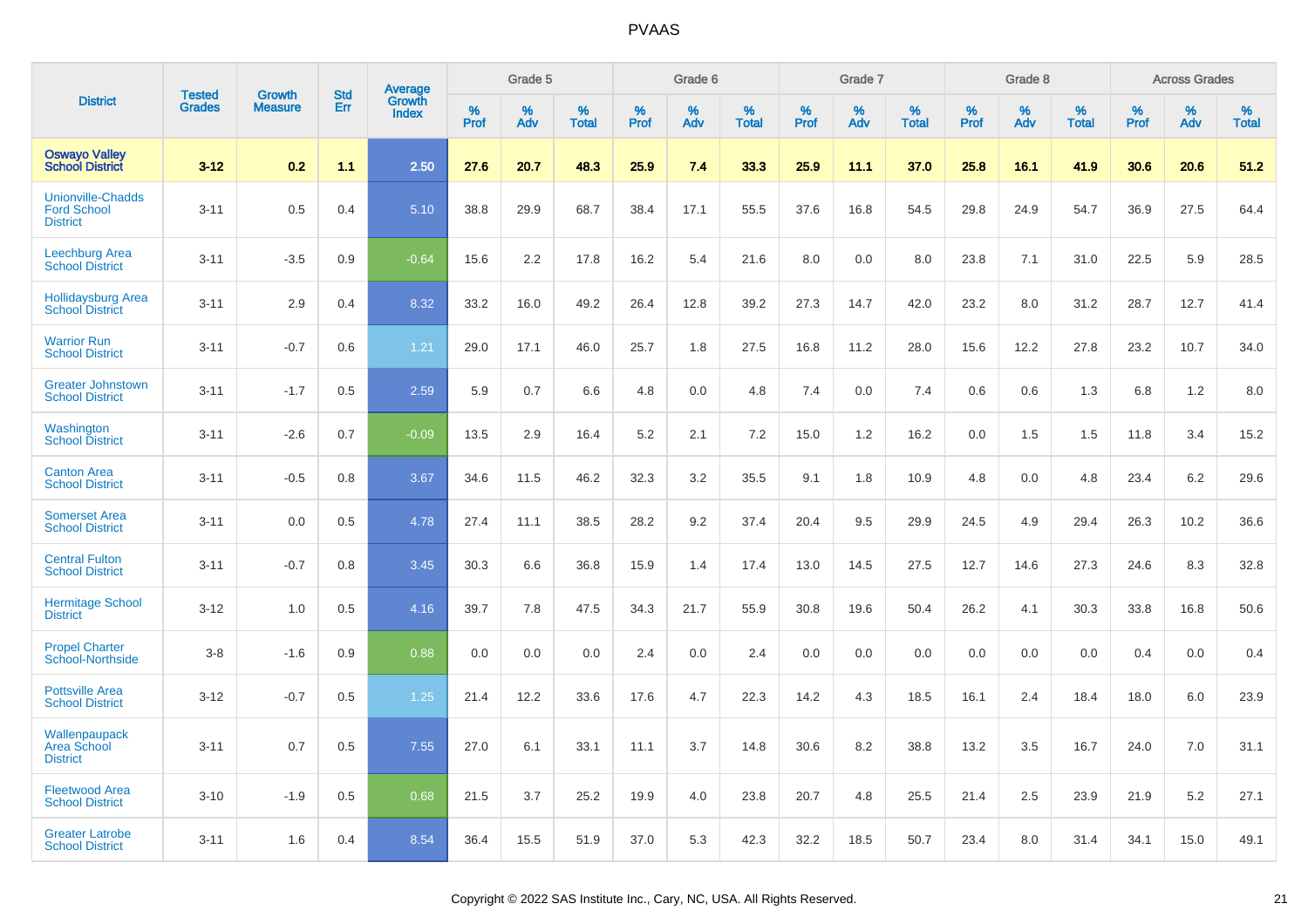# PVAAS

| District | Tested Grades | Growth Measure | Std Err | Average Growth Index | Grade 5 | | | Grade 6 | | | Grade 7 | | | Grade 8 | | | Across Grades | | |
|---|---|---|---|---|---|---|---|---|---|---|---|---|---|---|---|---|---|---|---|
| | | | | | % Prof | % Adv | % Total | % Prof | % Adv | % Total | % Prof | % Adv | % Total | % Prof | % Adv | % Total | % Prof | % Adv | % Total |
| **Oswayo Valley School District** | **3-12** | **0.2** | **1.1** | **2.50** | **27.6** | **20.7** | **48.3** | **25.9** | **7.4** | **33.3** | **25.9** | **11.1** | **37.0** | **25.8** | **16.1** | **41.9** | **30.6** | **20.6** | **51.2** |
| Unionville-Chadds Ford School District | 3-11 | 0.5 | 0.4 | 5.10 | 38.8 | 29.9 | 68.7 | 38.4 | 17.1 | 55.5 | 37.6 | 16.8 | 54.5 | 29.8 | 24.9 | 54.7 | 36.9 | 27.5 | 64.4 |
| Leechburg Area School District | 3-11 | -3.5 | 0.9 | -0.64 | 15.6 | 2.2 | 17.8 | 16.2 | 5.4 | 21.6 | 8.0 | 0.0 | 8.0 | 23.8 | 7.1 | 31.0 | 22.5 | 5.9 | 28.5 |
| Hollidaysburg Area School District | 3-11 | 2.9 | 0.4 | 8.32 | 33.2 | 16.0 | 49.2 | 26.4 | 12.8 | 39.2 | 27.3 | 14.7 | 42.0 | 23.2 | 8.0 | 31.2 | 28.7 | 12.7 | 41.4 |
| Warrior Run School District | 3-11 | -0.7 | 0.6 | 1.21 | 29.0 | 17.1 | 46.0 | 25.7 | 1.8 | 27.5 | 16.8 | 11.2 | 28.0 | 15.6 | 12.2 | 27.8 | 23.2 | 10.7 | 34.0 |
| Greater Johnstown School District | 3-11 | -1.7 | 0.5 | 2.59 | 5.9 | 0.7 | 6.6 | 4.8 | 0.0 | 4.8 | 7.4 | 0.0 | 7.4 | 0.6 | 0.6 | 1.3 | 6.8 | 1.2 | 8.0 |
| Washington School District | 3-11 | -2.6 | 0.7 | -0.09 | 13.5 | 2.9 | 16.4 | 5.2 | 2.1 | 7.2 | 15.0 | 1.2 | 16.2 | 0.0 | 1.5 | 1.5 | 11.8 | 3.4 | 15.2 |
| Canton Area School District | 3-11 | -0.5 | 0.8 | 3.67 | 34.6 | 11.5 | 46.2 | 32.3 | 3.2 | 35.5 | 9.1 | 1.8 | 10.9 | 4.8 | 0.0 | 4.8 | 23.4 | 6.2 | 29.6 |
| Somerset Area School District | 3-11 | 0.0 | 0.5 | 4.78 | 27.4 | 11.1 | 38.5 | 28.2 | 9.2 | 37.4 | 20.4 | 9.5 | 29.9 | 24.5 | 4.9 | 29.4 | 26.3 | 10.2 | 36.6 |
| Central Fulton School District | 3-11 | -0.7 | 0.8 | 3.45 | 30.3 | 6.6 | 36.8 | 15.9 | 1.4 | 17.4 | 13.0 | 14.5 | 27.5 | 12.7 | 14.6 | 27.3 | 24.6 | 8.3 | 32.8 |
| Hermitage School District | 3-12 | 1.0 | 0.5 | 4.16 | 39.7 | 7.8 | 47.5 | 34.3 | 21.7 | 55.9 | 30.8 | 19.6 | 50.4 | 26.2 | 4.1 | 30.3 | 33.8 | 16.8 | 50.6 |
| Propel Charter School-Northside | 3-8 | -1.6 | 0.9 | 0.88 | 0.0 | 0.0 | 0.0 | 2.4 | 0.0 | 2.4 | 0.0 | 0.0 | 0.0 | 0.0 | 0.0 | 0.0 | 0.4 | 0.0 | 0.4 |
| Pottsville Area School District | 3-12 | -0.7 | 0.5 | 1.25 | 21.4 | 12.2 | 33.6 | 17.6 | 4.7 | 22.3 | 14.2 | 4.3 | 18.5 | 16.1 | 2.4 | 18.4 | 18.0 | 6.0 | 23.9 |
| Wallenpaupack Area School District | 3-11 | 0.7 | 0.5 | 7.55 | 27.0 | 6.1 | 33.1 | 11.1 | 3.7 | 14.8 | 30.6 | 8.2 | 38.8 | 13.2 | 3.5 | 16.7 | 24.0 | 7.0 | 31.1 |
| Fleetwood Area School District | 3-10 | -1.9 | 0.5 | 0.68 | 21.5 | 3.7 | 25.2 | 19.9 | 4.0 | 23.8 | 20.7 | 4.8 | 25.5 | 21.4 | 2.5 | 23.9 | 21.9 | 5.2 | 27.1 |
| Greater Latrobe School District | 3-11 | 1.6 | 0.4 | 8.54 | 36.4 | 15.5 | 51.9 | 37.0 | 5.3 | 42.3 | 32.2 | 18.5 | 50.7 | 23.4 | 8.0 | 31.4 | 34.1 | 15.0 | 49.1 |

Copyright © 2022 SAS Institute Inc., Cary, NC, USA. All Rights Reserved.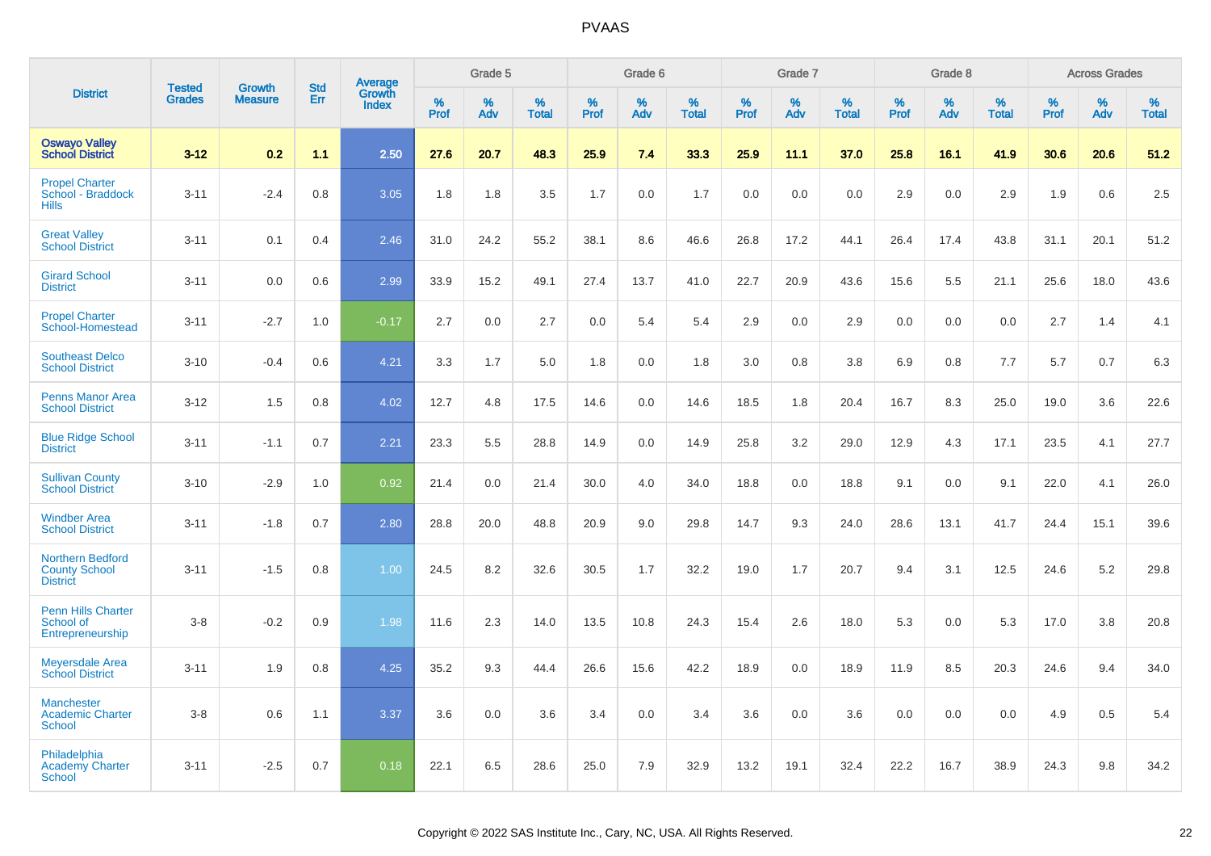# PVAAS

| District | Tested Grades | Growth Measure | Std Err | Average Growth Index | Grade 5 | | | Grade 6 | | | Grade 7 | | | Grade 8 | | | Across Grades | | |
|---|---|---|---|---|---|---|---|---|---|---|---|---|---|---|---|---|---|---|---|
| | | | | | % Prof | % Adv | % Total | % Prof | % Adv | % Total | % Prof | % Adv | % Total | % Prof | % Adv | % Total | % Prof | % Adv | % Total |
| **Oswayo Valley School District** | **3-12** | **0.2** | **1.1** | **2.50** | **27.6** | **20.7** | **48.3** | **25.9** | **7.4** | **33.3** | **25.9** | **11.1** | **37.0** | **25.8** | **16.1** | **41.9** | **30.6** | **20.6** | **51.2** |
| Propel Charter School - Braddock Hills | 3-11 | -2.4 | 0.8 | 3.05 | 1.8 | 1.8 | 3.5 | 1.7 | 0.0 | 1.7 | 0.0 | 0.0 | 0.0 | 2.9 | 0.0 | 2.9 | 1.9 | 0.6 | 2.5 |
| Great Valley School District | 3-11 | 0.1 | 0.4 | 2.46 | 31.0 | 24.2 | 55.2 | 38.1 | 8.6 | 46.6 | 26.8 | 17.2 | 44.1 | 26.4 | 17.4 | 43.8 | 31.1 | 20.1 | 51.2 |
| Girard School District | 3-11 | 0.0 | 0.6 | 2.99 | 33.9 | 15.2 | 49.1 | 27.4 | 13.7 | 41.0 | 22.7 | 20.9 | 43.6 | 15.6 | 5.5 | 21.1 | 25.6 | 18.0 | 43.6 |
| Propel Charter School-Homestead | 3-11 | -2.7 | 1.0 | -0.17 | 2.7 | 0.0 | 2.7 | 0.0 | 5.4 | 5.4 | 2.9 | 0.0 | 2.9 | 0.0 | 0.0 | 0.0 | 2.7 | 1.4 | 4.1 |
| Southeast Delco School District | 3-10 | -0.4 | 0.6 | 4.21 | 3.3 | 1.7 | 5.0 | 1.8 | 0.0 | 1.8 | 3.0 | 0.8 | 3.8 | 6.9 | 0.8 | 7.7 | 5.7 | 0.7 | 6.3 |
| Penns Manor Area School District | 3-12 | 1.5 | 0.8 | 4.02 | 12.7 | 4.8 | 17.5 | 14.6 | 0.0 | 14.6 | 18.5 | 1.8 | 20.4 | 16.7 | 8.3 | 25.0 | 19.0 | 3.6 | 22.6 |
| Blue Ridge School District | 3-11 | -1.1 | 0.7 | 2.21 | 23.3 | 5.5 | 28.8 | 14.9 | 0.0 | 14.9 | 25.8 | 3.2 | 29.0 | 12.9 | 4.3 | 17.1 | 23.5 | 4.1 | 27.7 |
| Sullivan County School District | 3-10 | -2.9 | 1.0 | 0.92 | 21.4 | 0.0 | 21.4 | 30.0 | 4.0 | 34.0 | 18.8 | 0.0 | 18.8 | 9.1 | 0.0 | 9.1 | 22.0 | 4.1 | 26.0 |
| Windber Area School District | 3-11 | -1.8 | 0.7 | 2.80 | 28.8 | 20.0 | 48.8 | 20.9 | 9.0 | 29.8 | 14.7 | 9.3 | 24.0 | 28.6 | 13.1 | 41.7 | 24.4 | 15.1 | 39.6 |
| Northern Bedford County School District | 3-11 | -1.5 | 0.8 | 1.00 | 24.5 | 8.2 | 32.6 | 30.5 | 1.7 | 32.2 | 19.0 | 1.7 | 20.7 | 9.4 | 3.1 | 12.5 | 24.6 | 5.2 | 29.8 |
| Penn Hills Charter School of Entrepreneurship | 3-8 | -0.2 | 0.9 | 1.98 | 11.6 | 2.3 | 14.0 | 13.5 | 10.8 | 24.3 | 15.4 | 2.6 | 18.0 | 5.3 | 0.0 | 5.3 | 17.0 | 3.8 | 20.8 |
| Meyersdale Area School District | 3-11 | 1.9 | 0.8 | 4.25 | 35.2 | 9.3 | 44.4 | 26.6 | 15.6 | 42.2 | 18.9 | 0.0 | 18.9 | 11.9 | 8.5 | 20.3 | 24.6 | 9.4 | 34.0 |
| Manchester Academic Charter School | 3-8 | 0.6 | 1.1 | 3.37 | 3.6 | 0.0 | 3.6 | 3.4 | 0.0 | 3.4 | 3.6 | 0.0 | 3.6 | 0.0 | 0.0 | 0.0 | 4.9 | 0.5 | 5.4 |
| Philadelphia Academy Charter School | 3-11 | -2.5 | 0.7 | 0.18 | 22.1 | 6.5 | 28.6 | 25.0 | 7.9 | 32.9 | 13.2 | 19.1 | 32.4 | 22.2 | 16.7 | 38.9 | 24.3 | 9.8 | 34.2 |

Copyright © 2022 SAS Institute Inc., Cary, NC, USA. All Rights Reserved.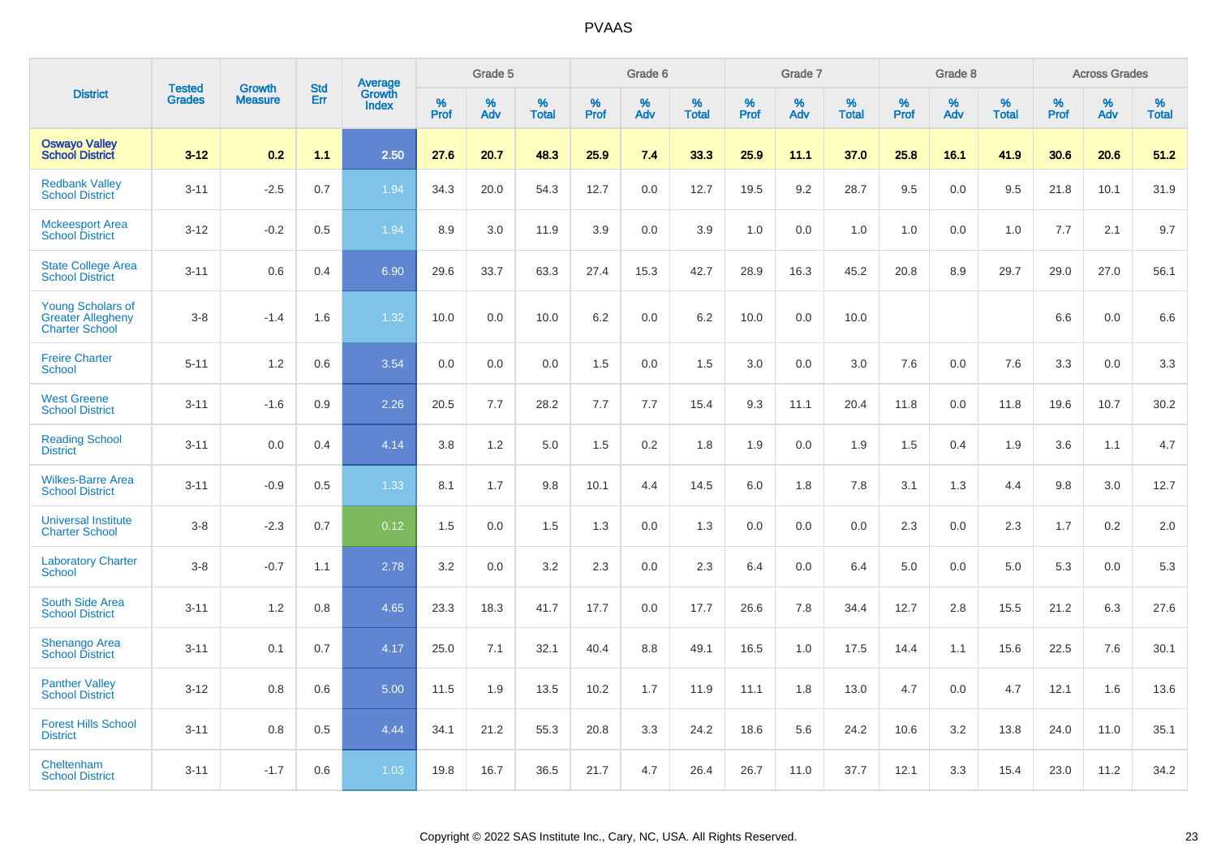# PVAAS

| District | Tested Grades | Growth Measure | Std Err | Average Growth Index | Grade 5 | | | Grade 6 | | | Grade 7 | | | Grade 8 | | | Across Grades | | |
|---|---|---|---|---|---|---|---|---|---|---|---|---|---|---|---|---|---|---|---|
| | | | | | % Prof | % Adv | % Total | % Prof | % Adv | % Total | % Prof | % Adv | % Total | % Prof | % Adv | % Total | % Prof | % Adv | % Total |
| **Oswayo Valley School District** | **3-12** | **0.2** | **1.1** | **2.50** | **27.6** | **20.7** | **48.3** | **25.9** | **7.4** | **33.3** | **25.9** | **11.1** | **37.0** | **25.8** | **16.1** | **41.9** | **30.6** | **20.6** | **51.2** |
| Redbank Valley School District | 3-11 | -2.5 | 0.7 | 1.94 | 34.3 | 20.0 | 54.3 | 12.7 | 0.0 | 12.7 | 19.5 | 9.2 | 28.7 | 9.5 | 0.0 | 9.5 | 21.8 | 10.1 | 31.9 |
| Mckeesport Area School District | 3-12 | -0.2 | 0.5 | 1.94 | 8.9 | 3.0 | 11.9 | 3.9 | 0.0 | 3.9 | 1.0 | 0.0 | 1.0 | 1.0 | 0.0 | 1.0 | 7.7 | 2.1 | 9.7 |
| State College Area School District | 3-11 | 0.6 | 0.4 | 6.90 | 29.6 | 33.7 | 63.3 | 27.4 | 15.3 | 42.7 | 28.9 | 16.3 | 45.2 | 20.8 | 8.9 | 29.7 | 29.0 | 27.0 | 56.1 |
| Young Scholars of Greater Allegheny Charter School | 3-8 | -1.4 | 1.6 | 1.32 | 10.0 | 0.0 | 10.0 | 6.2 | 0.0 | 6.2 | 10.0 | 0.0 | 10.0 | | | | 6.6 | 0.0 | 6.6 |
| Freire Charter School | 5-11 | 1.2 | 0.6 | 3.54 | 0.0 | 0.0 | 0.0 | 1.5 | 0.0 | 1.5 | 3.0 | 0.0 | 3.0 | 7.6 | 0.0 | 7.6 | 3.3 | 0.0 | 3.3 |
| West Greene School District | 3-11 | -1.6 | 0.9 | 2.26 | 20.5 | 7.7 | 28.2 | 7.7 | 7.7 | 15.4 | 9.3 | 11.1 | 20.4 | 11.8 | 0.0 | 11.8 | 19.6 | 10.7 | 30.2 |
| Reading School District | 3-11 | 0.0 | 0.4 | 4.14 | 3.8 | 1.2 | 5.0 | 1.5 | 0.2 | 1.8 | 1.9 | 0.0 | 1.9 | 1.5 | 0.4 | 1.9 | 3.6 | 1.1 | 4.7 |
| Wilkes-Barre Area School District | 3-11 | -0.9 | 0.5 | 1.33 | 8.1 | 1.7 | 9.8 | 10.1 | 4.4 | 14.5 | 6.0 | 1.8 | 7.8 | 3.1 | 1.3 | 4.4 | 9.8 | 3.0 | 12.7 |
| Universal Institute Charter School | 3-8 | -2.3 | 0.7 | 0.12 | 1.5 | 0.0 | 1.5 | 1.3 | 0.0 | 1.3 | 0.0 | 0.0 | 0.0 | 2.3 | 0.0 | 2.3 | 1.7 | 0.2 | 2.0 |
| Laboratory Charter School | 3-8 | -0.7 | 1.1 | 2.78 | 3.2 | 0.0 | 3.2 | 2.3 | 0.0 | 2.3 | 6.4 | 0.0 | 6.4 | 5.0 | 0.0 | 5.0 | 5.3 | 0.0 | 5.3 |
| South Side Area School District | 3-11 | 1.2 | 0.8 | 4.65 | 23.3 | 18.3 | 41.7 | 17.7 | 0.0 | 17.7 | 26.6 | 7.8 | 34.4 | 12.7 | 2.8 | 15.5 | 21.2 | 6.3 | 27.6 |
| Shenango Area School District | 3-11 | 0.1 | 0.7 | 4.17 | 25.0 | 7.1 | 32.1 | 40.4 | 8.8 | 49.1 | 16.5 | 1.0 | 17.5 | 14.4 | 1.1 | 15.6 | 22.5 | 7.6 | 30.1 |
| Panther Valley School District | 3-12 | 0.8 | 0.6 | 5.00 | 11.5 | 1.9 | 13.5 | 10.2 | 1.7 | 11.9 | 11.1 | 1.8 | 13.0 | 4.7 | 0.0 | 4.7 | 12.1 | 1.6 | 13.6 |
| Forest Hills School District | 3-11 | 0.8 | 0.5 | 4.44 | 34.1 | 21.2 | 55.3 | 20.8 | 3.3 | 24.2 | 18.6 | 5.6 | 24.2 | 10.6 | 3.2 | 13.8 | 24.0 | 11.0 | 35.1 |
| Cheltenham School District | 3-11 | -1.7 | 0.6 | 1.03 | 19.8 | 16.7 | 36.5 | 21.7 | 4.7 | 26.4 | 26.7 | 11.0 | 37.7 | 12.1 | 3.3 | 15.4 | 23.0 | 11.2 | 34.2 |

Copyright © 2022 SAS Institute Inc., Cary, NC, USA. All Rights Reserved.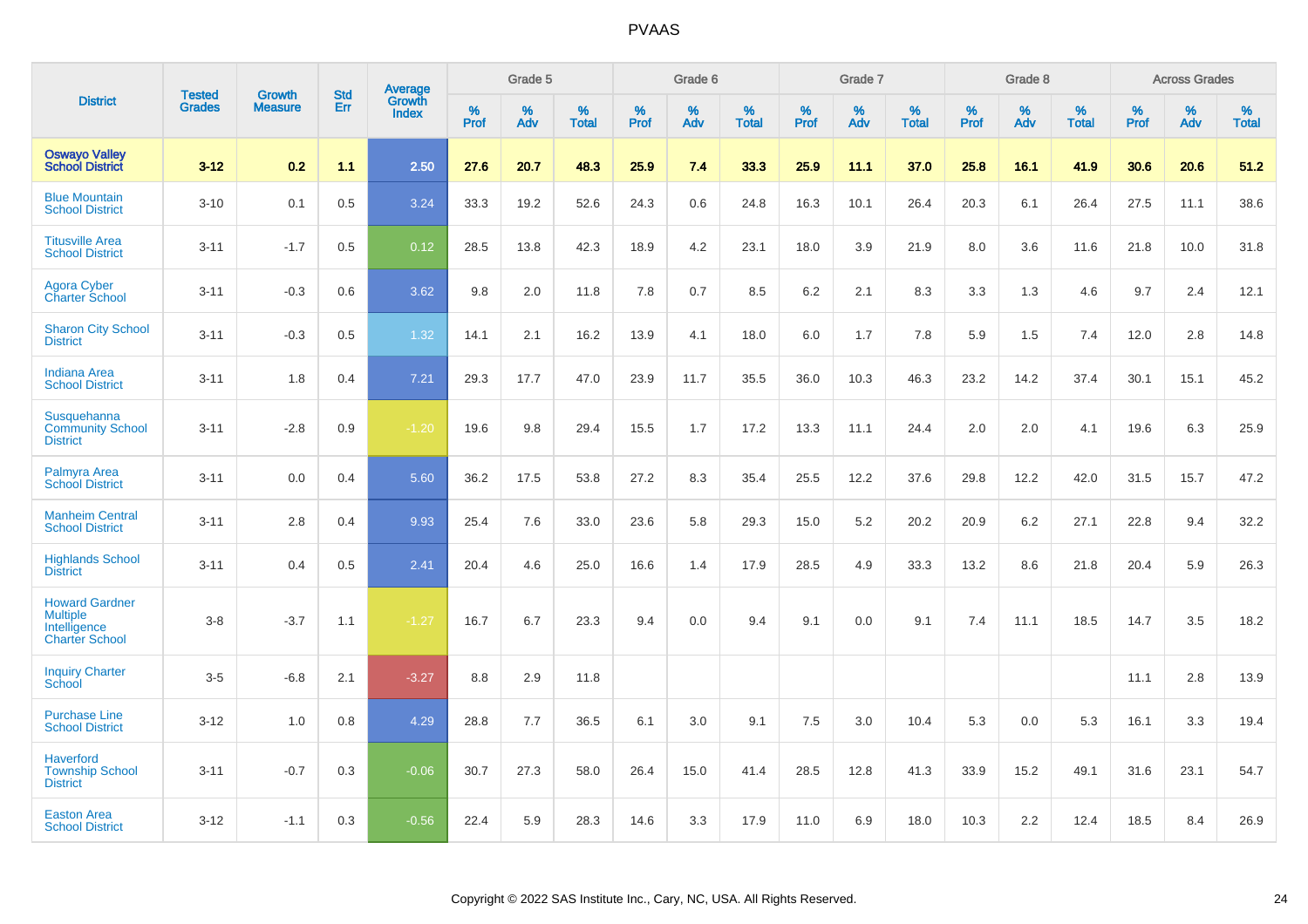# PVAAS

| District | Tested Grades | Growth Measure | Std Err | Average Growth Index | Grade 5 | | | Grade 6 | | | Grade 7 | | | Grade 8 | | | Across Grades | | |
|---|---|---|---|---|---|---|---|---|---|---|---|---|---|---|---|---|---|---|---|
| | | | | | % Prof | % Adv | % Total | % Prof | % Adv | % Total | % Prof | % Adv | % Total | % Prof | % Adv | % Total | % Prof | % Adv | % Total |
| **Oswayo Valley School District** | **3-12** | **0.2** | **1.1** | **2.50** | **27.6** | **20.7** | **48.3** | **25.9** | **7.4** | **33.3** | **25.9** | **11.1** | **37.0** | **25.8** | **16.1** | **41.9** | **30.6** | **20.6** | **51.2** |
| Blue Mountain School District | 3-10 | 0.1 | 0.5 | 3.24 | 33.3 | 19.2 | 52.6 | 24.3 | 0.6 | 24.8 | 16.3 | 10.1 | 26.4 | 20.3 | 6.1 | 26.4 | 27.5 | 11.1 | 38.6 |
| Titusville Area School District | 3-11 | -1.7 | 0.5 | 0.12 | 28.5 | 13.8 | 42.3 | 18.9 | 4.2 | 23.1 | 18.0 | 3.9 | 21.9 | 8.0 | 3.6 | 11.6 | 21.8 | 10.0 | 31.8 |
| Agora Cyber Charter School | 3-11 | -0.3 | 0.6 | 3.62 | 9.8 | 2.0 | 11.8 | 7.8 | 0.7 | 8.5 | 6.2 | 2.1 | 8.3 | 3.3 | 1.3 | 4.6 | 9.7 | 2.4 | 12.1 |
| Sharon City School District | 3-11 | -0.3 | 0.5 | 1.32 | 14.1 | 2.1 | 16.2 | 13.9 | 4.1 | 18.0 | 6.0 | 1.7 | 7.8 | 5.9 | 1.5 | 7.4 | 12.0 | 2.8 | 14.8 |
| Indiana Area School District | 3-11 | 1.8 | 0.4 | 7.21 | 29.3 | 17.7 | 47.0 | 23.9 | 11.7 | 35.5 | 36.0 | 10.3 | 46.3 | 23.2 | 14.2 | 37.4 | 30.1 | 15.1 | 45.2 |
| Susquehanna Community School District | 3-11 | -2.8 | 0.9 | -1.20 | 19.6 | 9.8 | 29.4 | 15.5 | 1.7 | 17.2 | 13.3 | 11.1 | 24.4 | 2.0 | 2.0 | 4.1 | 19.6 | 6.3 | 25.9 |
| Palmyra Area School District | 3-11 | 0.0 | 0.4 | 5.60 | 36.2 | 17.5 | 53.8 | 27.2 | 8.3 | 35.4 | 25.5 | 12.2 | 37.6 | 29.8 | 12.2 | 42.0 | 31.5 | 15.7 | 47.2 |
| Manheim Central School District | 3-11 | 2.8 | 0.4 | 9.93 | 25.4 | 7.6 | 33.0 | 23.6 | 5.8 | 29.3 | 15.0 | 5.2 | 20.2 | 20.9 | 6.2 | 27.1 | 22.8 | 9.4 | 32.2 |
| Highlands School District | 3-11 | 0.4 | 0.5 | 2.41 | 20.4 | 4.6 | 25.0 | 16.6 | 1.4 | 17.9 | 28.5 | 4.9 | 33.3 | 13.2 | 8.6 | 21.8 | 20.4 | 5.9 | 26.3 |
| Howard Gardner Multiple Intelligence Charter School | 3-8 | -3.7 | 1.1 | -1.27 | 16.7 | 6.7 | 23.3 | 9.4 | 0.0 | 9.4 | 9.1 | 0.0 | 9.1 | 7.4 | 11.1 | 18.5 | 14.7 | 3.5 | 18.2 |
| Inquiry Charter School | 3-5 | -6.8 | 2.1 | -3.27 | 8.8 | 2.9 | 11.8 | | | | | | | | | | 11.1 | 2.8 | 13.9 |
| Purchase Line School District | 3-12 | 1.0 | 0.8 | 4.29 | 28.8 | 7.7 | 36.5 | 6.1 | 3.0 | 9.1 | 7.5 | 3.0 | 10.4 | 5.3 | 0.0 | 5.3 | 16.1 | 3.3 | 19.4 |
| Haverford Township School District | 3-11 | -0.7 | 0.3 | -0.06 | 30.7 | 27.3 | 58.0 | 26.4 | 15.0 | 41.4 | 28.5 | 12.8 | 41.3 | 33.9 | 15.2 | 49.1 | 31.6 | 23.1 | 54.7 |
| Easton Area School District | 3-12 | -1.1 | 0.3 | -0.56 | 22.4 | 5.9 | 28.3 | 14.6 | 3.3 | 17.9 | 11.0 | 6.9 | 18.0 | 10.3 | 2.2 | 12.4 | 18.5 | 8.4 | 26.9 |

Copyright © 2022 SAS Institute Inc., Cary, NC, USA. All Rights Reserved.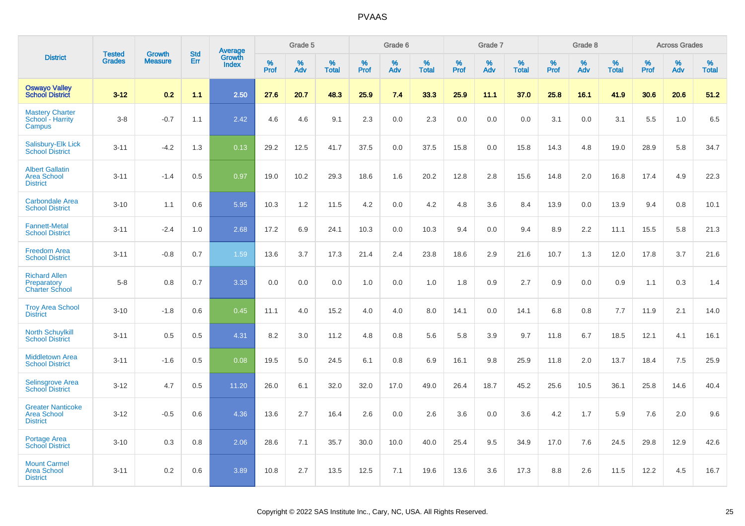# PVAAS

| District | Tested Grades | Growth Measure | Std Err | Average Growth Index | Grade 5 | | | Grade 6 | | | Grade 7 | | | Grade 8 | | | Across Grades | | |
|---|---|---|---|---|---|---|---|---|---|---|---|---|---|---|---|---|---|---|---|
| | | | | | % Prof | % Adv | % Total | % Prof | % Adv | % Total | % Prof | % Adv | % Total | % Prof | % Adv | % Total | % Prof | % Adv | % Total |
| **Oswayo Valley School District** | **3-12** | **0.2** | **1.1** | **2.50** | **27.6** | **20.7** | **48.3** | **25.9** | **7.4** | **33.3** | **25.9** | **11.1** | **37.0** | **25.8** | **16.1** | **41.9** | **30.6** | **20.6** | **51.2** |
| Mastery Charter School - Harrity Campus | 3-8 | -0.7 | 1.1 | 2.42 | 4.6 | 4.6 | 9.1 | 2.3 | 0.0 | 2.3 | 0.0 | 0.0 | 0.0 | 3.1 | 0.0 | 3.1 | 5.5 | 1.0 | 6.5 |
| Salisbury-Elk Lick School District | 3-11 | -4.2 | 1.3 | 0.13 | 29.2 | 12.5 | 41.7 | 37.5 | 0.0 | 37.5 | 15.8 | 0.0 | 15.8 | 14.3 | 4.8 | 19.0 | 28.9 | 5.8 | 34.7 |
| Albert Gallatin Area School District | 3-11 | -1.4 | 0.5 | 0.97 | 19.0 | 10.2 | 29.3 | 18.6 | 1.6 | 20.2 | 12.8 | 2.8 | 15.6 | 14.8 | 2.0 | 16.8 | 17.4 | 4.9 | 22.3 |
| Carbondale Area School District | 3-10 | 1.1 | 0.6 | 5.95 | 10.3 | 1.2 | 11.5 | 4.2 | 0.0 | 4.2 | 4.8 | 3.6 | 8.4 | 13.9 | 0.0 | 13.9 | 9.4 | 0.8 | 10.1 |
| Fannett-Metal School District | 3-11 | -2.4 | 1.0 | 2.68 | 17.2 | 6.9 | 24.1 | 10.3 | 0.0 | 10.3 | 9.4 | 0.0 | 9.4 | 8.9 | 2.2 | 11.1 | 15.5 | 5.8 | 21.3 |
| Freedom Area School District | 3-11 | -0.8 | 0.7 | 1.59 | 13.6 | 3.7 | 17.3 | 21.4 | 2.4 | 23.8 | 18.6 | 2.9 | 21.6 | 10.7 | 1.3 | 12.0 | 17.8 | 3.7 | 21.6 |
| Richard Allen Preparatory Charter School | 5-8 | 0.8 | 0.7 | 3.33 | 0.0 | 0.0 | 0.0 | 1.0 | 0.0 | 1.0 | 1.8 | 0.9 | 2.7 | 0.9 | 0.0 | 0.9 | 1.1 | 0.3 | 1.4 |
| Troy Area School District | 3-10 | -1.8 | 0.6 | 0.45 | 11.1 | 4.0 | 15.2 | 4.0 | 4.0 | 8.0 | 14.1 | 0.0 | 14.1 | 6.8 | 0.8 | 7.7 | 11.9 | 2.1 | 14.0 |
| North Schuylkill School District | 3-11 | 0.5 | 0.5 | 4.31 | 8.2 | 3.0 | 11.2 | 4.8 | 0.8 | 5.6 | 5.8 | 3.9 | 9.7 | 11.8 | 6.7 | 18.5 | 12.1 | 4.1 | 16.1 |
| Middletown Area School District | 3-11 | -1.6 | 0.5 | 0.08 | 19.5 | 5.0 | 24.5 | 6.1 | 0.8 | 6.9 | 16.1 | 9.8 | 25.9 | 11.8 | 2.0 | 13.7 | 18.4 | 7.5 | 25.9 |
| Selinsgrove Area School District | 3-12 | 4.7 | 0.5 | 11.20 | 26.0 | 6.1 | 32.0 | 32.0 | 17.0 | 49.0 | 26.4 | 18.7 | 45.2 | 25.6 | 10.5 | 36.1 | 25.8 | 14.6 | 40.4 |
| Greater Nanticoke Area School District | 3-12 | -0.5 | 0.6 | 4.36 | 13.6 | 2.7 | 16.4 | 2.6 | 0.0 | 2.6 | 3.6 | 0.0 | 3.6 | 4.2 | 1.7 | 5.9 | 7.6 | 2.0 | 9.6 |
| Portage Area School District | 3-10 | 0.3 | 0.8 | 2.06 | 28.6 | 7.1 | 35.7 | 30.0 | 10.0 | 40.0 | 25.4 | 9.5 | 34.9 | 17.0 | 7.6 | 24.5 | 29.8 | 12.9 | 42.6 |
| Mount Carmel Area School District | 3-11 | 0.2 | 0.6 | 3.89 | 10.8 | 2.7 | 13.5 | 12.5 | 7.1 | 19.6 | 13.6 | 3.6 | 17.3 | 8.8 | 2.6 | 11.5 | 12.2 | 4.5 | 16.7 |

Copyright © 2022 SAS Institute Inc., Cary, NC, USA. All Rights Reserved.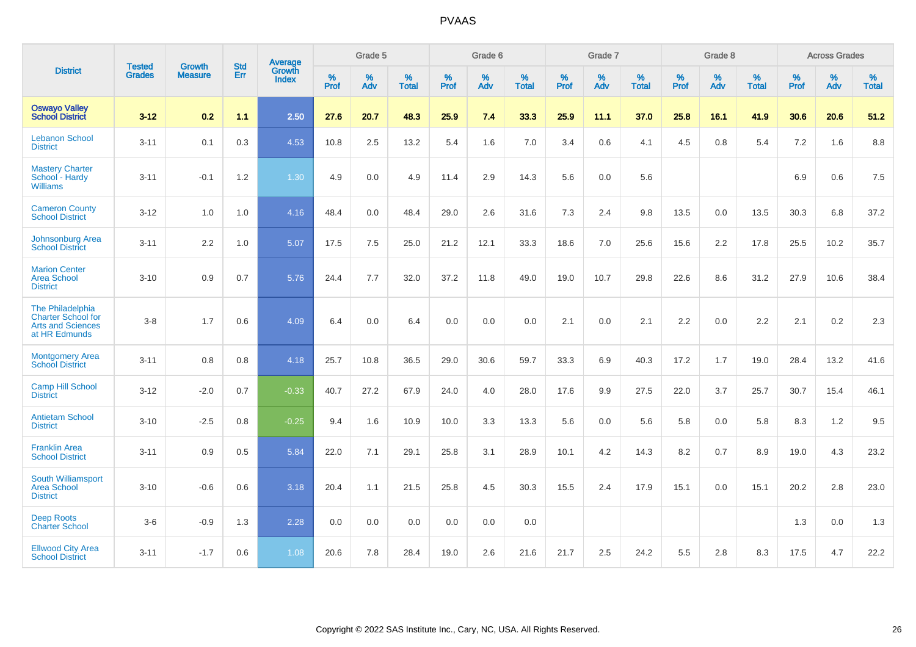# PVAAS

| District | Tested Grades | Growth Measure | Std Err | Average Growth Index | Grade 5 | | | Grade 6 | | | Grade 7 | | | Grade 8 | | | Across Grades | | |
|---|---|---|---|---|---|---|---|---|---|---|---|---|---|---|---|---|---|---|---|
| | | | | | % Prof | % Adv | % Total | % Prof | % Adv | % Total | % Prof | % Adv | % Total | % Prof | % Adv | % Total | % Prof | % Adv | % Total |
| **Oswayo Valley School District** | **3-12** | **0.2** | **1.1** | **2.50** | **27.6** | **20.7** | **48.3** | **25.9** | **7.4** | **33.3** | **25.9** | **11.1** | **37.0** | **25.8** | **16.1** | **41.9** | **30.6** | **20.6** | **51.2** |
| Lebanon School District | 3-11 | 0.1 | 0.3 | 4.53 | 10.8 | 2.5 | 13.2 | 5.4 | 1.6 | 7.0 | 3.4 | 0.6 | 4.1 | 4.5 | 0.8 | 5.4 | 7.2 | 1.6 | 8.8 |
| Mastery Charter School - Hardy Williams | 3-11 | -0.1 | 1.2 | 1.30 | 4.9 | 0.0 | 4.9 | 11.4 | 2.9 | 14.3 | 5.6 | 0.0 | 5.6 | | | | 6.9 | 0.6 | 7.5 |
| Cameron County School District | 3-12 | 1.0 | 1.0 | 4.16 | 48.4 | 0.0 | 48.4 | 29.0 | 2.6 | 31.6 | 7.3 | 2.4 | 9.8 | 13.5 | 0.0 | 13.5 | 30.3 | 6.8 | 37.2 |
| Johnsonburg Area School District | 3-11 | 2.2 | 1.0 | 5.07 | 17.5 | 7.5 | 25.0 | 21.2 | 12.1 | 33.3 | 18.6 | 7.0 | 25.6 | 15.6 | 2.2 | 17.8 | 25.5 | 10.2 | 35.7 |
| Marion Center Area School District | 3-10 | 0.9 | 0.7 | 5.76 | 24.4 | 7.7 | 32.0 | 37.2 | 11.8 | 49.0 | 19.0 | 10.7 | 29.8 | 22.6 | 8.6 | 31.2 | 27.9 | 10.6 | 38.4 |
| The Philadelphia Charter School for Arts and Sciences at HR Edmunds | 3-8 | 1.7 | 0.6 | 4.09 | 6.4 | 0.0 | 6.4 | 0.0 | 0.0 | 0.0 | 2.1 | 0.0 | 2.1 | 2.2 | 0.0 | 2.2 | 2.1 | 0.2 | 2.3 |
| Montgomery Area School District | 3-11 | 0.8 | 0.8 | 4.18 | 25.7 | 10.8 | 36.5 | 29.0 | 30.6 | 59.7 | 33.3 | 6.9 | 40.3 | 17.2 | 1.7 | 19.0 | 28.4 | 13.2 | 41.6 |
| Camp Hill School District | 3-12 | -2.0 | 0.7 | -0.33 | 40.7 | 27.2 | 67.9 | 24.0 | 4.0 | 28.0 | 17.6 | 9.9 | 27.5 | 22.0 | 3.7 | 25.7 | 30.7 | 15.4 | 46.1 |
| Antietam School District | 3-10 | -2.5 | 0.8 | -0.25 | 9.4 | 1.6 | 10.9 | 10.0 | 3.3 | 13.3 | 5.6 | 0.0 | 5.6 | 5.8 | 0.0 | 5.8 | 8.3 | 1.2 | 9.5 |
| Franklin Area School District | 3-11 | 0.9 | 0.5 | 5.84 | 22.0 | 7.1 | 29.1 | 25.8 | 3.1 | 28.9 | 10.1 | 4.2 | 14.3 | 8.2 | 0.7 | 8.9 | 19.0 | 4.3 | 23.2 |
| South Williamsport Area School District | 3-10 | -0.6 | 0.6 | 3.18 | 20.4 | 1.1 | 21.5 | 25.8 | 4.5 | 30.3 | 15.5 | 2.4 | 17.9 | 15.1 | 0.0 | 15.1 | 20.2 | 2.8 | 23.0 |
| Deep Roots Charter School | 3-6 | -0.9 | 1.3 | 2.28 | 0.0 | 0.0 | 0.0 | 0.0 | 0.0 | 0.0 | | | | | | | 1.3 | 0.0 | 1.3 |
| Ellwood City Area School District | 3-11 | -1.7 | 0.6 | 1.08 | 20.6 | 7.8 | 28.4 | 19.0 | 2.6 | 21.6 | 21.7 | 2.5 | 24.2 | 5.5 | 2.8 | 8.3 | 17.5 | 4.7 | 22.2 |

Copyright © 2022 SAS Institute Inc., Cary, NC, USA. All Rights Reserved.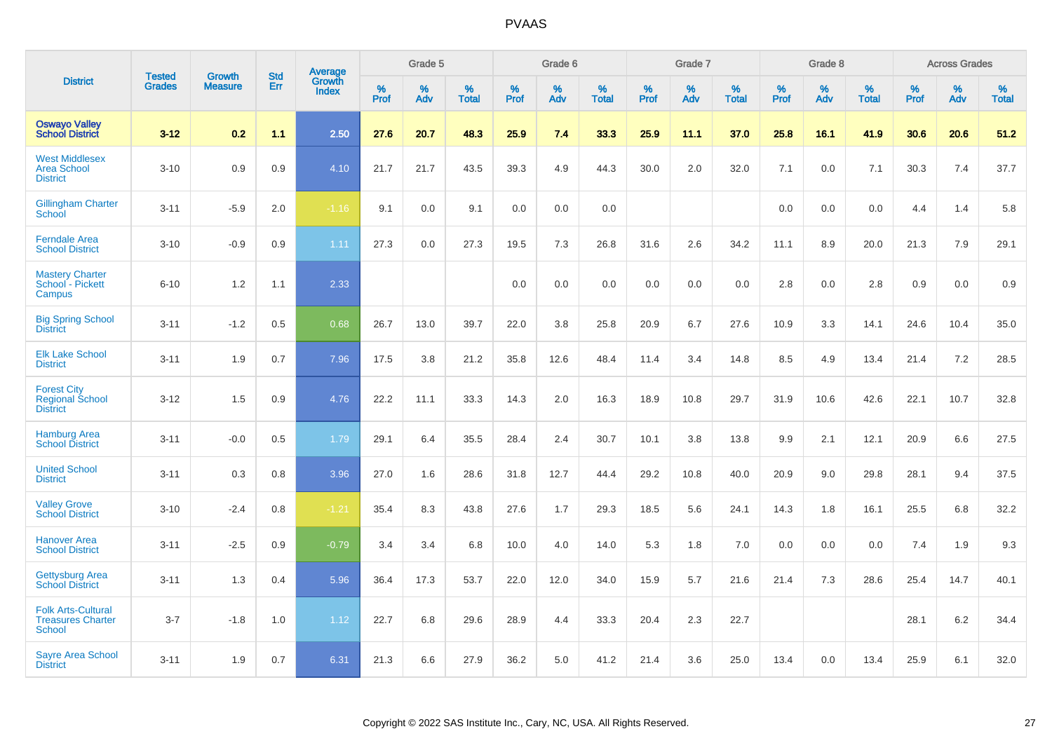# PVAAS

| District | Tested Grades | Growth Measure | Std Err | Average Growth Index | Grade 5 | | | Grade 6 | | | Grade 7 | | | Grade 8 | | | Across Grades | | |
|---|---|---|---|---|---|---|---|---|---|---|---|---|---|---|---|---|---|---|---|
| | | | | | % Prof | % Adv | % Total | % Prof | % Adv | % Total | % Prof | % Adv | % Total | % Prof | % Adv | % Total | % Prof | % Adv | % Total |
| **Oswayo Valley School District** | **3-12** | **0.2** | **1.1** | **2.50** | **27.6** | **20.7** | **48.3** | **25.9** | **7.4** | **33.3** | **25.9** | **11.1** | **37.0** | **25.8** | **16.1** | **41.9** | **30.6** | **20.6** | **51.2** |
| West Middlesex Area School District | 3-10 | 0.9 | 0.9 | 4.10 | 21.7 | 21.7 | 43.5 | 39.3 | 4.9 | 44.3 | 30.0 | 2.0 | 32.0 | 7.1 | 0.0 | 7.1 | 30.3 | 7.4 | 37.7 |
| Gillingham Charter School | 3-11 | -5.9 | 2.0 | -1.16 | 9.1 | 0.0 | 9.1 | 0.0 | 0.0 | 0.0 | | | | 0.0 | 0.0 | 0.0 | 4.4 | 1.4 | 5.8 |
| Ferndale Area School District | 3-10 | -0.9 | 0.9 | 1.11 | 27.3 | 0.0 | 27.3 | 19.5 | 7.3 | 26.8 | 31.6 | 2.6 | 34.2 | 11.1 | 8.9 | 20.0 | 21.3 | 7.9 | 29.1 |
| Mastery Charter School - Pickett Campus | 6-10 | 1.2 | 1.1 | 2.33 | | | | 0.0 | 0.0 | 0.0 | 0.0 | 0.0 | 0.0 | 2.8 | 0.0 | 2.8 | 0.9 | 0.0 | 0.9 |
| Big Spring School District | 3-11 | -1.2 | 0.5 | 0.68 | 26.7 | 13.0 | 39.7 | 22.0 | 3.8 | 25.8 | 20.9 | 6.7 | 27.6 | 10.9 | 3.3 | 14.1 | 24.6 | 10.4 | 35.0 |
| Elk Lake School District | 3-11 | 1.9 | 0.7 | 7.96 | 17.5 | 3.8 | 21.2 | 35.8 | 12.6 | 48.4 | 11.4 | 3.4 | 14.8 | 8.5 | 4.9 | 13.4 | 21.4 | 7.2 | 28.5 |
| Forest City Regional School District | 3-12 | 1.5 | 0.9 | 4.76 | 22.2 | 11.1 | 33.3 | 14.3 | 2.0 | 16.3 | 18.9 | 10.8 | 29.7 | 31.9 | 10.6 | 42.6 | 22.1 | 10.7 | 32.8 |
| Hamburg Area School District | 3-11 | -0.0 | 0.5 | 1.79 | 29.1 | 6.4 | 35.5 | 28.4 | 2.4 | 30.7 | 10.1 | 3.8 | 13.8 | 9.9 | 2.1 | 12.1 | 20.9 | 6.6 | 27.5 |
| United School District | 3-11 | 0.3 | 0.8 | 3.96 | 27.0 | 1.6 | 28.6 | 31.8 | 12.7 | 44.4 | 29.2 | 10.8 | 40.0 | 20.9 | 9.0 | 29.8 | 28.1 | 9.4 | 37.5 |
| Valley Grove School District | 3-10 | -2.4 | 0.8 | -1.21 | 35.4 | 8.3 | 43.8 | 27.6 | 1.7 | 29.3 | 18.5 | 5.6 | 24.1 | 14.3 | 1.8 | 16.1 | 25.5 | 6.8 | 32.2 |
| Hanover Area School District | 3-11 | -2.5 | 0.9 | -0.79 | 3.4 | 3.4 | 6.8 | 10.0 | 4.0 | 14.0 | 5.3 | 1.8 | 7.0 | 0.0 | 0.0 | 0.0 | 7.4 | 1.9 | 9.3 |
| Gettysburg Area School District | 3-11 | 1.3 | 0.4 | 5.96 | 36.4 | 17.3 | 53.7 | 22.0 | 12.0 | 34.0 | 15.9 | 5.7 | 21.6 | 21.4 | 7.3 | 28.6 | 25.4 | 14.7 | 40.1 |
| Folk Arts-Cultural Treasures Charter School | 3-7 | -1.8 | 1.0 | 1.12 | 22.7 | 6.8 | 29.6 | 28.9 | 4.4 | 33.3 | 20.4 | 2.3 | 22.7 | | | | 28.1 | 6.2 | 34.4 |
| Sayre Area School District | 3-11 | 1.9 | 0.7 | 6.31 | 21.3 | 6.6 | 27.9 | 36.2 | 5.0 | 41.2 | 21.4 | 3.6 | 25.0 | 13.4 | 0.0 | 13.4 | 25.9 | 6.1 | 32.0 |

Copyright © 2022 SAS Institute Inc., Cary, NC, USA. All Rights Reserved.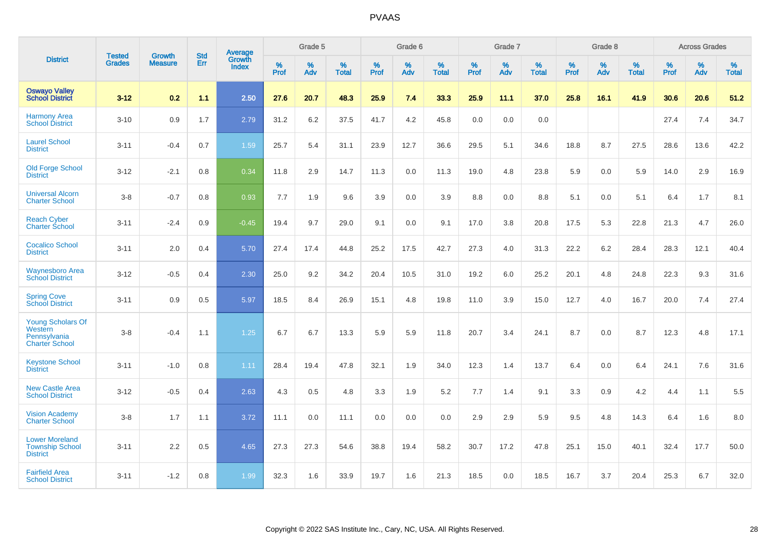| District | Tested Grades | Growth Measure | Std Err | Average Growth Index | Grade 5 | | | Grade 6 | | | Grade 7 | | | Grade 8 | | | Across Grades | | |
|---|---|---|---|---|---|---|---|---|---|---|---|---|---|---|---|---|---|---|---|
| | | | | | % Prof | % Adv | % Total | % Prof | % Adv | % Total | % Prof | % Adv | % Total | % Prof | % Adv | % Total | % Prof | % Adv | % Total |
| **Oswayo Valley School District** | **3-12** | **0.2** | **1.1** | **2.50** | **27.6** | **20.7** | **48.3** | **25.9** | **7.4** | **33.3** | **25.9** | **11.1** | **37.0** | **25.8** | **16.1** | **41.9** | **30.6** | **20.6** | **51.2** |
| Harmony Area School District | 3-10 | 0.9 | 1.7 | 2.79 | 31.2 | 6.2 | 37.5 | 41.7 | 4.2 | 45.8 | 0.0 | 0.0 | 0.0 | | | | 27.4 | 7.4 | 34.7 |
| Laurel School District | 3-11 | -0.4 | 0.7 | 1.59 | 25.7 | 5.4 | 31.1 | 23.9 | 12.7 | 36.6 | 29.5 | 5.1 | 34.6 | 18.8 | 8.7 | 27.5 | 28.6 | 13.6 | 42.2 |
| Old Forge School District | 3-12 | -2.1 | 0.8 | 0.34 | 11.8 | 2.9 | 14.7 | 11.3 | 0.0 | 11.3 | 19.0 | 4.8 | 23.8 | 5.9 | 0.0 | 5.9 | 14.0 | 2.9 | 16.9 |
| Universal Alcorn Charter School | 3-8 | -0.7 | 0.8 | 0.93 | 7.7 | 1.9 | 9.6 | 3.9 | 0.0 | 3.9 | 8.8 | 0.0 | 8.8 | 5.1 | 0.0 | 5.1 | 6.4 | 1.7 | 8.1 |
| Reach Cyber Charter School | 3-11 | -2.4 | 0.9 | -0.45 | 19.4 | 9.7 | 29.0 | 9.1 | 0.0 | 9.1 | 17.0 | 3.8 | 20.8 | 17.5 | 5.3 | 22.8 | 21.3 | 4.7 | 26.0 |
| Cocalico School District | 3-11 | 2.0 | 0.4 | 5.70 | 27.4 | 17.4 | 44.8 | 25.2 | 17.5 | 42.7 | 27.3 | 4.0 | 31.3 | 22.2 | 6.2 | 28.4 | 28.3 | 12.1 | 40.4 |
| Waynesboro Area School District | 3-12 | -0.5 | 0.4 | 2.30 | 25.0 | 9.2 | 34.2 | 20.4 | 10.5 | 31.0 | 19.2 | 6.0 | 25.2 | 20.1 | 4.8 | 24.8 | 22.3 | 9.3 | 31.6 |
| Spring Cove School District | 3-11 | 0.9 | 0.5 | 5.97 | 18.5 | 8.4 | 26.9 | 15.1 | 4.8 | 19.8 | 11.0 | 3.9 | 15.0 | 12.7 | 4.0 | 16.7 | 20.0 | 7.4 | 27.4 |
| Young Scholars Of Western Pennsylvania Charter School | 3-8 | -0.4 | 1.1 | 1.25 | 6.7 | 6.7 | 13.3 | 5.9 | 5.9 | 11.8 | 20.7 | 3.4 | 24.1 | 8.7 | 0.0 | 8.7 | 12.3 | 4.8 | 17.1 |
| Keystone School District | 3-11 | -1.0 | 0.8 | 1.11 | 28.4 | 19.4 | 47.8 | 32.1 | 1.9 | 34.0 | 12.3 | 1.4 | 13.7 | 6.4 | 0.0 | 6.4 | 24.1 | 7.6 | 31.6 |
| New Castle Area School District | 3-12 | -0.5 | 0.4 | 2.63 | 4.3 | 0.5 | 4.8 | 3.3 | 1.9 | 5.2 | 7.7 | 1.4 | 9.1 | 3.3 | 0.9 | 4.2 | 4.4 | 1.1 | 5.5 |
| Vision Academy Charter School | 3-8 | 1.7 | 1.1 | 3.72 | 11.1 | 0.0 | 11.1 | 0.0 | 0.0 | 0.0 | 2.9 | 2.9 | 5.9 | 9.5 | 4.8 | 14.3 | 6.4 | 1.6 | 8.0 |
| Lower Moreland Township School District | 3-11 | 2.2 | 0.5 | 4.65 | 27.3 | 27.3 | 54.6 | 38.8 | 19.4 | 58.2 | 30.7 | 17.2 | 47.8 | 25.1 | 15.0 | 40.1 | 32.4 | 17.7 | 50.0 |
| Fairfield Area School District | 3-11 | -1.2 | 0.8 | 1.99 | 32.3 | 1.6 | 33.9 | 19.7 | 1.6 | 21.3 | 18.5 | 0.0 | 18.5 | 16.7 | 3.7 | 20.4 | 25.3 | 6.7 | 32.0 |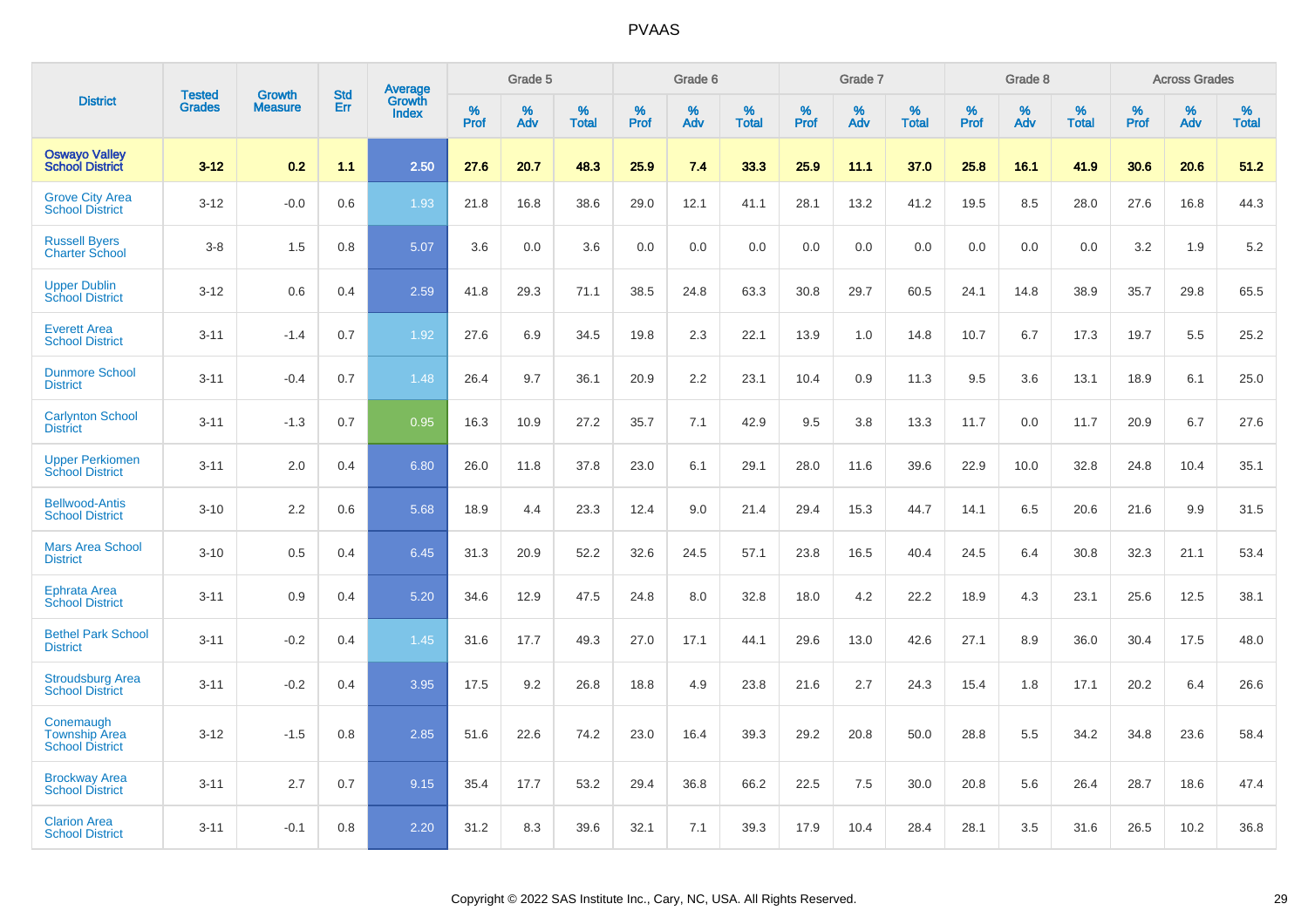# PVAAS

| District | Tested Grades | Growth Measure | Std Err | Average Growth Index | Grade 5 | | | Grade 6 | | | Grade 7 | | | Grade 8 | | | Across Grades | | |
|---|---|---|---|---|---|---|---|---|---|---|---|---|---|---|---|---|---|---|---|
| | | | | | % Prof | % Adv | % Total | % Prof | % Adv | % Total | % Prof | % Adv | % Total | % Prof | % Adv | % Total | % Prof | % Adv | % Total |
| **Oswayo Valley School District** | **3-12** | **0.2** | **1.1** | **2.50** | **27.6** | **20.7** | **48.3** | **25.9** | **7.4** | **33.3** | **25.9** | **11.1** | **37.0** | **25.8** | **16.1** | **41.9** | **30.6** | **20.6** | **51.2** |
| Grove City Area School District | 3-12 | -0.0 | 0.6 | 1.93 | 21.8 | 16.8 | 38.6 | 29.0 | 12.1 | 41.1 | 28.1 | 13.2 | 41.2 | 19.5 | 8.5 | 28.0 | 27.6 | 16.8 | 44.3 |
| Russell Byers Charter School | 3-8 | 1.5 | 0.8 | 5.07 | 3.6 | 0.0 | 3.6 | 0.0 | 0.0 | 0.0 | 0.0 | 0.0 | 0.0 | 0.0 | 0.0 | 0.0 | 3.2 | 1.9 | 5.2 |
| Upper Dublin School District | 3-12 | 0.6 | 0.4 | 2.59 | 41.8 | 29.3 | 71.1 | 38.5 | 24.8 | 63.3 | 30.8 | 29.7 | 60.5 | 24.1 | 14.8 | 38.9 | 35.7 | 29.8 | 65.5 |
| Everett Area School District | 3-11 | -1.4 | 0.7 | 1.92 | 27.6 | 6.9 | 34.5 | 19.8 | 2.3 | 22.1 | 13.9 | 1.0 | 14.8 | 10.7 | 6.7 | 17.3 | 19.7 | 5.5 | 25.2 |
| Dunmore School District | 3-11 | -0.4 | 0.7 | 1.48 | 26.4 | 9.7 | 36.1 | 20.9 | 2.2 | 23.1 | 10.4 | 0.9 | 11.3 | 9.5 | 3.6 | 13.1 | 18.9 | 6.1 | 25.0 |
| Carlynton School District | 3-11 | -1.3 | 0.7 | 0.95 | 16.3 | 10.9 | 27.2 | 35.7 | 7.1 | 42.9 | 9.5 | 3.8 | 13.3 | 11.7 | 0.0 | 11.7 | 20.9 | 6.7 | 27.6 |
| Upper Perkiomen School District | 3-11 | 2.0 | 0.4 | 6.80 | 26.0 | 11.8 | 37.8 | 23.0 | 6.1 | 29.1 | 28.0 | 11.6 | 39.6 | 22.9 | 10.0 | 32.8 | 24.8 | 10.4 | 35.1 |
| Bellwood-Antis School District | 3-10 | 2.2 | 0.6 | 5.68 | 18.9 | 4.4 | 23.3 | 12.4 | 9.0 | 21.4 | 29.4 | 15.3 | 44.7 | 14.1 | 6.5 | 20.6 | 21.6 | 9.9 | 31.5 |
| Mars Area School District | 3-10 | 0.5 | 0.4 | 6.45 | 31.3 | 20.9 | 52.2 | 32.6 | 24.5 | 57.1 | 23.8 | 16.5 | 40.4 | 24.5 | 6.4 | 30.8 | 32.3 | 21.1 | 53.4 |
| Ephrata Area School District | 3-11 | 0.9 | 0.4 | 5.20 | 34.6 | 12.9 | 47.5 | 24.8 | 8.0 | 32.8 | 18.0 | 4.2 | 22.2 | 18.9 | 4.3 | 23.1 | 25.6 | 12.5 | 38.1 |
| Bethel Park School District | 3-11 | -0.2 | 0.4 | 1.45 | 31.6 | 17.7 | 49.3 | 27.0 | 17.1 | 44.1 | 29.6 | 13.0 | 42.6 | 27.1 | 8.9 | 36.0 | 30.4 | 17.5 | 48.0 |
| Stroudsburg Area School District | 3-11 | -0.2 | 0.4 | 3.95 | 17.5 | 9.2 | 26.8 | 18.8 | 4.9 | 23.8 | 21.6 | 2.7 | 24.3 | 15.4 | 1.8 | 17.1 | 20.2 | 6.4 | 26.6 |
| Conemaugh Township Area School District | 3-12 | -1.5 | 0.8 | 2.85 | 51.6 | 22.6 | 74.2 | 23.0 | 16.4 | 39.3 | 29.2 | 20.8 | 50.0 | 28.8 | 5.5 | 34.2 | 34.8 | 23.6 | 58.4 |
| Brockway Area School District | 3-11 | 2.7 | 0.7 | 9.15 | 35.4 | 17.7 | 53.2 | 29.4 | 36.8 | 66.2 | 22.5 | 7.5 | 30.0 | 20.8 | 5.6 | 26.4 | 28.7 | 18.6 | 47.4 |
| Clarion Area School District | 3-11 | -0.1 | 0.8 | 2.20 | 31.2 | 8.3 | 39.6 | 32.1 | 7.1 | 39.3 | 17.9 | 10.4 | 28.4 | 28.1 | 3.5 | 31.6 | 26.5 | 10.2 | 36.8 |

Copyright © 2022 SAS Institute Inc., Cary, NC, USA. All Rights Reserved.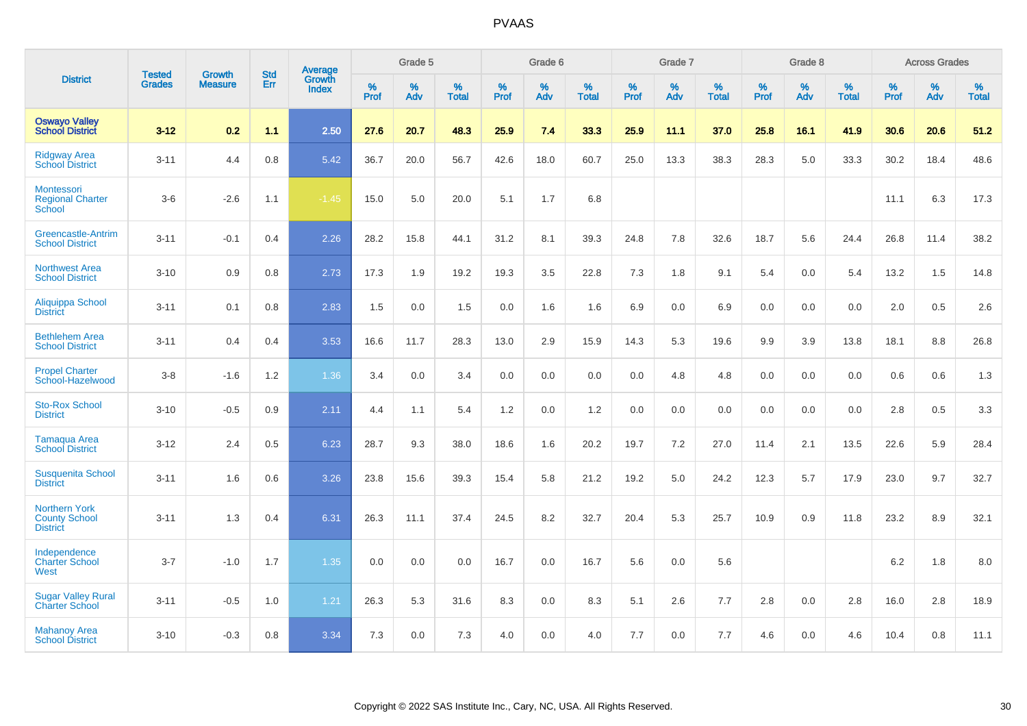# PVAAS

| District | Tested Grades | Growth Measure | Std Err | Average Growth Index | Grade 5 | | | Grade 6 | | | Grade 7 | | | Grade 8 | | | Across Grades | | |
|---|---|---|---|---|---|---|---|---|---|---|---|---|---|---|---|---|---|---|---|
| | | | | | % Prof | % Adv | % Total | % Prof | % Adv | % Total | % Prof | % Adv | % Total | % Prof | % Adv | % Total | % Prof | % Adv | % Total |
| **Oswayo Valley School District** | **3-12** | **0.2** | **1.1** | **2.50** | **27.6** | **20.7** | **48.3** | **25.9** | **7.4** | **33.3** | **25.9** | **11.1** | **37.0** | **25.8** | **16.1** | **41.9** | **30.6** | **20.6** | **51.2** |
| Ridgway Area School District | 3-11 | 4.4 | 0.8 | 5.42 | 36.7 | 20.0 | 56.7 | 42.6 | 18.0 | 60.7 | 25.0 | 13.3 | 38.3 | 28.3 | 5.0 | 33.3 | 30.2 | 18.4 | 48.6 |
| Montessori Regional Charter School | 3-6 | -2.6 | 1.1 | -1.45 | 15.0 | 5.0 | 20.0 | 5.1 | 1.7 | 6.8 | | | | | | | 11.1 | 6.3 | 17.3 |
| Greencastle-Antrim School District | 3-11 | -0.1 | 0.4 | 2.26 | 28.2 | 15.8 | 44.1 | 31.2 | 8.1 | 39.3 | 24.8 | 7.8 | 32.6 | 18.7 | 5.6 | 24.4 | 26.8 | 11.4 | 38.2 |
| Northwest Area School District | 3-10 | 0.9 | 0.8 | 2.73 | 17.3 | 1.9 | 19.2 | 19.3 | 3.5 | 22.8 | 7.3 | 1.8 | 9.1 | 5.4 | 0.0 | 5.4 | 13.2 | 1.5 | 14.8 |
| Aliquippa School District | 3-11 | 0.1 | 0.8 | 2.83 | 1.5 | 0.0 | 1.5 | 0.0 | 1.6 | 1.6 | 6.9 | 0.0 | 6.9 | 0.0 | 0.0 | 0.0 | 2.0 | 0.5 | 2.6 |
| Bethlehem Area School District | 3-11 | 0.4 | 0.4 | 3.53 | 16.6 | 11.7 | 28.3 | 13.0 | 2.9 | 15.9 | 14.3 | 5.3 | 19.6 | 9.9 | 3.9 | 13.8 | 18.1 | 8.8 | 26.8 |
| Propel Charter School-Hazelwood | 3-8 | -1.6 | 1.2 | 1.36 | 3.4 | 0.0 | 3.4 | 0.0 | 0.0 | 0.0 | 0.0 | 4.8 | 4.8 | 0.0 | 0.0 | 0.0 | 0.6 | 0.6 | 1.3 |
| Sto-Rox School District | 3-10 | -0.5 | 0.9 | 2.11 | 4.4 | 1.1 | 5.4 | 1.2 | 0.0 | 1.2 | 0.0 | 0.0 | 0.0 | 0.0 | 0.0 | 0.0 | 2.8 | 0.5 | 3.3 |
| Tamaqua Area School District | 3-12 | 2.4 | 0.5 | 6.23 | 28.7 | 9.3 | 38.0 | 18.6 | 1.6 | 20.2 | 19.7 | 7.2 | 27.0 | 11.4 | 2.1 | 13.5 | 22.6 | 5.9 | 28.4 |
| Susquenita School District | 3-11 | 1.6 | 0.6 | 3.26 | 23.8 | 15.6 | 39.3 | 15.4 | 5.8 | 21.2 | 19.2 | 5.0 | 24.2 | 12.3 | 5.7 | 17.9 | 23.0 | 9.7 | 32.7 |
| Northern York County School District | 3-11 | 1.3 | 0.4 | 6.31 | 26.3 | 11.1 | 37.4 | 24.5 | 8.2 | 32.7 | 20.4 | 5.3 | 25.7 | 10.9 | 0.9 | 11.8 | 23.2 | 8.9 | 32.1 |
| Independence Charter School West | 3-7 | -1.0 | 1.7 | 1.35 | 0.0 | 0.0 | 0.0 | 16.7 | 0.0 | 16.7 | 5.6 | 0.0 | 5.6 | | | | 6.2 | 1.8 | 8.0 |
| Sugar Valley Rural Charter School | 3-11 | -0.5 | 1.0 | 1.21 | 26.3 | 5.3 | 31.6 | 8.3 | 0.0 | 8.3 | 5.1 | 2.6 | 7.7 | 2.8 | 0.0 | 2.8 | 16.0 | 2.8 | 18.9 |
| Mahanoy Area School District | 3-10 | -0.3 | 0.8 | 3.34 | 7.3 | 0.0 | 7.3 | 4.0 | 0.0 | 4.0 | 7.7 | 0.0 | 7.7 | 4.6 | 0.0 | 4.6 | 10.4 | 0.8 | 11.1 |

Copyright © 2022 SAS Institute Inc., Cary, NC, USA. All Rights Reserved.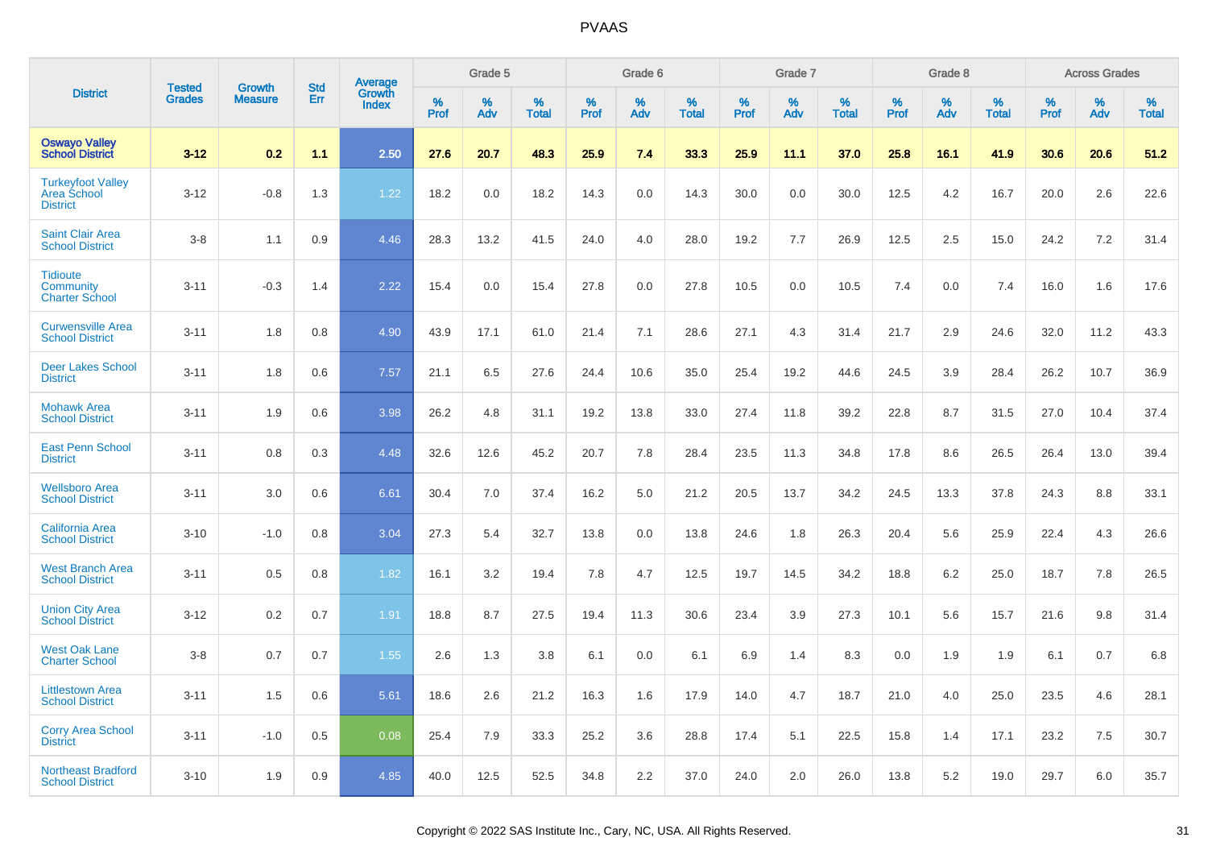# PVAAS

| District | Tested Grades | Growth Measure | Std Err | Average Growth Index | Grade 5 | | | Grade 6 | | | Grade 7 | | | Grade 8 | | | Across Grades | | |
|---|---|---|---|---|---|---|---|---|---|---|---|---|---|---|---|---|---|---|---|
| | | | | | % Prof | % Adv | % Total | % Prof | % Adv | % Total | % Prof | % Adv | % Total | % Prof | % Adv | % Total | % Prof | % Adv | % Total |
| **Oswayo Valley School District** | **3-12** | **0.2** | **1.1** | **2.50** | **27.6** | **20.7** | **48.3** | **25.9** | **7.4** | **33.3** | **25.9** | **11.1** | **37.0** | **25.8** | **16.1** | **41.9** | **30.6** | **20.6** | **51.2** |
| Turkeyfoot Valley Area School District | 3-12 | -0.8 | 1.3 | 1.22 | 18.2 | 0.0 | 18.2 | 14.3 | 0.0 | 14.3 | 30.0 | 0.0 | 30.0 | 12.5 | 4.2 | 16.7 | 20.0 | 2.6 | 22.6 |
| Saint Clair Area School District | 3-8 | 1.1 | 0.9 | 4.46 | 28.3 | 13.2 | 41.5 | 24.0 | 4.0 | 28.0 | 19.2 | 7.7 | 26.9 | 12.5 | 2.5 | 15.0 | 24.2 | 7.2 | 31.4 |
| Tidioute Community Charter School | 3-11 | -0.3 | 1.4 | 2.22 | 15.4 | 0.0 | 15.4 | 27.8 | 0.0 | 27.8 | 10.5 | 0.0 | 10.5 | 7.4 | 0.0 | 7.4 | 16.0 | 1.6 | 17.6 |
| Curwensville Area School District | 3-11 | 1.8 | 0.8 | 4.90 | 43.9 | 17.1 | 61.0 | 21.4 | 7.1 | 28.6 | 27.1 | 4.3 | 31.4 | 21.7 | 2.9 | 24.6 | 32.0 | 11.2 | 43.3 |
| Deer Lakes School District | 3-11 | 1.8 | 0.6 | 7.57 | 21.1 | 6.5 | 27.6 | 24.4 | 10.6 | 35.0 | 25.4 | 19.2 | 44.6 | 24.5 | 3.9 | 28.4 | 26.2 | 10.7 | 36.9 |
| Mohawk Area School District | 3-11 | 1.9 | 0.6 | 3.98 | 26.2 | 4.8 | 31.1 | 19.2 | 13.8 | 33.0 | 27.4 | 11.8 | 39.2 | 22.8 | 8.7 | 31.5 | 27.0 | 10.4 | 37.4 |
| East Penn School District | 3-11 | 0.8 | 0.3 | 4.48 | 32.6 | 12.6 | 45.2 | 20.7 | 7.8 | 28.4 | 23.5 | 11.3 | 34.8 | 17.8 | 8.6 | 26.5 | 26.4 | 13.0 | 39.4 |
| Wellsboro Area School District | 3-11 | 3.0 | 0.6 | 6.61 | 30.4 | 7.0 | 37.4 | 16.2 | 5.0 | 21.2 | 20.5 | 13.7 | 34.2 | 24.5 | 13.3 | 37.8 | 24.3 | 8.8 | 33.1 |
| California Area School District | 3-10 | -1.0 | 0.8 | 3.04 | 27.3 | 5.4 | 32.7 | 13.8 | 0.0 | 13.8 | 24.6 | 1.8 | 26.3 | 20.4 | 5.6 | 25.9 | 22.4 | 4.3 | 26.6 |
| West Branch Area School District | 3-11 | 0.5 | 0.8 | 1.82 | 16.1 | 3.2 | 19.4 | 7.8 | 4.7 | 12.5 | 19.7 | 14.5 | 34.2 | 18.8 | 6.2 | 25.0 | 18.7 | 7.8 | 26.5 |
| Union City Area School District | 3-12 | 0.2 | 0.7 | 1.91 | 18.8 | 8.7 | 27.5 | 19.4 | 11.3 | 30.6 | 23.4 | 3.9 | 27.3 | 10.1 | 5.6 | 15.7 | 21.6 | 9.8 | 31.4 |
| West Oak Lane Charter School | 3-8 | 0.7 | 0.7 | 1.55 | 2.6 | 1.3 | 3.8 | 6.1 | 0.0 | 6.1 | 6.9 | 1.4 | 8.3 | 0.0 | 1.9 | 1.9 | 6.1 | 0.7 | 6.8 |
| Littlestown Area School District | 3-11 | 1.5 | 0.6 | 5.61 | 18.6 | 2.6 | 21.2 | 16.3 | 1.6 | 17.9 | 14.0 | 4.7 | 18.7 | 21.0 | 4.0 | 25.0 | 23.5 | 4.6 | 28.1 |
| Corry Area School District | 3-11 | -1.0 | 0.5 | 0.08 | 25.4 | 7.9 | 33.3 | 25.2 | 3.6 | 28.8 | 17.4 | 5.1 | 22.5 | 15.8 | 1.4 | 17.1 | 23.2 | 7.5 | 30.7 |
| Northeast Bradford School District | 3-10 | 1.9 | 0.9 | 4.85 | 40.0 | 12.5 | 52.5 | 34.8 | 2.2 | 37.0 | 24.0 | 2.0 | 26.0 | 13.8 | 5.2 | 19.0 | 29.7 | 6.0 | 35.7 |

Copyright © 2022 SAS Institute Inc., Cary, NC, USA. All Rights Reserved.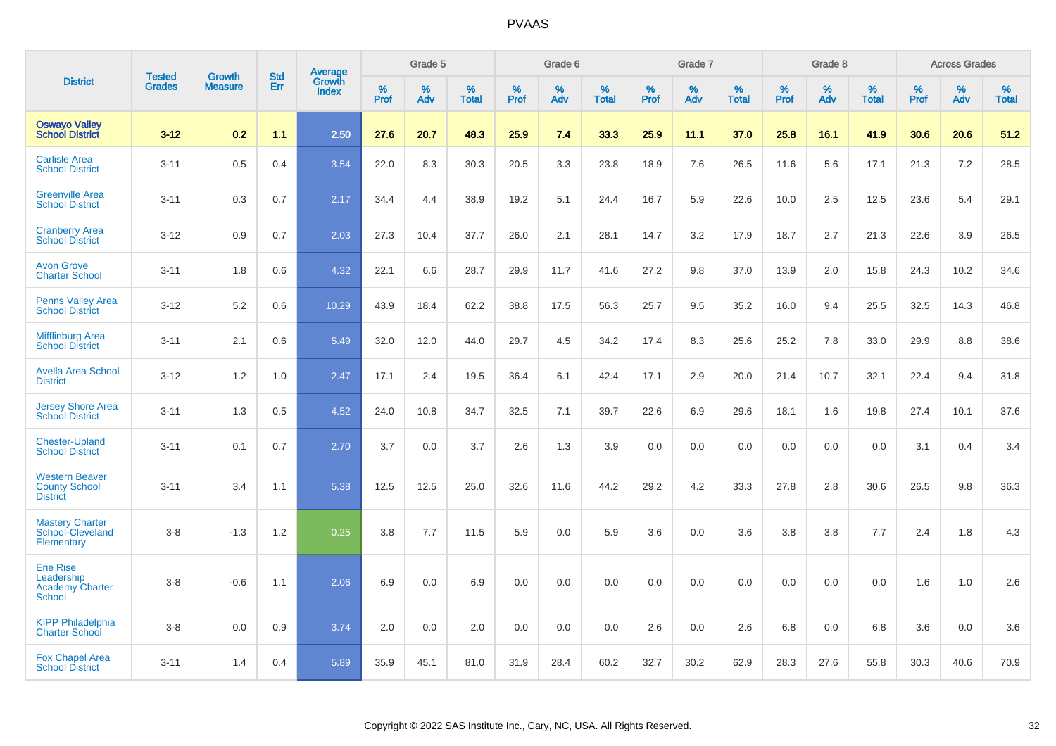# PVAAS

| District | Tested Grades | Growth Measure | Std Err | Average Growth Index | Grade 5 | | | Grade 6 | | | Grade 7 | | | Grade 8 | | | Across Grades | | |
|---|---|---|---|---|---|---|---|---|---|---|---|---|---|---|---|---|---|---|---|
| | | | | | % Prof | % Adv | % Total | % Prof | % Adv | % Total | % Prof | % Adv | % Total | % Prof | % Adv | % Total | % Prof | % Adv | % Total |
| **Oswayo Valley School District** | **3-12** | **0.2** | **1.1** | **2.50** | **27.6** | **20.7** | **48.3** | **25.9** | **7.4** | **33.3** | **25.9** | **11.1** | **37.0** | **25.8** | **16.1** | **41.9** | **30.6** | **20.6** | **51.2** |
| Carlisle Area School District | 3-11 | 0.5 | 0.4 | 3.54 | 22.0 | 8.3 | 30.3 | 20.5 | 3.3 | 23.8 | 18.9 | 7.6 | 26.5 | 11.6 | 5.6 | 17.1 | 21.3 | 7.2 | 28.5 |
| Greenville Area School District | 3-11 | 0.3 | 0.7 | 2.17 | 34.4 | 4.4 | 38.9 | 19.2 | 5.1 | 24.4 | 16.7 | 5.9 | 22.6 | 10.0 | 2.5 | 12.5 | 23.6 | 5.4 | 29.1 |
| Cranberry Area School District | 3-12 | 0.9 | 0.7 | 2.03 | 27.3 | 10.4 | 37.7 | 26.0 | 2.1 | 28.1 | 14.7 | 3.2 | 17.9 | 18.7 | 2.7 | 21.3 | 22.6 | 3.9 | 26.5 |
| Avon Grove Charter School | 3-11 | 1.8 | 0.6 | 4.32 | 22.1 | 6.6 | 28.7 | 29.9 | 11.7 | 41.6 | 27.2 | 9.8 | 37.0 | 13.9 | 2.0 | 15.8 | 24.3 | 10.2 | 34.6 |
| Penns Valley Area School District | 3-12 | 5.2 | 0.6 | 10.29 | 43.9 | 18.4 | 62.2 | 38.8 | 17.5 | 56.3 | 25.7 | 9.5 | 35.2 | 16.0 | 9.4 | 25.5 | 32.5 | 14.3 | 46.8 |
| Mifflinburg Area School District | 3-11 | 2.1 | 0.6 | 5.49 | 32.0 | 12.0 | 44.0 | 29.7 | 4.5 | 34.2 | 17.4 | 8.3 | 25.6 | 25.2 | 7.8 | 33.0 | 29.9 | 8.8 | 38.6 |
| Avella Area School District | 3-12 | 1.2 | 1.0 | 2.47 | 17.1 | 2.4 | 19.5 | 36.4 | 6.1 | 42.4 | 17.1 | 2.9 | 20.0 | 21.4 | 10.7 | 32.1 | 22.4 | 9.4 | 31.8 |
| Jersey Shore Area School District | 3-11 | 1.3 | 0.5 | 4.52 | 24.0 | 10.8 | 34.7 | 32.5 | 7.1 | 39.7 | 22.6 | 6.9 | 29.6 | 18.1 | 1.6 | 19.8 | 27.4 | 10.1 | 37.6 |
| Chester-Upland School District | 3-11 | 0.1 | 0.7 | 2.70 | 3.7 | 0.0 | 3.7 | 2.6 | 1.3 | 3.9 | 0.0 | 0.0 | 0.0 | 0.0 | 0.0 | 0.0 | 3.1 | 0.4 | 3.4 |
| Western Beaver County School District | 3-11 | 3.4 | 1.1 | 5.38 | 12.5 | 12.5 | 25.0 | 32.6 | 11.6 | 44.2 | 29.2 | 4.2 | 33.3 | 27.8 | 2.8 | 30.6 | 26.5 | 9.8 | 36.3 |
| Mastery Charter School-Cleveland Elementary | 3-8 | -1.3 | 1.2 | 0.25 | 3.8 | 7.7 | 11.5 | 5.9 | 0.0 | 5.9 | 3.6 | 0.0 | 3.6 | 3.8 | 3.8 | 7.7 | 2.4 | 1.8 | 4.3 |
| Erie Rise Leadership Academy Charter School | 3-8 | -0.6 | 1.1 | 2.06 | 6.9 | 0.0 | 6.9 | 0.0 | 0.0 | 0.0 | 0.0 | 0.0 | 0.0 | 0.0 | 0.0 | 0.0 | 1.6 | 1.0 | 2.6 |
| KIPP Philadelphia Charter School | 3-8 | 0.0 | 0.9 | 3.74 | 2.0 | 0.0 | 2.0 | 0.0 | 0.0 | 0.0 | 2.6 | 0.0 | 2.6 | 6.8 | 0.0 | 6.8 | 3.6 | 0.0 | 3.6 |
| Fox Chapel Area School District | 3-11 | 1.4 | 0.4 | 5.89 | 35.9 | 45.1 | 81.0 | 31.9 | 28.4 | 60.2 | 32.7 | 30.2 | 62.9 | 28.3 | 27.6 | 55.8 | 30.3 | 40.6 | 70.9 |

Copyright © 2022 SAS Institute Inc., Cary, NC, USA. All Rights Reserved.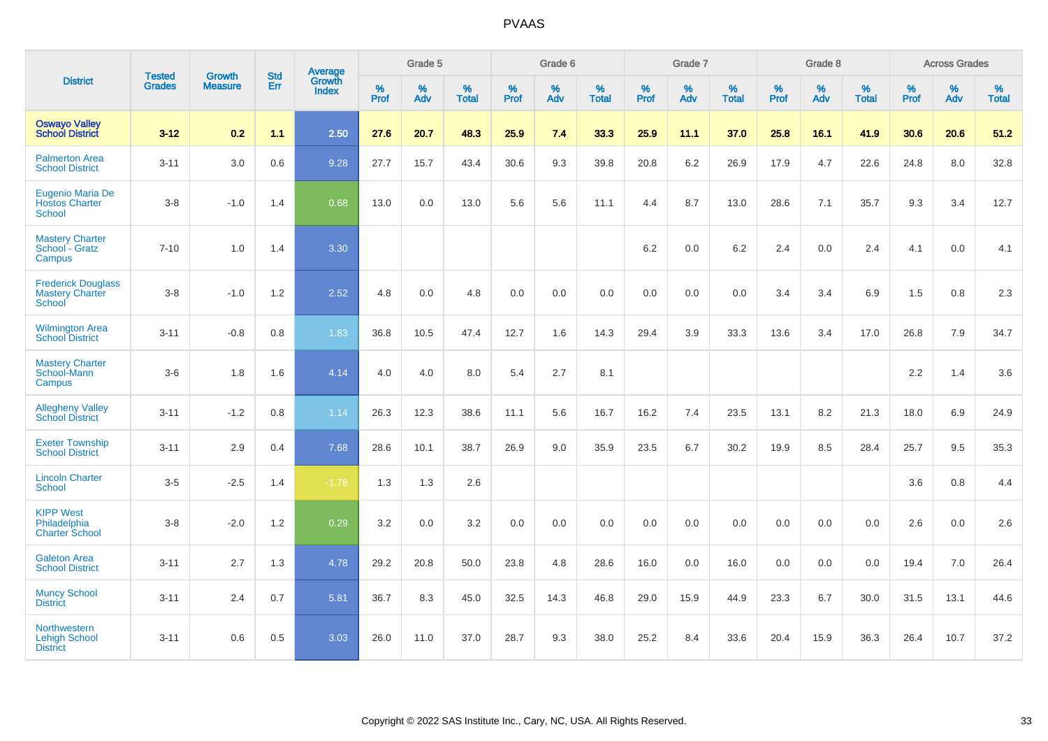# PVAAS

| District | Tested Grades | Growth Measure | Std Err | Average Growth Index | Grade 5 | | | Grade 6 | | | Grade 7 | | | Grade 8 | | | Across Grades | | |
|---|---|---|---|---|---|---|---|---|---|---|---|---|---|---|---|---|---|---|---|
| | | | | | % Prof | % Adv | % Total | % Prof | % Adv | % Total | % Prof | % Adv | % Total | % Prof | % Adv | % Total | % Prof | % Adv | % Total |
| **Oswayo Valley School District** | **3-12** | **0.2** | **1.1** | **2.50** | **27.6** | **20.7** | **48.3** | **25.9** | **7.4** | **33.3** | **25.9** | **11.1** | **37.0** | **25.8** | **16.1** | **41.9** | **30.6** | **20.6** | **51.2** |
| Palmerton Area School District | 3-11 | 3.0 | 0.6 | 9.28 | 27.7 | 15.7 | 43.4 | 30.6 | 9.3 | 39.8 | 20.8 | 6.2 | 26.9 | 17.9 | 4.7 | 22.6 | 24.8 | 8.0 | 32.8 |
| Eugenio Maria De Hostos Charter School | 3-8 | -1.0 | 1.4 | 0.68 | 13.0 | 0.0 | 13.0 | 5.6 | 5.6 | 11.1 | 4.4 | 8.7 | 13.0 | 28.6 | 7.1 | 35.7 | 9.3 | 3.4 | 12.7 |
| Mastery Charter School - Gratz Campus | 7-10 | 1.0 | 1.4 | 3.30 | | | | | | | 6.2 | 0.0 | 6.2 | 2.4 | 0.0 | 2.4 | 4.1 | 0.0 | 4.1 |
| Frederick Douglass Mastery Charter School | 3-8 | -1.0 | 1.2 | 2.52 | 4.8 | 0.0 | 4.8 | 0.0 | 0.0 | 0.0 | 0.0 | 0.0 | 0.0 | 3.4 | 3.4 | 6.9 | 1.5 | 0.8 | 2.3 |
| Wilmington Area School District | 3-11 | -0.8 | 0.8 | 1.83 | 36.8 | 10.5 | 47.4 | 12.7 | 1.6 | 14.3 | 29.4 | 3.9 | 33.3 | 13.6 | 3.4 | 17.0 | 26.8 | 7.9 | 34.7 |
| Mastery Charter School-Mann Campus | 3-6 | 1.8 | 1.6 | 4.14 | 4.0 | 4.0 | 8.0 | 5.4 | 2.7 | 8.1 | | | | | | | 2.2 | 1.4 | 3.6 |
| Allegheny Valley School District | 3-11 | -1.2 | 0.8 | 1.14 | 26.3 | 12.3 | 38.6 | 11.1 | 5.6 | 16.7 | 16.2 | 7.4 | 23.5 | 13.1 | 8.2 | 21.3 | 18.0 | 6.9 | 24.9 |
| Exeter Township School District | 3-11 | 2.9 | 0.4 | 7.68 | 28.6 | 10.1 | 38.7 | 26.9 | 9.0 | 35.9 | 23.5 | 6.7 | 30.2 | 19.9 | 8.5 | 28.4 | 25.7 | 9.5 | 35.3 |
| Lincoln Charter School | 3-5 | -2.5 | 1.4 | -1.78 | 1.3 | 1.3 | 2.6 | | | | | | | | | | 3.6 | 0.8 | 4.4 |
| KIPP West Philadelphia Charter School | 3-8 | -2.0 | 1.2 | 0.29 | 3.2 | 0.0 | 3.2 | 0.0 | 0.0 | 0.0 | 0.0 | 0.0 | 0.0 | 0.0 | 0.0 | 0.0 | 2.6 | 0.0 | 2.6 |
| Galeton Area School District | 3-11 | 2.7 | 1.3 | 4.78 | 29.2 | 20.8 | 50.0 | 23.8 | 4.8 | 28.6 | 16.0 | 0.0 | 16.0 | 0.0 | 0.0 | 0.0 | 19.4 | 7.0 | 26.4 |
| Muncy School District | 3-11 | 2.4 | 0.7 | 5.81 | 36.7 | 8.3 | 45.0 | 32.5 | 14.3 | 46.8 | 29.0 | 15.9 | 44.9 | 23.3 | 6.7 | 30.0 | 31.5 | 13.1 | 44.6 |
| Northwestern Lehigh School District | 3-11 | 0.6 | 0.5 | 3.03 | 26.0 | 11.0 | 37.0 | 28.7 | 9.3 | 38.0 | 25.2 | 8.4 | 33.6 | 20.4 | 15.9 | 36.3 | 26.4 | 10.7 | 37.2 |

Copyright © 2022 SAS Institute Inc., Cary, NC, USA. All Rights Reserved.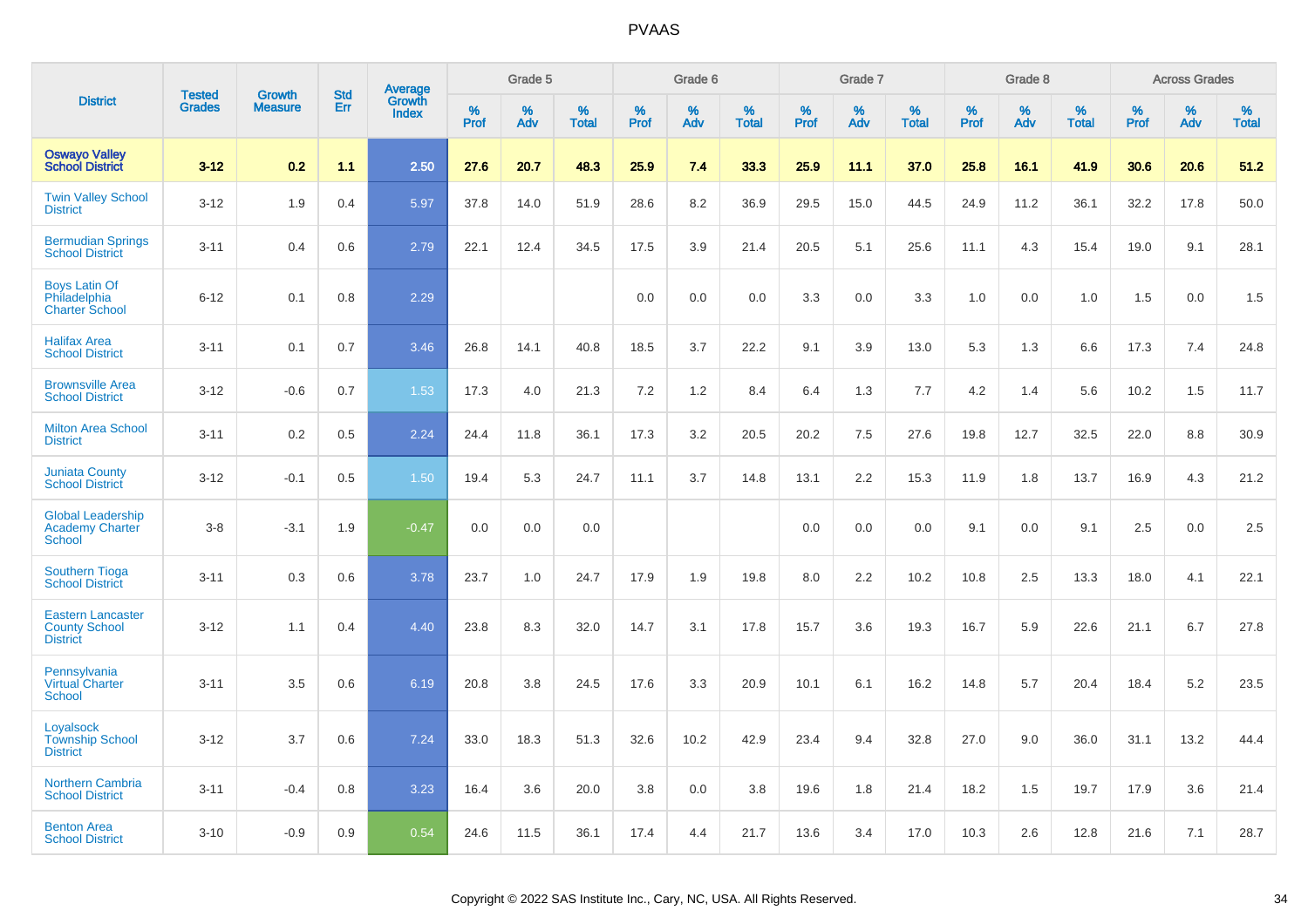# PVAAS

| District | Tested Grades | Growth Measure | Std Err | Average Growth Index | Grade 5 | | | Grade 6 | | | Grade 7 | | | Grade 8 | | | Across Grades | | |
|---|---|---|---|---|---|---|---|---|---|---|---|---|---|---|---|---|---|---|---|
| | | | | | % Prof | % Adv | % Total | % Prof | % Adv | % Total | % Prof | % Adv | % Total | % Prof | % Adv | % Total | % Prof | % Adv | % Total |
| **Oswayo Valley School District** | **3-12** | **0.2** | **1.1** | **2.50** | **27.6** | **20.7** | **48.3** | **25.9** | **7.4** | **33.3** | **25.9** | **11.1** | **37.0** | **25.8** | **16.1** | **41.9** | **30.6** | **20.6** | **51.2** |
| Twin Valley School District | 3-12 | 1.9 | 0.4 | 5.97 | 37.8 | 14.0 | 51.9 | 28.6 | 8.2 | 36.9 | 29.5 | 15.0 | 44.5 | 24.9 | 11.2 | 36.1 | 32.2 | 17.8 | 50.0 |
| Bermudian Springs School District | 3-11 | 0.4 | 0.6 | 2.79 | 22.1 | 12.4 | 34.5 | 17.5 | 3.9 | 21.4 | 20.5 | 5.1 | 25.6 | 11.1 | 4.3 | 15.4 | 19.0 | 9.1 | 28.1 |
| Boys Latin Of Philadelphia Charter School | 6-12 | 0.1 | 0.8 | 2.29 | | | | 0.0 | 0.0 | 0.0 | 3.3 | 0.0 | 3.3 | 1.0 | 0.0 | 1.0 | 1.5 | 0.0 | 1.5 |
| Halifax Area School District | 3-11 | 0.1 | 0.7 | 3.46 | 26.8 | 14.1 | 40.8 | 18.5 | 3.7 | 22.2 | 9.1 | 3.9 | 13.0 | 5.3 | 1.3 | 6.6 | 17.3 | 7.4 | 24.8 |
| Brownsville Area School District | 3-12 | -0.6 | 0.7 | 1.53 | 17.3 | 4.0 | 21.3 | 7.2 | 1.2 | 8.4 | 6.4 | 1.3 | 7.7 | 4.2 | 1.4 | 5.6 | 10.2 | 1.5 | 11.7 |
| Milton Area School District | 3-11 | 0.2 | 0.5 | 2.24 | 24.4 | 11.8 | 36.1 | 17.3 | 3.2 | 20.5 | 20.2 | 7.5 | 27.6 | 19.8 | 12.7 | 32.5 | 22.0 | 8.8 | 30.9 |
| Juniata County School District | 3-12 | -0.1 | 0.5 | 1.50 | 19.4 | 5.3 | 24.7 | 11.1 | 3.7 | 14.8 | 13.1 | 2.2 | 15.3 | 11.9 | 1.8 | 13.7 | 16.9 | 4.3 | 21.2 |
| Global Leadership Academy Charter School | 3-8 | -3.1 | 1.9 | -0.47 | 0.0 | 0.0 | 0.0 | | | | 0.0 | 0.0 | 0.0 | 9.1 | 0.0 | 9.1 | 2.5 | 0.0 | 2.5 |
| Southern Tioga School District | 3-11 | 0.3 | 0.6 | 3.78 | 23.7 | 1.0 | 24.7 | 17.9 | 1.9 | 19.8 | 8.0 | 2.2 | 10.2 | 10.8 | 2.5 | 13.3 | 18.0 | 4.1 | 22.1 |
| Eastern Lancaster County School District | 3-12 | 1.1 | 0.4 | 4.40 | 23.8 | 8.3 | 32.0 | 14.7 | 3.1 | 17.8 | 15.7 | 3.6 | 19.3 | 16.7 | 5.9 | 22.6 | 21.1 | 6.7 | 27.8 |
| Pennsylvania Virtual Charter School | 3-11 | 3.5 | 0.6 | 6.19 | 20.8 | 3.8 | 24.5 | 17.6 | 3.3 | 20.9 | 10.1 | 6.1 | 16.2 | 14.8 | 5.7 | 20.4 | 18.4 | 5.2 | 23.5 |
| Loyalsock Township School District | 3-12 | 3.7 | 0.6 | 7.24 | 33.0 | 18.3 | 51.3 | 32.6 | 10.2 | 42.9 | 23.4 | 9.4 | 32.8 | 27.0 | 9.0 | 36.0 | 31.1 | 13.2 | 44.4 |
| Northern Cambria School District | 3-11 | -0.4 | 0.8 | 3.23 | 16.4 | 3.6 | 20.0 | 3.8 | 0.0 | 3.8 | 19.6 | 1.8 | 21.4 | 18.2 | 1.5 | 19.7 | 17.9 | 3.6 | 21.4 |
| Benton Area School District | 3-10 | -0.9 | 0.9 | 0.54 | 24.6 | 11.5 | 36.1 | 17.4 | 4.4 | 21.7 | 13.6 | 3.4 | 17.0 | 10.3 | 2.6 | 12.8 | 21.6 | 7.1 | 28.7 |

Copyright © 2022 SAS Institute Inc., Cary, NC, USA. All Rights Reserved.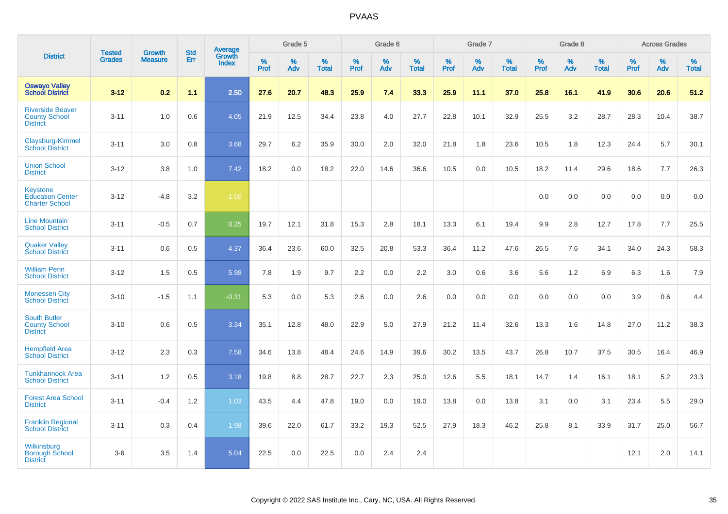# PVAAS

| District | Tested Grades | Growth Measure | Std Err | Average Growth Index | Grade 5 | | | Grade 6 | | | Grade 7 | | | Grade 8 | | | Across Grades | | |
|---|---|---|---|---|---|---|---|---|---|---|---|---|---|---|---|---|---|---|---|
| | | | | | % Prof | % Adv | % Total | % Prof | % Adv | % Total | % Prof | % Adv | % Total | % Prof | % Adv | % Total | % Prof | % Adv | % Total |
| **Oswayo Valley School District** | **3-12** | **0.2** | **1.1** | **2.50** | **27.6** | **20.7** | **48.3** | **25.9** | **7.4** | **33.3** | **25.9** | **11.1** | **37.0** | **25.8** | **16.1** | **41.9** | **30.6** | **20.6** | **51.2** |
| Riverside Beaver County School District | 3-11 | 1.0 | 0.6 | 4.05 | 21.9 | 12.5 | 34.4 | 23.8 | 4.0 | 27.7 | 22.8 | 10.1 | 32.9 | 25.5 | 3.2 | 28.7 | 28.3 | 10.4 | 38.7 |
| Claysburg-Kimmel School District | 3-11 | 3.0 | 0.8 | 3.68 | 29.7 | 6.2 | 35.9 | 30.0 | 2.0 | 32.0 | 21.8 | 1.8 | 23.6 | 10.5 | 1.8 | 12.3 | 24.4 | 5.7 | 30.1 |
| Union School District | 3-12 | 3.8 | 1.0 | 7.42 | 18.2 | 0.0 | 18.2 | 22.0 | 14.6 | 36.6 | 10.5 | 0.0 | 10.5 | 18.2 | 11.4 | 29.6 | 18.6 | 7.7 | 26.3 |
| Keystone Education Center Charter School | 3-12 | -4.8 | 3.2 | -1.50 | | | | | | | | | | 0.0 | 0.0 | 0.0 | 0.0 | 0.0 | 0.0 |
| Line Mountain School District | 3-11 | -0.5 | 0.7 | 0.25 | 19.7 | 12.1 | 31.8 | 15.3 | 2.8 | 18.1 | 13.3 | 6.1 | 19.4 | 9.9 | 2.8 | 12.7 | 17.8 | 7.7 | 25.5 |
| Quaker Valley School District | 3-11 | 0.6 | 0.5 | 4.37 | 36.4 | 23.6 | 60.0 | 32.5 | 20.8 | 53.3 | 36.4 | 11.2 | 47.6 | 26.5 | 7.6 | 34.1 | 34.0 | 24.3 | 58.3 |
| William Penn School District | 3-12 | 1.5 | 0.5 | 5.98 | 7.8 | 1.9 | 9.7 | 2.2 | 0.0 | 2.2 | 3.0 | 0.6 | 3.6 | 5.6 | 1.2 | 6.9 | 6.3 | 1.6 | 7.9 |
| Monessen City School District | 3-10 | -1.5 | 1.1 | -0.31 | 5.3 | 0.0 | 5.3 | 2.6 | 0.0 | 2.6 | 0.0 | 0.0 | 0.0 | 0.0 | 0.0 | 0.0 | 3.9 | 0.6 | 4.4 |
| South Butler County School District | 3-10 | 0.6 | 0.5 | 3.34 | 35.1 | 12.8 | 48.0 | 22.9 | 5.0 | 27.9 | 21.2 | 11.4 | 32.6 | 13.3 | 1.6 | 14.8 | 27.0 | 11.2 | 38.3 |
| Hempfield Area School District | 3-12 | 2.3 | 0.3 | 7.58 | 34.6 | 13.8 | 48.4 | 24.6 | 14.9 | 39.6 | 30.2 | 13.5 | 43.7 | 26.8 | 10.7 | 37.5 | 30.5 | 16.4 | 46.9 |
| Tunkhannock Area School District | 3-11 | 1.2 | 0.5 | 3.18 | 19.8 | 8.8 | 28.7 | 22.7 | 2.3 | 25.0 | 12.6 | 5.5 | 18.1 | 14.7 | 1.4 | 16.1 | 18.1 | 5.2 | 23.3 |
| Forest Area School District | 3-11 | -0.4 | 1.2 | 1.03 | 43.5 | 4.4 | 47.8 | 19.0 | 0.0 | 19.0 | 13.8 | 0.0 | 13.8 | 3.1 | 0.0 | 3.1 | 23.4 | 5.5 | 29.0 |
| Franklin Regional School District | 3-11 | 0.3 | 0.4 | 1.98 | 39.6 | 22.0 | 61.7 | 33.2 | 19.3 | 52.5 | 27.9 | 18.3 | 46.2 | 25.8 | 8.1 | 33.9 | 31.7 | 25.0 | 56.7 |
| Wilkinsburg Borough School District | 3-6 | 3.5 | 1.4 | 5.04 | 22.5 | 0.0 | 22.5 | 0.0 | 2.4 | 2.4 | | | | | | | 12.1 | 2.0 | 14.1 |

Copyright © 2022 SAS Institute Inc., Cary, NC, USA. All Rights Reserved.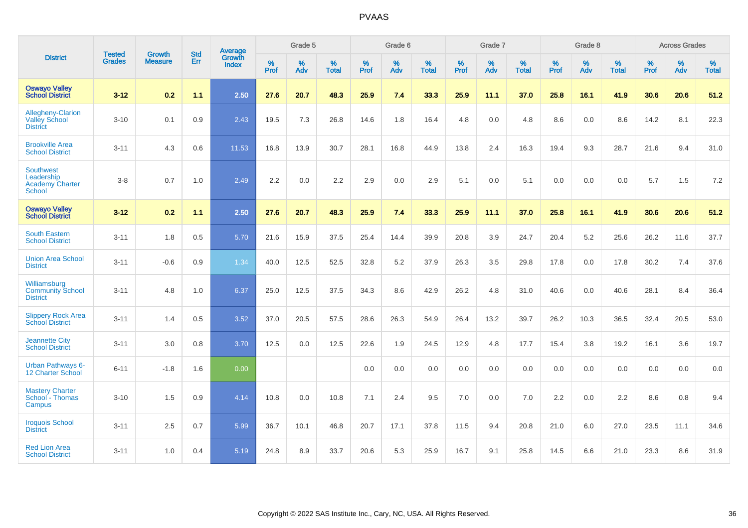# PVAAS

| District | Tested Grades | Growth Measure | Std Err | Average Growth Index | Grade 5 | | | Grade 6 | | | Grade 7 | | | Grade 8 | | | Across Grades | | |
|---|---|---|---|---|---|---|---|---|---|---|---|---|---|---|---|---|---|---|---|
| | | | | | % Prof | % Adv | % Total | % Prof | % Adv | % Total | % Prof | % Adv | % Total | % Prof | % Adv | % Total | % Prof | % Adv | % Total |
| **Oswayo Valley School District** | **3-12** | **0.2** | **1.1** | **2.50** | **27.6** | **20.7** | **48.3** | **25.9** | **7.4** | **33.3** | **25.9** | **11.1** | **37.0** | **25.8** | **16.1** | **41.9** | **30.6** | **20.6** | **51.2** |
| Allegheny-Clarion Valley School District | 3-10 | 0.1 | 0.9 | 2.43 | 19.5 | 7.3 | 26.8 | 14.6 | 1.8 | 16.4 | 4.8 | 0.0 | 4.8 | 8.6 | 0.0 | 8.6 | 14.2 | 8.1 | 22.3 |
| Brookville Area School District | 3-11 | 4.3 | 0.6 | 11.53 | 16.8 | 13.9 | 30.7 | 28.1 | 16.8 | 44.9 | 13.8 | 2.4 | 16.3 | 19.4 | 9.3 | 28.7 | 21.6 | 9.4 | 31.0 |
| Southwest Leadership Academy Charter School | 3-8 | 0.7 | 1.0 | 2.49 | 2.2 | 0.0 | 2.2 | 2.9 | 0.0 | 2.9 | 5.1 | 0.0 | 5.1 | 0.0 | 0.0 | 0.0 | 5.7 | 1.5 | 7.2 |
| **Oswayo Valley School District** | **3-12** | **0.2** | **1.1** | **2.50** | **27.6** | **20.7** | **48.3** | **25.9** | **7.4** | **33.3** | **25.9** | **11.1** | **37.0** | **25.8** | **16.1** | **41.9** | **30.6** | **20.6** | **51.2** |
| South Eastern School District | 3-11 | 1.8 | 0.5 | 5.70 | 21.6 | 15.9 | 37.5 | 25.4 | 14.4 | 39.9 | 20.8 | 3.9 | 24.7 | 20.4 | 5.2 | 25.6 | 26.2 | 11.6 | 37.7 |
| Union Area School District | 3-11 | -0.6 | 0.9 | 1.34 | 40.0 | 12.5 | 52.5 | 32.8 | 5.2 | 37.9 | 26.3 | 3.5 | 29.8 | 17.8 | 0.0 | 17.8 | 30.2 | 7.4 | 37.6 |
| Williamsburg Community School District | 3-11 | 4.8 | 1.0 | 6.37 | 25.0 | 12.5 | 37.5 | 34.3 | 8.6 | 42.9 | 26.2 | 4.8 | 31.0 | 40.6 | 0.0 | 40.6 | 28.1 | 8.4 | 36.4 |
| Slippery Rock Area School District | 3-11 | 1.4 | 0.5 | 3.52 | 37.0 | 20.5 | 57.5 | 28.6 | 26.3 | 54.9 | 26.4 | 13.2 | 39.7 | 26.2 | 10.3 | 36.5 | 32.4 | 20.5 | 53.0 |
| Jeannette City School District | 3-11 | 3.0 | 0.8 | 3.70 | 12.5 | 0.0 | 12.5 | 22.6 | 1.9 | 24.5 | 12.9 | 4.8 | 17.7 | 15.4 | 3.8 | 19.2 | 16.1 | 3.6 | 19.7 |
| Urban Pathways 6-12 Charter School | 6-11 | -1.8 | 1.6 | 0.00 | | | | 0.0 | 0.0 | 0.0 | 0.0 | 0.0 | 0.0 | 0.0 | 0.0 | 0.0 | 0.0 | 0.0 | 0.0 |
| Mastery Charter School - Thomas Campus | 3-10 | 1.5 | 0.9 | 4.14 | 10.8 | 0.0 | 10.8 | 7.1 | 2.4 | 9.5 | 7.0 | 0.0 | 7.0 | 2.2 | 0.0 | 2.2 | 8.6 | 0.8 | 9.4 |
| Iroquois School District | 3-11 | 2.5 | 0.7 | 5.99 | 36.7 | 10.1 | 46.8 | 20.7 | 17.1 | 37.8 | 11.5 | 9.4 | 20.8 | 21.0 | 6.0 | 27.0 | 23.5 | 11.1 | 34.6 |
| Red Lion Area School District | 3-11 | 1.0 | 0.4 | 5.19 | 24.8 | 8.9 | 33.7 | 20.6 | 5.3 | 25.9 | 16.7 | 9.1 | 25.8 | 14.5 | 6.6 | 21.0 | 23.3 | 8.6 | 31.9 |

Copyright © 2022 SAS Institute Inc., Cary, NC, USA. All Rights Reserved.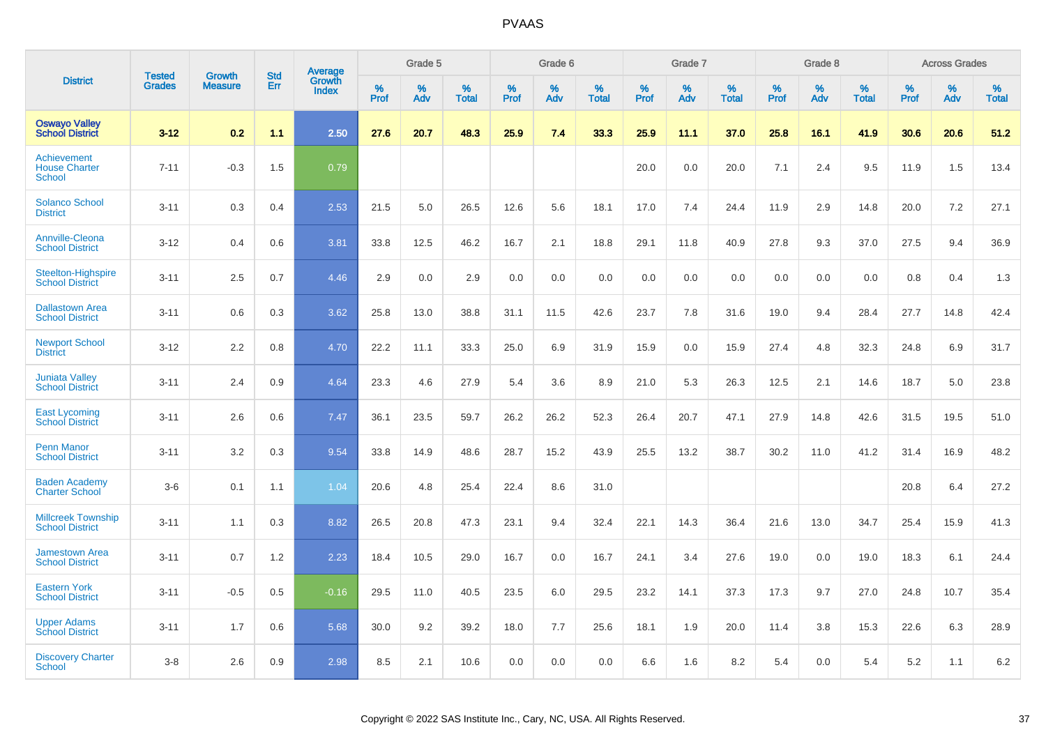| District | Tested Grades | Growth Measure | Std Err | Average Growth Index | Grade 5 | | | Grade 6 | | | Grade 7 | | | Grade 8 | | | Across Grades | | |
|---|---|---|---|---|---|---|---|---|---|---|---|---|---|---|---|---|---|---|---|
| | | | | | % Prof | % Adv | % Total | % Prof | % Adv | % Total | % Prof | % Adv | % Total | % Prof | % Adv | % Total | % Prof | % Adv | % Total |
| **Oswayo Valley School District** | **3-12** | **0.2** | **1.1** | **2.50** | **27.6** | **20.7** | **48.3** | **25.9** | **7.4** | **33.3** | **25.9** | **11.1** | **37.0** | **25.8** | **16.1** | **41.9** | **30.6** | **20.6** | **51.2** |
| Achievement House Charter School | 7-11 | -0.3 | 1.5 | 0.79 | | | | | | | 20.0 | 0.0 | 20.0 | 7.1 | 2.4 | 9.5 | 11.9 | 1.5 | 13.4 |
| Solanco School District | 3-11 | 0.3 | 0.4 | 2.53 | 21.5 | 5.0 | 26.5 | 12.6 | 5.6 | 18.1 | 17.0 | 7.4 | 24.4 | 11.9 | 2.9 | 14.8 | 20.0 | 7.2 | 27.1 |
| Annville-Cleona School District | 3-12 | 0.4 | 0.6 | 3.81 | 33.8 | 12.5 | 46.2 | 16.7 | 2.1 | 18.8 | 29.1 | 11.8 | 40.9 | 27.8 | 9.3 | 37.0 | 27.5 | 9.4 | 36.9 |
| Steelton-Highspire School District | 3-11 | 2.5 | 0.7 | 4.46 | 2.9 | 0.0 | 2.9 | 0.0 | 0.0 | 0.0 | 0.0 | 0.0 | 0.0 | 0.0 | 0.0 | 0.0 | 0.8 | 0.4 | 1.3 |
| Dallastown Area School District | 3-11 | 0.6 | 0.3 | 3.62 | 25.8 | 13.0 | 38.8 | 31.1 | 11.5 | 42.6 | 23.7 | 7.8 | 31.6 | 19.0 | 9.4 | 28.4 | 27.7 | 14.8 | 42.4 |
| Newport School District | 3-12 | 2.2 | 0.8 | 4.70 | 22.2 | 11.1 | 33.3 | 25.0 | 6.9 | 31.9 | 15.9 | 0.0 | 15.9 | 27.4 | 4.8 | 32.3 | 24.8 | 6.9 | 31.7 |
| Juniata Valley School District | 3-11 | 2.4 | 0.9 | 4.64 | 23.3 | 4.6 | 27.9 | 5.4 | 3.6 | 8.9 | 21.0 | 5.3 | 26.3 | 12.5 | 2.1 | 14.6 | 18.7 | 5.0 | 23.8 |
| East Lycoming School District | 3-11 | 2.6 | 0.6 | 7.47 | 36.1 | 23.5 | 59.7 | 26.2 | 26.2 | 52.3 | 26.4 | 20.7 | 47.1 | 27.9 | 14.8 | 42.6 | 31.5 | 19.5 | 51.0 |
| Penn Manor School District | 3-11 | 3.2 | 0.3 | 9.54 | 33.8 | 14.9 | 48.6 | 28.7 | 15.2 | 43.9 | 25.5 | 13.2 | 38.7 | 30.2 | 11.0 | 41.2 | 31.4 | 16.9 | 48.2 |
| Baden Academy Charter School | 3-6 | 0.1 | 1.1 | 1.04 | 20.6 | 4.8 | 25.4 | 22.4 | 8.6 | 31.0 | | | | | | | 20.8 | 6.4 | 27.2 |
| Millcreek Township School District | 3-11 | 1.1 | 0.3 | 8.82 | 26.5 | 20.8 | 47.3 | 23.1 | 9.4 | 32.4 | 22.1 | 14.3 | 36.4 | 21.6 | 13.0 | 34.7 | 25.4 | 15.9 | 41.3 |
| Jamestown Area School District | 3-11 | 0.7 | 1.2 | 2.23 | 18.4 | 10.5 | 29.0 | 16.7 | 0.0 | 16.7 | 24.1 | 3.4 | 27.6 | 19.0 | 0.0 | 19.0 | 18.3 | 6.1 | 24.4 |
| Eastern York School District | 3-11 | -0.5 | 0.5 | -0.16 | 29.5 | 11.0 | 40.5 | 23.5 | 6.0 | 29.5 | 23.2 | 14.1 | 37.3 | 17.3 | 9.7 | 27.0 | 24.8 | 10.7 | 35.4 |
| Upper Adams School District | 3-11 | 1.7 | 0.6 | 5.68 | 30.0 | 9.2 | 39.2 | 18.0 | 7.7 | 25.6 | 18.1 | 1.9 | 20.0 | 11.4 | 3.8 | 15.3 | 22.6 | 6.3 | 28.9 |
| Discovery Charter School | 3-8 | 2.6 | 0.9 | 2.98 | 8.5 | 2.1 | 10.6 | 0.0 | 0.0 | 0.0 | 6.6 | 1.6 | 8.2 | 5.4 | 0.0 | 5.4 | 5.2 | 1.1 | 6.2 |

Copyright © 2022 SAS Institute Inc., Cary, NC, USA. All Rights Reserved.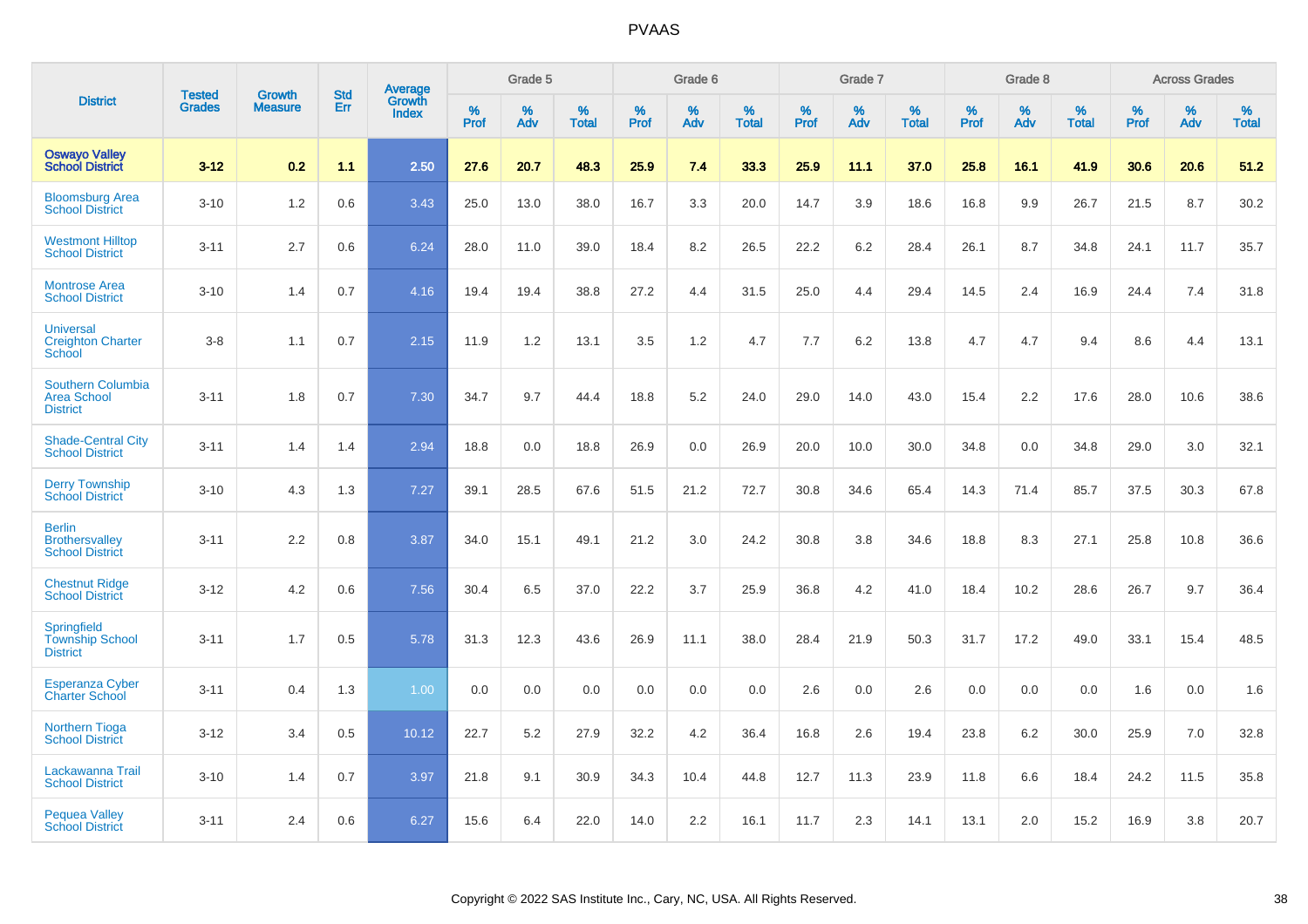| District | Tested Grades | Growth Measure | Std Err | Average Growth Index | Grade 5 | | | Grade 6 | | | Grade 7 | | | Grade 8 | | | Across Grades | | |
|---|---|---|---|---|---|---|---|---|---|---|---|---|---|---|---|---|---|---|---|
| | | | | | % Prof | % Adv | % Total | % Prof | % Adv | % Total | % Prof | % Adv | % Total | % Prof | % Adv | % Total | % Prof | % Adv | % Total |
| **Oswayo Valley School District** | **3-12** | **0.2** | **1.1** | **2.50** | **27.6** | **20.7** | **48.3** | **25.9** | **7.4** | **33.3** | **25.9** | **11.1** | **37.0** | **25.8** | **16.1** | **41.9** | **30.6** | **20.6** | **51.2** |
| Bloomsburg Area School District | 3-10 | 1.2 | 0.6 | 3.43 | 25.0 | 13.0 | 38.0 | 16.7 | 3.3 | 20.0 | 14.7 | 3.9 | 18.6 | 16.8 | 9.9 | 26.7 | 21.5 | 8.7 | 30.2 |
| Westmont Hilltop School District | 3-11 | 2.7 | 0.6 | 6.24 | 28.0 | 11.0 | 39.0 | 18.4 | 8.2 | 26.5 | 22.2 | 6.2 | 28.4 | 26.1 | 8.7 | 34.8 | 24.1 | 11.7 | 35.7 |
| Montrose Area School District | 3-10 | 1.4 | 0.7 | 4.16 | 19.4 | 19.4 | 38.8 | 27.2 | 4.4 | 31.5 | 25.0 | 4.4 | 29.4 | 14.5 | 2.4 | 16.9 | 24.4 | 7.4 | 31.8 |
| Universal Creighton Charter School | 3-8 | 1.1 | 0.7 | 2.15 | 11.9 | 1.2 | 13.1 | 3.5 | 1.2 | 4.7 | 7.7 | 6.2 | 13.8 | 4.7 | 4.7 | 9.4 | 8.6 | 4.4 | 13.1 |
| Southern Columbia Area School District | 3-11 | 1.8 | 0.7 | 7.30 | 34.7 | 9.7 | 44.4 | 18.8 | 5.2 | 24.0 | 29.0 | 14.0 | 43.0 | 15.4 | 2.2 | 17.6 | 28.0 | 10.6 | 38.6 |
| Shade-Central City School District | 3-11 | 1.4 | 1.4 | 2.94 | 18.8 | 0.0 | 18.8 | 26.9 | 0.0 | 26.9 | 20.0 | 10.0 | 30.0 | 34.8 | 0.0 | 34.8 | 29.0 | 3.0 | 32.1 |
| Derry Township School District | 3-10 | 4.3 | 1.3 | 7.27 | 39.1 | 28.5 | 67.6 | 51.5 | 21.2 | 72.7 | 30.8 | 34.6 | 65.4 | 14.3 | 71.4 | 85.7 | 37.5 | 30.3 | 67.8 |
| Berlin Brothersvalley School District | 3-11 | 2.2 | 0.8 | 3.87 | 34.0 | 15.1 | 49.1 | 21.2 | 3.0 | 24.2 | 30.8 | 3.8 | 34.6 | 18.8 | 8.3 | 27.1 | 25.8 | 10.8 | 36.6 |
| Chestnut Ridge School District | 3-12 | 4.2 | 0.6 | 7.56 | 30.4 | 6.5 | 37.0 | 22.2 | 3.7 | 25.9 | 36.8 | 4.2 | 41.0 | 18.4 | 10.2 | 28.6 | 26.7 | 9.7 | 36.4 |
| Springfield Township School District | 3-11 | 1.7 | 0.5 | 5.78 | 31.3 | 12.3 | 43.6 | 26.9 | 11.1 | 38.0 | 28.4 | 21.9 | 50.3 | 31.7 | 17.2 | 49.0 | 33.1 | 15.4 | 48.5 |
| Esperanza Cyber Charter School | 3-11 | 0.4 | 1.3 | 1.00 | 0.0 | 0.0 | 0.0 | 0.0 | 0.0 | 0.0 | 2.6 | 0.0 | 2.6 | 0.0 | 0.0 | 0.0 | 1.6 | 0.0 | 1.6 |
| Northern Tioga School District | 3-12 | 3.4 | 0.5 | 10.12 | 22.7 | 5.2 | 27.9 | 32.2 | 4.2 | 36.4 | 16.8 | 2.6 | 19.4 | 23.8 | 6.2 | 30.0 | 25.9 | 7.0 | 32.8 |
| Lackawanna Trail School District | 3-10 | 1.4 | 0.7 | 3.97 | 21.8 | 9.1 | 30.9 | 34.3 | 10.4 | 44.8 | 12.7 | 11.3 | 23.9 | 11.8 | 6.6 | 18.4 | 24.2 | 11.5 | 35.8 |
| Pequea Valley School District | 3-11 | 2.4 | 0.6 | 6.27 | 15.6 | 6.4 | 22.0 | 14.0 | 2.2 | 16.1 | 11.7 | 2.3 | 14.1 | 13.1 | 2.0 | 15.2 | 16.9 | 3.8 | 20.7 |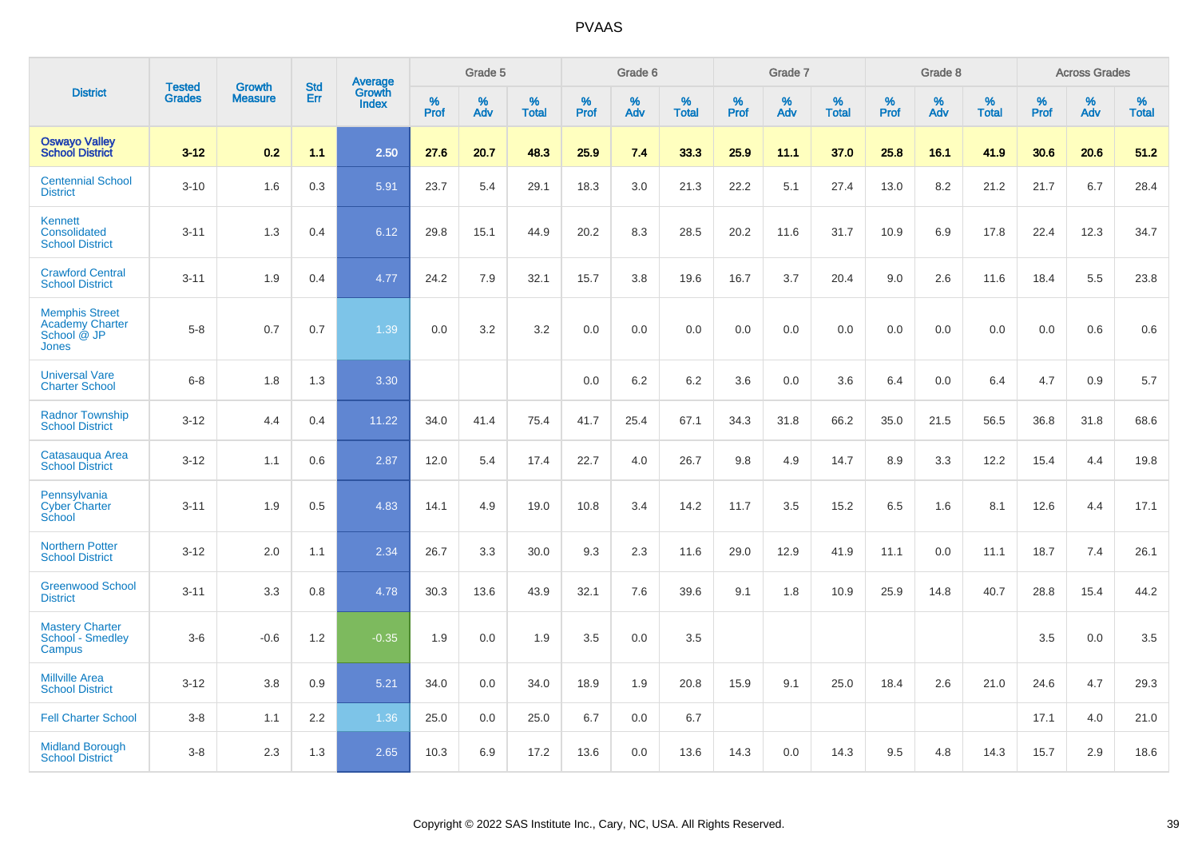# PVAAS

| District | Tested Grades | Growth Measure | Std Err | Average Growth Index | Grade 5 | | | Grade 6 | | | Grade 7 | | | Grade 8 | | | Across Grades | | |
|---|---|---|---|---|---|---|---|---|---|---|---|---|---|---|---|---|---|---|---|
| | | | | | % Prof | % Adv | % Total | % Prof | % Adv | % Total | % Prof | % Adv | % Total | % Prof | % Adv | % Total | % Prof | % Adv | % Total |
| **Oswayo Valley School District** | **3-12** | **0.2** | **1.1** | **2.50** | **27.6** | **20.7** | **48.3** | **25.9** | **7.4** | **33.3** | **25.9** | **11.1** | **37.0** | **25.8** | **16.1** | **41.9** | **30.6** | **20.6** | **51.2** |
| Centennial School District | 3-10 | 1.6 | 0.3 | 5.91 | 23.7 | 5.4 | 29.1 | 18.3 | 3.0 | 21.3 | 22.2 | 5.1 | 27.4 | 13.0 | 8.2 | 21.2 | 21.7 | 6.7 | 28.4 |
| Kennett Consolidated School District | 3-11 | 1.3 | 0.4 | 6.12 | 29.8 | 15.1 | 44.9 | 20.2 | 8.3 | 28.5 | 20.2 | 11.6 | 31.7 | 10.9 | 6.9 | 17.8 | 22.4 | 12.3 | 34.7 |
| Crawford Central School District | 3-11 | 1.9 | 0.4 | 4.77 | 24.2 | 7.9 | 32.1 | 15.7 | 3.8 | 19.6 | 16.7 | 3.7 | 20.4 | 9.0 | 2.6 | 11.6 | 18.4 | 5.5 | 23.8 |
| Memphis Street Academy Charter School @ JP Jones | 5-8 | 0.7 | 0.7 | 1.39 | 0.0 | 3.2 | 3.2 | 0.0 | 0.0 | 0.0 | 0.0 | 0.0 | 0.0 | 0.0 | 0.0 | 0.0 | 0.0 | 0.6 | 0.6 |
| Universal Vare Charter School | 6-8 | 1.8 | 1.3 | 3.30 | | | | 0.0 | 6.2 | 6.2 | 3.6 | 0.0 | 3.6 | 6.4 | 0.0 | 6.4 | 4.7 | 0.9 | 5.7 |
| Radnor Township School District | 3-12 | 4.4 | 0.4 | 11.22 | 34.0 | 41.4 | 75.4 | 41.7 | 25.4 | 67.1 | 34.3 | 31.8 | 66.2 | 35.0 | 21.5 | 56.5 | 36.8 | 31.8 | 68.6 |
| Catasauqua Area School District | 3-12 | 1.1 | 0.6 | 2.87 | 12.0 | 5.4 | 17.4 | 22.7 | 4.0 | 26.7 | 9.8 | 4.9 | 14.7 | 8.9 | 3.3 | 12.2 | 15.4 | 4.4 | 19.8 |
| Pennsylvania Cyber Charter School | 3-11 | 1.9 | 0.5 | 4.83 | 14.1 | 4.9 | 19.0 | 10.8 | 3.4 | 14.2 | 11.7 | 3.5 | 15.2 | 6.5 | 1.6 | 8.1 | 12.6 | 4.4 | 17.1 |
| Northern Potter School District | 3-12 | 2.0 | 1.1 | 2.34 | 26.7 | 3.3 | 30.0 | 9.3 | 2.3 | 11.6 | 29.0 | 12.9 | 41.9 | 11.1 | 0.0 | 11.1 | 18.7 | 7.4 | 26.1 |
| Greenwood School District | 3-11 | 3.3 | 0.8 | 4.78 | 30.3 | 13.6 | 43.9 | 32.1 | 7.6 | 39.6 | 9.1 | 1.8 | 10.9 | 25.9 | 14.8 | 40.7 | 28.8 | 15.4 | 44.2 |
| Mastery Charter School - Smedley Campus | 3-6 | -0.6 | 1.2 | -0.35 | 1.9 | 0.0 | 1.9 | 3.5 | 0.0 | 3.5 | | | | | | | 3.5 | 0.0 | 3.5 |
| Millville Area School District | 3-12 | 3.8 | 0.9 | 5.21 | 34.0 | 0.0 | 34.0 | 18.9 | 1.9 | 20.8 | 15.9 | 9.1 | 25.0 | 18.4 | 2.6 | 21.0 | 24.6 | 4.7 | 29.3 |
| Fell Charter School | 3-8 | 1.1 | 2.2 | 1.36 | 25.0 | 0.0 | 25.0 | 6.7 | 0.0 | 6.7 | | | | | | | 17.1 | 4.0 | 21.0 |
| Midland Borough School District | 3-8 | 2.3 | 1.3 | 2.65 | 10.3 | 6.9 | 17.2 | 13.6 | 0.0 | 13.6 | 14.3 | 0.0 | 14.3 | 9.5 | 4.8 | 14.3 | 15.7 | 2.9 | 18.6 |

Copyright © 2022 SAS Institute Inc., Cary, NC, USA. All Rights Reserved.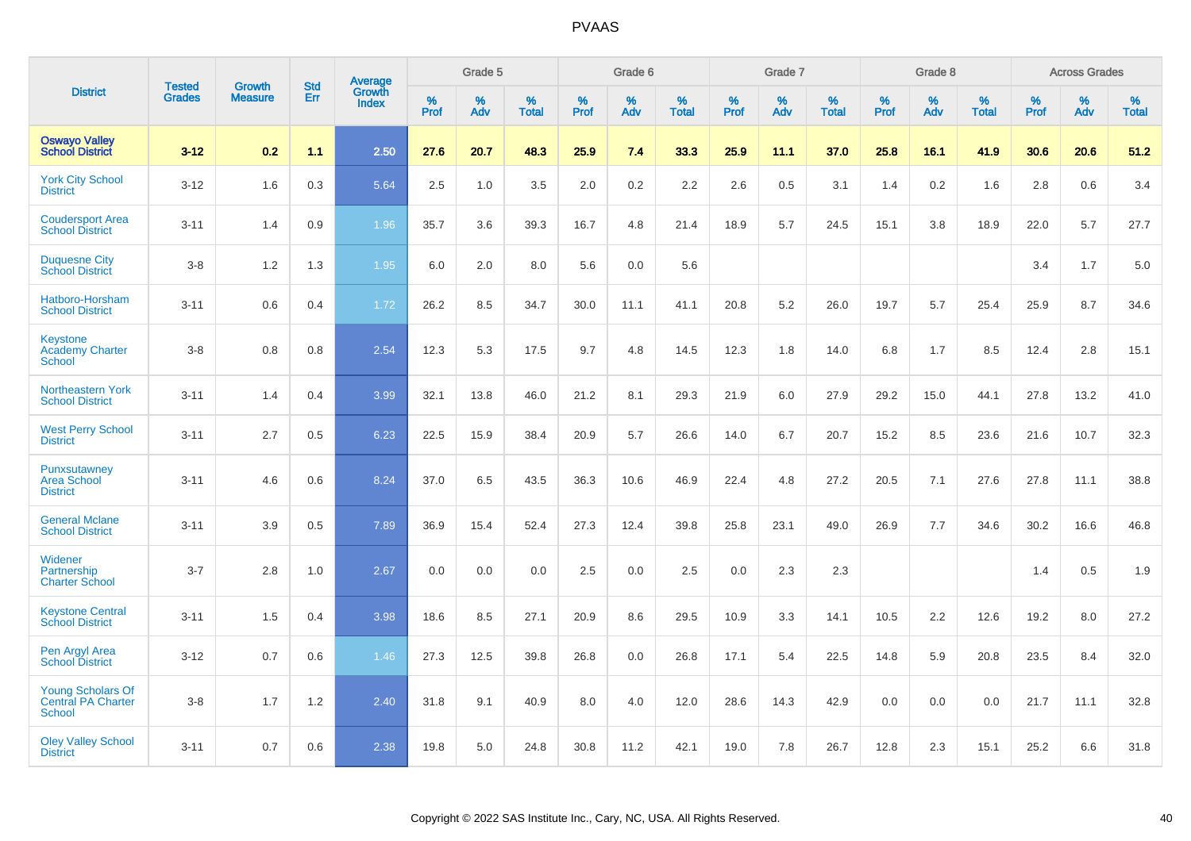| District | Tested Grades | Growth Measure | Std Err | Average Growth Index | Grade 5 | | | Grade 6 | | | Grade 7 | | | Grade 8 | | | Across Grades | | |
|---|---|---|---|---|---|---|---|---|---|---|---|---|---|---|---|---|---|---|---|
| | | | | | % Prof | % Adv | % Total | % Prof | % Adv | % Total | % Prof | % Adv | % Total | % Prof | % Adv | % Total | % Prof | % Adv | % Total |
| **Oswayo Valley School District** | **3-12** | **0.2** | **1.1** | **2.50** | **27.6** | **20.7** | **48.3** | **25.9** | **7.4** | **33.3** | **25.9** | **11.1** | **37.0** | **25.8** | **16.1** | **41.9** | **30.6** | **20.6** | **51.2** |
| York City School District | 3-12 | 1.6 | 0.3 | 5.64 | 2.5 | 1.0 | 3.5 | 2.0 | 0.2 | 2.2 | 2.6 | 0.5 | 3.1 | 1.4 | 0.2 | 1.6 | 2.8 | 0.6 | 3.4 |
| Coudersport Area School District | 3-11 | 1.4 | 0.9 | 1.96 | 35.7 | 3.6 | 39.3 | 16.7 | 4.8 | 21.4 | 18.9 | 5.7 | 24.5 | 15.1 | 3.8 | 18.9 | 22.0 | 5.7 | 27.7 |
| Duquesne City School District | 3-8 | 1.2 | 1.3 | 1.95 | 6.0 | 2.0 | 8.0 | 5.6 | 0.0 | 5.6 | | | | | | | 3.4 | 1.7 | 5.0 |
| Hatboro-Horsham School District | 3-11 | 0.6 | 0.4 | 1.72 | 26.2 | 8.5 | 34.7 | 30.0 | 11.1 | 41.1 | 20.8 | 5.2 | 26.0 | 19.7 | 5.7 | 25.4 | 25.9 | 8.7 | 34.6 |
| Keystone Academy Charter School | 3-8 | 0.8 | 0.8 | 2.54 | 12.3 | 5.3 | 17.5 | 9.7 | 4.8 | 14.5 | 12.3 | 1.8 | 14.0 | 6.8 | 1.7 | 8.5 | 12.4 | 2.8 | 15.1 |
| Northeastern York School District | 3-11 | 1.4 | 0.4 | 3.99 | 32.1 | 13.8 | 46.0 | 21.2 | 8.1 | 29.3 | 21.9 | 6.0 | 27.9 | 29.2 | 15.0 | 44.1 | 27.8 | 13.2 | 41.0 |
| West Perry School District | 3-11 | 2.7 | 0.5 | 6.23 | 22.5 | 15.9 | 38.4 | 20.9 | 5.7 | 26.6 | 14.0 | 6.7 | 20.7 | 15.2 | 8.5 | 23.6 | 21.6 | 10.7 | 32.3 |
| Punxsutawney Area School District | 3-11 | 4.6 | 0.6 | 8.24 | 37.0 | 6.5 | 43.5 | 36.3 | 10.6 | 46.9 | 22.4 | 4.8 | 27.2 | 20.5 | 7.1 | 27.6 | 27.8 | 11.1 | 38.8 |
| General Mclane School District | 3-11 | 3.9 | 0.5 | 7.89 | 36.9 | 15.4 | 52.4 | 27.3 | 12.4 | 39.8 | 25.8 | 23.1 | 49.0 | 26.9 | 7.7 | 34.6 | 30.2 | 16.6 | 46.8 |
| Widener Partnership Charter School | 3-7 | 2.8 | 1.0 | 2.67 | 0.0 | 0.0 | 0.0 | 2.5 | 0.0 | 2.5 | 0.0 | 2.3 | 2.3 | | | | 1.4 | 0.5 | 1.9 |
| Keystone Central School District | 3-11 | 1.5 | 0.4 | 3.98 | 18.6 | 8.5 | 27.1 | 20.9 | 8.6 | 29.5 | 10.9 | 3.3 | 14.1 | 10.5 | 2.2 | 12.6 | 19.2 | 8.0 | 27.2 |
| Pen Argyl Area School District | 3-12 | 0.7 | 0.6 | 1.46 | 27.3 | 12.5 | 39.8 | 26.8 | 0.0 | 26.8 | 17.1 | 5.4 | 22.5 | 14.8 | 5.9 | 20.8 | 23.5 | 8.4 | 32.0 |
| Young Scholars Of Central PA Charter School | 3-8 | 1.7 | 1.2 | 2.40 | 31.8 | 9.1 | 40.9 | 8.0 | 4.0 | 12.0 | 28.6 | 14.3 | 42.9 | 0.0 | 0.0 | 0.0 | 21.7 | 11.1 | 32.8 |
| Oley Valley School District | 3-11 | 0.7 | 0.6 | 2.38 | 19.8 | 5.0 | 24.8 | 30.8 | 11.2 | 42.1 | 19.0 | 7.8 | 26.7 | 12.8 | 2.3 | 15.1 | 25.2 | 6.6 | 31.8 |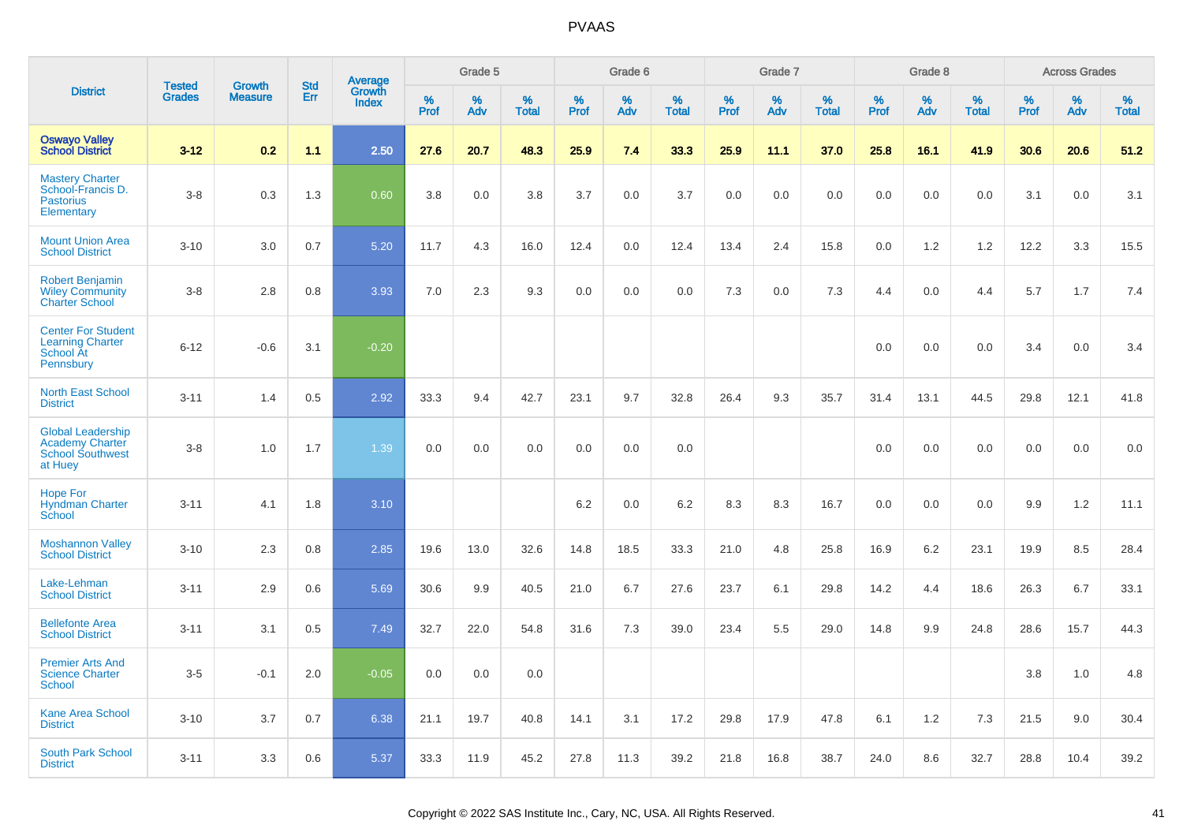| District | Tested Grades | Growth Measure | Std Err | Average Growth Index | Grade 5 | | | Grade 6 | | | Grade 7 | | | Grade 8 | | | Across Grades | | |
|---|---|---|---|---|---|---|---|---|---|---|---|---|---|---|---|---|---|---|---|
| | | | | | % Prof | % Adv | % Total | % Prof | % Adv | % Total | % Prof | % Adv | % Total | % Prof | % Adv | % Total | % Prof | % Adv | % Total |
| **Oswayo Valley School District** | **3-12** | **0.2** | **1.1** | **2.50** | **27.6** | **20.7** | **48.3** | **25.9** | **7.4** | **33.3** | **25.9** | **11.1** | **37.0** | **25.8** | **16.1** | **41.9** | **30.6** | **20.6** | **51.2** |
| Mastery Charter School-Francis D. Pastorius Elementary | 3-8 | 0.3 | 1.3 | 0.60 | 3.8 | 0.0 | 3.8 | 3.7 | 0.0 | 3.7 | 0.0 | 0.0 | 0.0 | 0.0 | 0.0 | 0.0 | 3.1 | 0.0 | 3.1 |
| Mount Union Area School District | 3-10 | 3.0 | 0.7 | 5.20 | 11.7 | 4.3 | 16.0 | 12.4 | 0.0 | 12.4 | 13.4 | 2.4 | 15.8 | 0.0 | 1.2 | 1.2 | 12.2 | 3.3 | 15.5 |
| Robert Benjamin Wiley Community Charter School | 3-8 | 2.8 | 0.8 | 3.93 | 7.0 | 2.3 | 9.3 | 0.0 | 0.0 | 0.0 | 7.3 | 0.0 | 7.3 | 4.4 | 0.0 | 4.4 | 5.7 | 1.7 | 7.4 |
| Center For Student Learning Charter School At Pennsbury | 6-12 | -0.6 | 3.1 | -0.20 | | | | | | | | | | 0.0 | 0.0 | 0.0 | 3.4 | 0.0 | 3.4 |
| North East School District | 3-11 | 1.4 | 0.5 | 2.92 | 33.3 | 9.4 | 42.7 | 23.1 | 9.7 | 32.8 | 26.4 | 9.3 | 35.7 | 31.4 | 13.1 | 44.5 | 29.8 | 12.1 | 41.8 |
| Global Leadership Academy Charter School Southwest at Huey | 3-8 | 1.0 | 1.7 | 1.39 | 0.0 | 0.0 | 0.0 | 0.0 | 0.0 | 0.0 | | | | 0.0 | 0.0 | 0.0 | 0.0 | 0.0 | 0.0 |
| Hope For Hyndman Charter School | 3-11 | 4.1 | 1.8 | 3.10 | | | | 6.2 | 0.0 | 6.2 | 8.3 | 8.3 | 16.7 | 0.0 | 0.0 | 0.0 | 9.9 | 1.2 | 11.1 |
| Moshannon Valley School District | 3-10 | 2.3 | 0.8 | 2.85 | 19.6 | 13.0 | 32.6 | 14.8 | 18.5 | 33.3 | 21.0 | 4.8 | 25.8 | 16.9 | 6.2 | 23.1 | 19.9 | 8.5 | 28.4 |
| Lake-Lehman School District | 3-11 | 2.9 | 0.6 | 5.69 | 30.6 | 9.9 | 40.5 | 21.0 | 6.7 | 27.6 | 23.7 | 6.1 | 29.8 | 14.2 | 4.4 | 18.6 | 26.3 | 6.7 | 33.1 |
| Bellefonte Area School District | 3-11 | 3.1 | 0.5 | 7.49 | 32.7 | 22.0 | 54.8 | 31.6 | 7.3 | 39.0 | 23.4 | 5.5 | 29.0 | 14.8 | 9.9 | 24.8 | 28.6 | 15.7 | 44.3 |
| Premier Arts And Science Charter School | 3-5 | -0.1 | 2.0 | -0.05 | 0.0 | 0.0 | 0.0 | | | | | | | | | | 3.8 | 1.0 | 4.8 |
| Kane Area School District | 3-10 | 3.7 | 0.7 | 6.38 | 21.1 | 19.7 | 40.8 | 14.1 | 3.1 | 17.2 | 29.8 | 17.9 | 47.8 | 6.1 | 1.2 | 7.3 | 21.5 | 9.0 | 30.4 |
| South Park School District | 3-11 | 3.3 | 0.6 | 5.37 | 33.3 | 11.9 | 45.2 | 27.8 | 11.3 | 39.2 | 21.8 | 16.8 | 38.7 | 24.0 | 8.6 | 32.7 | 28.8 | 10.4 | 39.2 |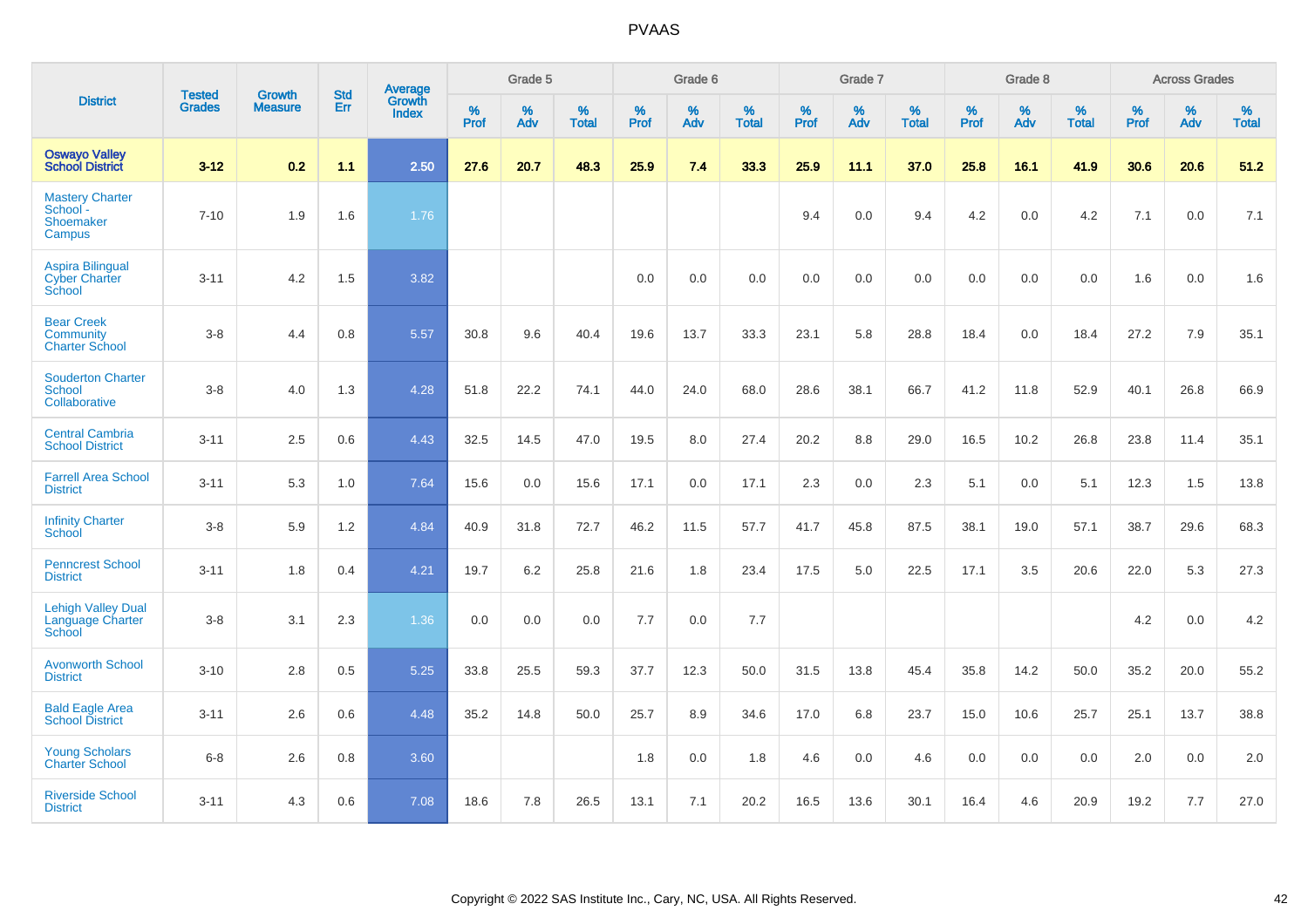# PVAAS

| District | Tested Grades | Growth Measure | Std Err | Average Growth Index | Grade 5 | | | Grade 6 | | | Grade 7 | | | Grade 8 | | | Across Grades | | |
|---|---|---|---|---|---|---|---|---|---|---|---|---|---|---|---|---|---|---|---|
| | | | | | % Prof | % Adv | % Total | % Prof | % Adv | % Total | % Prof | % Adv | % Total | % Prof | % Adv | % Total | % Prof | % Adv | % Total |
| **Oswayo Valley School District** | **3-12** | **0.2** | **1.1** | **2.50** | **27.6** | **20.7** | **48.3** | **25.9** | **7.4** | **33.3** | **25.9** | **11.1** | **37.0** | **25.8** | **16.1** | **41.9** | **30.6** | **20.6** | **51.2** |
| Mastery Charter School - Shoemaker Campus | 7-10 | 1.9 | 1.6 | 1.76 | | | | | | | 9.4 | 0.0 | 9.4 | 4.2 | 0.0 | 4.2 | 7.1 | 0.0 | 7.1 |
| Aspira Bilingual Cyber Charter School | 3-11 | 4.2 | 1.5 | 3.82 | | | | 0.0 | 0.0 | 0.0 | 0.0 | 0.0 | 0.0 | 0.0 | 0.0 | 0.0 | 1.6 | 0.0 | 1.6 |
| Bear Creek Community Charter School | 3-8 | 4.4 | 0.8 | 5.57 | 30.8 | 9.6 | 40.4 | 19.6 | 13.7 | 33.3 | 23.1 | 5.8 | 28.8 | 18.4 | 0.0 | 18.4 | 27.2 | 7.9 | 35.1 |
| Souderton Charter School Collaborative | 3-8 | 4.0 | 1.3 | 4.28 | 51.8 | 22.2 | 74.1 | 44.0 | 24.0 | 68.0 | 28.6 | 38.1 | 66.7 | 41.2 | 11.8 | 52.9 | 40.1 | 26.8 | 66.9 |
| Central Cambria School District | 3-11 | 2.5 | 0.6 | 4.43 | 32.5 | 14.5 | 47.0 | 19.5 | 8.0 | 27.4 | 20.2 | 8.8 | 29.0 | 16.5 | 10.2 | 26.8 | 23.8 | 11.4 | 35.1 |
| Farrell Area School District | 3-11 | 5.3 | 1.0 | 7.64 | 15.6 | 0.0 | 15.6 | 17.1 | 0.0 | 17.1 | 2.3 | 0.0 | 2.3 | 5.1 | 0.0 | 5.1 | 12.3 | 1.5 | 13.8 |
| Infinity Charter School | 3-8 | 5.9 | 1.2 | 4.84 | 40.9 | 31.8 | 72.7 | 46.2 | 11.5 | 57.7 | 41.7 | 45.8 | 87.5 | 38.1 | 19.0 | 57.1 | 38.7 | 29.6 | 68.3 |
| Penncrest School District | 3-11 | 1.8 | 0.4 | 4.21 | 19.7 | 6.2 | 25.8 | 21.6 | 1.8 | 23.4 | 17.5 | 5.0 | 22.5 | 17.1 | 3.5 | 20.6 | 22.0 | 5.3 | 27.3 |
| Lehigh Valley Dual Language Charter School | 3-8 | 3.1 | 2.3 | 1.36 | 0.0 | 0.0 | 0.0 | 7.7 | 0.0 | 7.7 | | | | | | | 4.2 | 0.0 | 4.2 |
| Avonworth School District | 3-10 | 2.8 | 0.5 | 5.25 | 33.8 | 25.5 | 59.3 | 37.7 | 12.3 | 50.0 | 31.5 | 13.8 | 45.4 | 35.8 | 14.2 | 50.0 | 35.2 | 20.0 | 55.2 |
| Bald Eagle Area School District | 3-11 | 2.6 | 0.6 | 4.48 | 35.2 | 14.8 | 50.0 | 25.7 | 8.9 | 34.6 | 17.0 | 6.8 | 23.7 | 15.0 | 10.6 | 25.7 | 25.1 | 13.7 | 38.8 |
| Young Scholars Charter School | 6-8 | 2.6 | 0.8 | 3.60 | | | | 1.8 | 0.0 | 1.8 | 4.6 | 0.0 | 4.6 | 0.0 | 0.0 | 0.0 | 2.0 | 0.0 | 2.0 |
| Riverside School District | 3-11 | 4.3 | 0.6 | 7.08 | 18.6 | 7.8 | 26.5 | 13.1 | 7.1 | 20.2 | 16.5 | 13.6 | 30.1 | 16.4 | 4.6 | 20.9 | 19.2 | 7.7 | 27.0 |

Copyright © 2022 SAS Institute Inc., Cary, NC, USA. All Rights Reserved.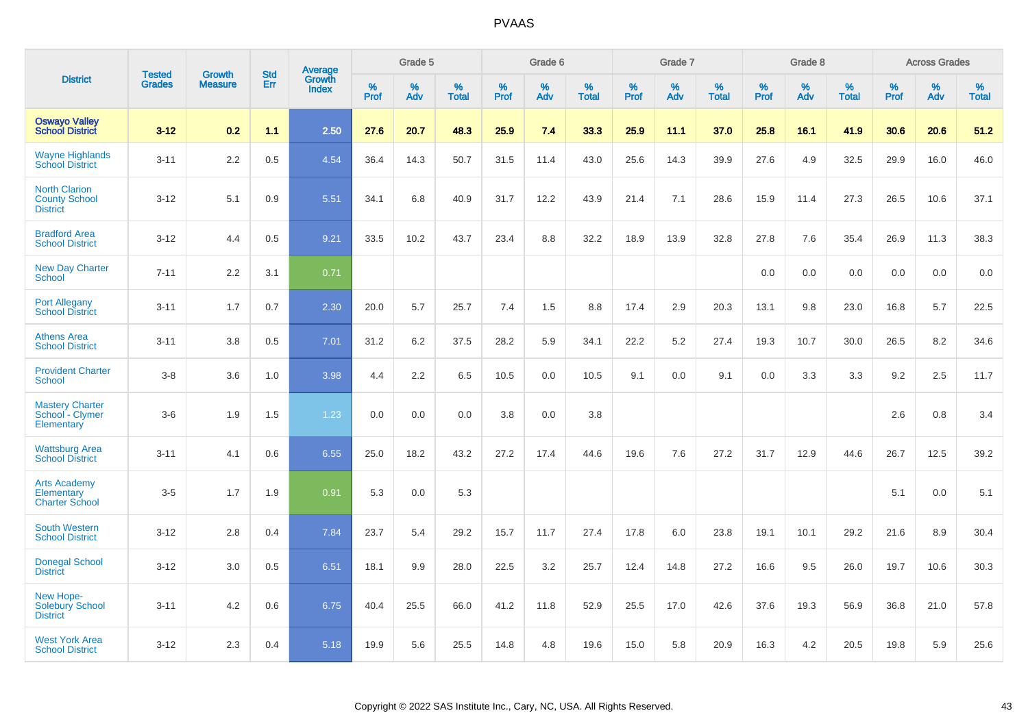# PVAAS

| District | Tested Grades | Growth Measure | Std Err | Average Growth Index | Grade 5 | | | Grade 6 | | | Grade 7 | | | Grade 8 | | | Across Grades | | |
|---|---|---|---|---|---|---|---|---|---|---|---|---|---|---|---|---|---|---|---|
| | | | | | % Prof | % Adv | % Total | % Prof | % Adv | % Total | % Prof | % Adv | % Total | % Prof | % Adv | % Total | % Prof | % Adv | % Total |
| **Oswayo Valley School District** | **3-12** | **0.2** | **1.1** | **2.50** | **27.6** | **20.7** | **48.3** | **25.9** | **7.4** | **33.3** | **25.9** | **11.1** | **37.0** | **25.8** | **16.1** | **41.9** | **30.6** | **20.6** | **51.2** |
| Wayne Highlands School District | 3-11 | 2.2 | 0.5 | 4.54 | 36.4 | 14.3 | 50.7 | 31.5 | 11.4 | 43.0 | 25.6 | 14.3 | 39.9 | 27.6 | 4.9 | 32.5 | 29.9 | 16.0 | 46.0 |
| North Clarion County School District | 3-12 | 5.1 | 0.9 | 5.51 | 34.1 | 6.8 | 40.9 | 31.7 | 12.2 | 43.9 | 21.4 | 7.1 | 28.6 | 15.9 | 11.4 | 27.3 | 26.5 | 10.6 | 37.1 |
| Bradford Area School District | 3-12 | 4.4 | 0.5 | 9.21 | 33.5 | 10.2 | 43.7 | 23.4 | 8.8 | 32.2 | 18.9 | 13.9 | 32.8 | 27.8 | 7.6 | 35.4 | 26.9 | 11.3 | 38.3 |
| New Day Charter School | 7-11 | 2.2 | 3.1 | 0.71 | | | | | | | | | | 0.0 | 0.0 | 0.0 | 0.0 | 0.0 | 0.0 |
| Port Allegany School District | 3-11 | 1.7 | 0.7 | 2.30 | 20.0 | 5.7 | 25.7 | 7.4 | 1.5 | 8.8 | 17.4 | 2.9 | 20.3 | 13.1 | 9.8 | 23.0 | 16.8 | 5.7 | 22.5 |
| Athens Area School District | 3-11 | 3.8 | 0.5 | 7.01 | 31.2 | 6.2 | 37.5 | 28.2 | 5.9 | 34.1 | 22.2 | 5.2 | 27.4 | 19.3 | 10.7 | 30.0 | 26.5 | 8.2 | 34.6 |
| Provident Charter School | 3-8 | 3.6 | 1.0 | 3.98 | 4.4 | 2.2 | 6.5 | 10.5 | 0.0 | 10.5 | 9.1 | 0.0 | 9.1 | 0.0 | 3.3 | 3.3 | 9.2 | 2.5 | 11.7 |
| Mastery Charter School - Clymer Elementary | 3-6 | 1.9 | 1.5 | 1.23 | 0.0 | 0.0 | 0.0 | 3.8 | 0.0 | 3.8 | | | | | | | 2.6 | 0.8 | 3.4 |
| Wattsburg Area School District | 3-11 | 4.1 | 0.6 | 6.55 | 25.0 | 18.2 | 43.2 | 27.2 | 17.4 | 44.6 | 19.6 | 7.6 | 27.2 | 31.7 | 12.9 | 44.6 | 26.7 | 12.5 | 39.2 |
| Arts Academy Elementary Charter School | 3-5 | 1.7 | 1.9 | 0.91 | 5.3 | 0.0 | 5.3 | | | | | | | | | | 5.1 | 0.0 | 5.1 |
| South Western School District | 3-12 | 2.8 | 0.4 | 7.84 | 23.7 | 5.4 | 29.2 | 15.7 | 11.7 | 27.4 | 17.8 | 6.0 | 23.8 | 19.1 | 10.1 | 29.2 | 21.6 | 8.9 | 30.4 |
| Donegal School District | 3-12 | 3.0 | 0.5 | 6.51 | 18.1 | 9.9 | 28.0 | 22.5 | 3.2 | 25.7 | 12.4 | 14.8 | 27.2 | 16.6 | 9.5 | 26.0 | 19.7 | 10.6 | 30.3 |
| New Hope-Solebury School District | 3-11 | 4.2 | 0.6 | 6.75 | 40.4 | 25.5 | 66.0 | 41.2 | 11.8 | 52.9 | 25.5 | 17.0 | 42.6 | 37.6 | 19.3 | 56.9 | 36.8 | 21.0 | 57.8 |
| West York Area School District | 3-12 | 2.3 | 0.4 | 5.18 | 19.9 | 5.6 | 25.5 | 14.8 | 4.8 | 19.6 | 15.0 | 5.8 | 20.9 | 16.3 | 4.2 | 20.5 | 19.8 | 5.9 | 25.6 |

Copyright © 2022 SAS Institute Inc., Cary, NC, USA. All Rights Reserved.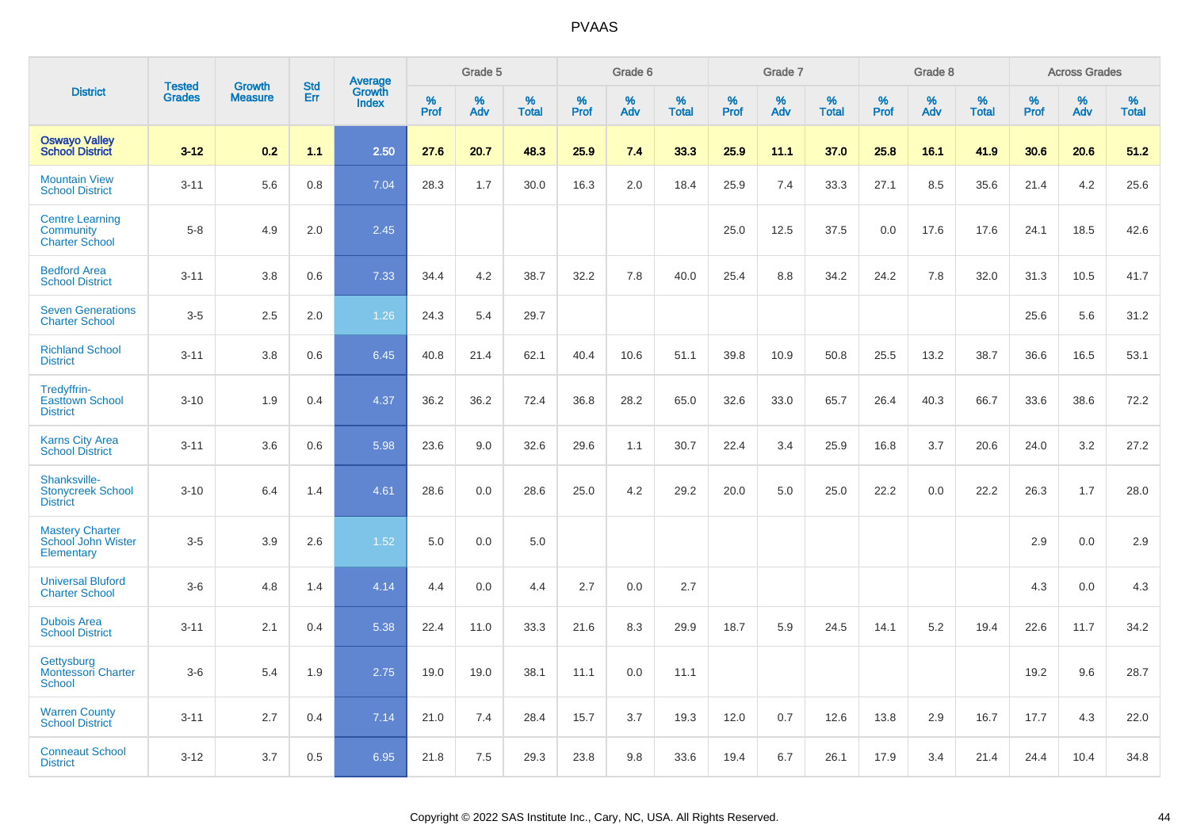# PVAAS

| District | Tested Grades | Growth Measure | Std Err | Average Growth Index | Grade 5 | | | Grade 6 | | | Grade 7 | | | Grade 8 | | | Across Grades | | |
|---|---|---|---|---|---|---|---|---|---|---|---|---|---|---|---|---|---|---|---|
| | | | | | % Prof | % Adv | % Total | % Prof | % Adv | % Total | % Prof | % Adv | % Total | % Prof | % Adv | % Total | % Prof | % Adv | % Total |
| **Oswayo Valley School District** | **3-12** | **0.2** | **1.1** | **2.50** | **27.6** | **20.7** | **48.3** | **25.9** | **7.4** | **33.3** | **25.9** | **11.1** | **37.0** | **25.8** | **16.1** | **41.9** | **30.6** | **20.6** | **51.2** |
| Mountain View School District | 3-11 | 5.6 | 0.8 | 7.04 | 28.3 | 1.7 | 30.0 | 16.3 | 2.0 | 18.4 | 25.9 | 7.4 | 33.3 | 27.1 | 8.5 | 35.6 | 21.4 | 4.2 | 25.6 |
| Centre Learning Community Charter School | 5-8 | 4.9 | 2.0 | 2.45 | | | | | | | 25.0 | 12.5 | 37.5 | 0.0 | 17.6 | 17.6 | 24.1 | 18.5 | 42.6 |
| Bedford Area School District | 3-11 | 3.8 | 0.6 | 7.33 | 34.4 | 4.2 | 38.7 | 32.2 | 7.8 | 40.0 | 25.4 | 8.8 | 34.2 | 24.2 | 7.8 | 32.0 | 31.3 | 10.5 | 41.7 |
| Seven Generations Charter School | 3-5 | 2.5 | 2.0 | 1.26 | 24.3 | 5.4 | 29.7 | | | | | | | | | | 25.6 | 5.6 | 31.2 |
| Richland School District | 3-11 | 3.8 | 0.6 | 6.45 | 40.8 | 21.4 | 62.1 | 40.4 | 10.6 | 51.1 | 39.8 | 10.9 | 50.8 | 25.5 | 13.2 | 38.7 | 36.6 | 16.5 | 53.1 |
| Tredyffrin-Easttown School District | 3-10 | 1.9 | 0.4 | 4.37 | 36.2 | 36.2 | 72.4 | 36.8 | 28.2 | 65.0 | 32.6 | 33.0 | 65.7 | 26.4 | 40.3 | 66.7 | 33.6 | 38.6 | 72.2 |
| Karns City Area School District | 3-11 | 3.6 | 0.6 | 5.98 | 23.6 | 9.0 | 32.6 | 29.6 | 1.1 | 30.7 | 22.4 | 3.4 | 25.9 | 16.8 | 3.7 | 20.6 | 24.0 | 3.2 | 27.2 |
| Shanksville-Stonycreek School District | 3-10 | 6.4 | 1.4 | 4.61 | 28.6 | 0.0 | 28.6 | 25.0 | 4.2 | 29.2 | 20.0 | 5.0 | 25.0 | 22.2 | 0.0 | 22.2 | 26.3 | 1.7 | 28.0 |
| Mastery Charter School John Wister Elementary | 3-5 | 3.9 | 2.6 | 1.52 | 5.0 | 0.0 | 5.0 | | | | | | | | | | 2.9 | 0.0 | 2.9 |
| Universal Bluford Charter School | 3-6 | 4.8 | 1.4 | 4.14 | 4.4 | 0.0 | 4.4 | 2.7 | 0.0 | 2.7 | | | | | | | 4.3 | 0.0 | 4.3 |
| Dubois Area School District | 3-11 | 2.1 | 0.4 | 5.38 | 22.4 | 11.0 | 33.3 | 21.6 | 8.3 | 29.9 | 18.7 | 5.9 | 24.5 | 14.1 | 5.2 | 19.4 | 22.6 | 11.7 | 34.2 |
| Gettysburg Montessori Charter School | 3-6 | 5.4 | 1.9 | 2.75 | 19.0 | 19.0 | 38.1 | 11.1 | 0.0 | 11.1 | | | | | | | 19.2 | 9.6 | 28.7 |
| Warren County School District | 3-11 | 2.7 | 0.4 | 7.14 | 21.0 | 7.4 | 28.4 | 15.7 | 3.7 | 19.3 | 12.0 | 0.7 | 12.6 | 13.8 | 2.9 | 16.7 | 17.7 | 4.3 | 22.0 |
| Conneaut School District | 3-12 | 3.7 | 0.5 | 6.95 | 21.8 | 7.5 | 29.3 | 23.8 | 9.8 | 33.6 | 19.4 | 6.7 | 26.1 | 17.9 | 3.4 | 21.4 | 24.4 | 10.4 | 34.8 |

Copyright © 2022 SAS Institute Inc., Cary, NC, USA. All Rights Reserved.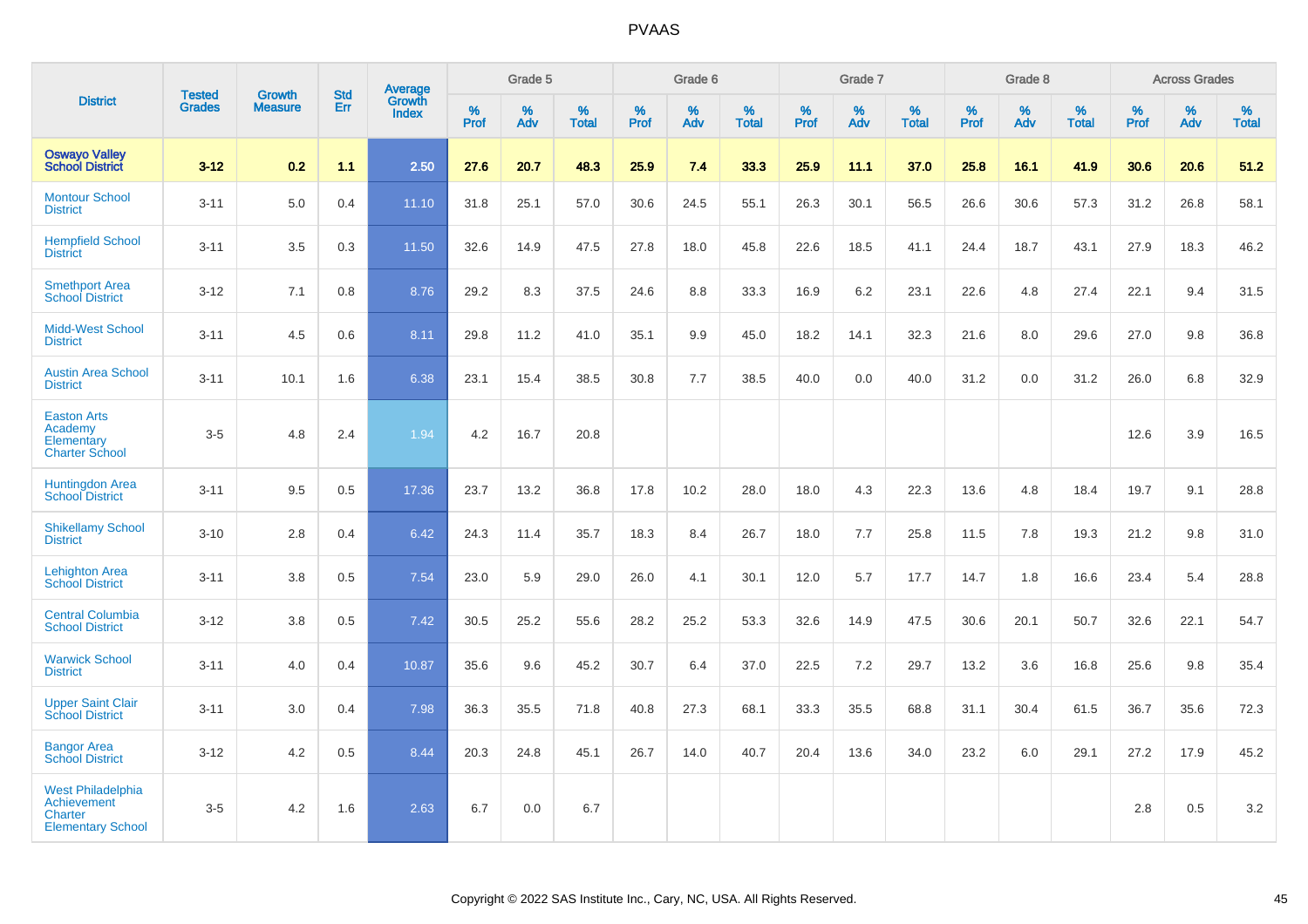# PVAAS

| District | Tested Grades | Growth Measure | Std Err | Average Growth Index | Grade 5 | | | Grade 6 | | | Grade 7 | | | Grade 8 | | | Across Grades | | |
|---|---|---|---|---|---|---|---|---|---|---|---|---|---|---|---|---|---|---|---|
| | | | | | % Prof | % Adv | % Total | % Prof | % Adv | % Total | % Prof | % Adv | % Total | % Prof | % Adv | % Total | % Prof | % Adv | % Total |
| **Oswayo Valley School District** | **3-12** | **0.2** | **1.1** | **2.50** | **27.6** | **20.7** | **48.3** | **25.9** | **7.4** | **33.3** | **25.9** | **11.1** | **37.0** | **25.8** | **16.1** | **41.9** | **30.6** | **20.6** | **51.2** |
| Montour School District | 3-11 | 5.0 | 0.4 | 11.10 | 31.8 | 25.1 | 57.0 | 30.6 | 24.5 | 55.1 | 26.3 | 30.1 | 56.5 | 26.6 | 30.6 | 57.3 | 31.2 | 26.8 | 58.1 |
| Hempfield School District | 3-11 | 3.5 | 0.3 | 11.50 | 32.6 | 14.9 | 47.5 | 27.8 | 18.0 | 45.8 | 22.6 | 18.5 | 41.1 | 24.4 | 18.7 | 43.1 | 27.9 | 18.3 | 46.2 |
| Smethport Area School District | 3-12 | 7.1 | 0.8 | 8.76 | 29.2 | 8.3 | 37.5 | 24.6 | 8.8 | 33.3 | 16.9 | 6.2 | 23.1 | 22.6 | 4.8 | 27.4 | 22.1 | 9.4 | 31.5 |
| Midd-West School District | 3-11 | 4.5 | 0.6 | 8.11 | 29.8 | 11.2 | 41.0 | 35.1 | 9.9 | 45.0 | 18.2 | 14.1 | 32.3 | 21.6 | 8.0 | 29.6 | 27.0 | 9.8 | 36.8 |
| Austin Area School District | 3-11 | 10.1 | 1.6 | 6.38 | 23.1 | 15.4 | 38.5 | 30.8 | 7.7 | 38.5 | 40.0 | 0.0 | 40.0 | 31.2 | 0.0 | 31.2 | 26.0 | 6.8 | 32.9 |
| Easton Arts Academy Elementary Charter School | 3-5 | 4.8 | 2.4 | 1.94 | 4.2 | 16.7 | 20.8 | | | | | | | | | | 12.6 | 3.9 | 16.5 |
| Huntingdon Area School District | 3-11 | 9.5 | 0.5 | 17.36 | 23.7 | 13.2 | 36.8 | 17.8 | 10.2 | 28.0 | 18.0 | 4.3 | 22.3 | 13.6 | 4.8 | 18.4 | 19.7 | 9.1 | 28.8 |
| Shikellamy School District | 3-10 | 2.8 | 0.4 | 6.42 | 24.3 | 11.4 | 35.7 | 18.3 | 8.4 | 26.7 | 18.0 | 7.7 | 25.8 | 11.5 | 7.8 | 19.3 | 21.2 | 9.8 | 31.0 |
| Lehighton Area School District | 3-11 | 3.8 | 0.5 | 7.54 | 23.0 | 5.9 | 29.0 | 26.0 | 4.1 | 30.1 | 12.0 | 5.7 | 17.7 | 14.7 | 1.8 | 16.6 | 23.4 | 5.4 | 28.8 |
| Central Columbia School District | 3-12 | 3.8 | 0.5 | 7.42 | 30.5 | 25.2 | 55.6 | 28.2 | 25.2 | 53.3 | 32.6 | 14.9 | 47.5 | 30.6 | 20.1 | 50.7 | 32.6 | 22.1 | 54.7 |
| Warwick School District | 3-11 | 4.0 | 0.4 | 10.87 | 35.6 | 9.6 | 45.2 | 30.7 | 6.4 | 37.0 | 22.5 | 7.2 | 29.7 | 13.2 | 3.6 | 16.8 | 25.6 | 9.8 | 35.4 |
| Upper Saint Clair School District | 3-11 | 3.0 | 0.4 | 7.98 | 36.3 | 35.5 | 71.8 | 40.8 | 27.3 | 68.1 | 33.3 | 35.5 | 68.8 | 31.1 | 30.4 | 61.5 | 36.7 | 35.6 | 72.3 |
| Bangor Area School District | 3-12 | 4.2 | 0.5 | 8.44 | 20.3 | 24.8 | 45.1 | 26.7 | 14.0 | 40.7 | 20.4 | 13.6 | 34.0 | 23.2 | 6.0 | 29.1 | 27.2 | 17.9 | 45.2 |
| West Philadelphia Achievement Charter Elementary School | 3-5 | 4.2 | 1.6 | 2.63 | 6.7 | 0.0 | 6.7 | | | | | | | | | | 2.8 | 0.5 | 3.2 |

Copyright © 2022 SAS Institute Inc., Cary, NC, USA. All Rights Reserved.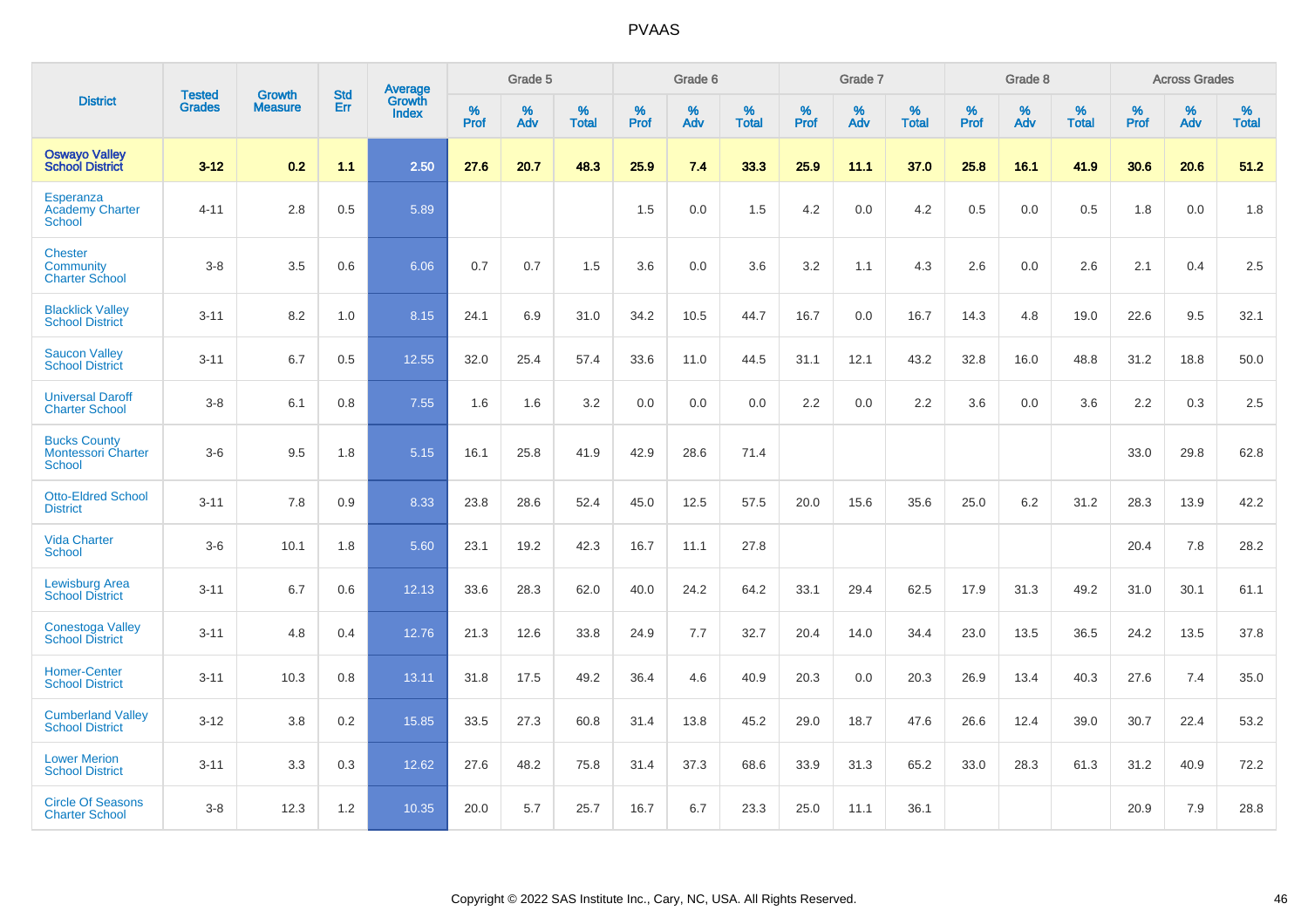# PVAAS

| District | Tested Grades | Growth Measure | Std Err | Average Growth Index | Grade 5 | | | Grade 6 | | | Grade 7 | | | Grade 8 | | | Across Grades | | |
|---|---|---|---|---|---|---|---|---|---|---|---|---|---|---|---|---|---|---|---|
| | | | | | % Prof | % Adv | % Total | % Prof | % Adv | % Total | % Prof | % Adv | % Total | % Prof | % Adv | % Total | % Prof | % Adv | % Total |
| **Oswayo Valley School District** | **3-12** | **0.2** | **1.1** | **2.50** | **27.6** | **20.7** | **48.3** | **25.9** | **7.4** | **33.3** | **25.9** | **11.1** | **37.0** | **25.8** | **16.1** | **41.9** | **30.6** | **20.6** | **51.2** |
| Esperanza Academy Charter School | 4-11 | 2.8 | 0.5 | 5.89 | | | | 1.5 | 0.0 | 1.5 | 4.2 | 0.0 | 4.2 | 0.5 | 0.0 | 0.5 | 1.8 | 0.0 | 1.8 |
| Chester Community Charter School | 3-8 | 3.5 | 0.6 | 6.06 | 0.7 | 0.7 | 1.5 | 3.6 | 0.0 | 3.6 | 3.2 | 1.1 | 4.3 | 2.6 | 0.0 | 2.6 | 2.1 | 0.4 | 2.5 |
| Blacklick Valley School District | 3-11 | 8.2 | 1.0 | 8.15 | 24.1 | 6.9 | 31.0 | 34.2 | 10.5 | 44.7 | 16.7 | 0.0 | 16.7 | 14.3 | 4.8 | 19.0 | 22.6 | 9.5 | 32.1 |
| Saucon Valley School District | 3-11 | 6.7 | 0.5 | 12.55 | 32.0 | 25.4 | 57.4 | 33.6 | 11.0 | 44.5 | 31.1 | 12.1 | 43.2 | 32.8 | 16.0 | 48.8 | 31.2 | 18.8 | 50.0 |
| Universal Daroff Charter School | 3-8 | 6.1 | 0.8 | 7.55 | 1.6 | 1.6 | 3.2 | 0.0 | 0.0 | 0.0 | 2.2 | 0.0 | 2.2 | 3.6 | 0.0 | 3.6 | 2.2 | 0.3 | 2.5 |
| Bucks County Montessori Charter School | 3-6 | 9.5 | 1.8 | 5.15 | 16.1 | 25.8 | 41.9 | 42.9 | 28.6 | 71.4 | | | | | | | 33.0 | 29.8 | 62.8 |
| Otto-Eldred School District | 3-11 | 7.8 | 0.9 | 8.33 | 23.8 | 28.6 | 52.4 | 45.0 | 12.5 | 57.5 | 20.0 | 15.6 | 35.6 | 25.0 | 6.2 | 31.2 | 28.3 | 13.9 | 42.2 |
| Vida Charter School | 3-6 | 10.1 | 1.8 | 5.60 | 23.1 | 19.2 | 42.3 | 16.7 | 11.1 | 27.8 | | | | | | | 20.4 | 7.8 | 28.2 |
| Lewisburg Area School District | 3-11 | 6.7 | 0.6 | 12.13 | 33.6 | 28.3 | 62.0 | 40.0 | 24.2 | 64.2 | 33.1 | 29.4 | 62.5 | 17.9 | 31.3 | 49.2 | 31.0 | 30.1 | 61.1 |
| Conestoga Valley School District | 3-11 | 4.8 | 0.4 | 12.76 | 21.3 | 12.6 | 33.8 | 24.9 | 7.7 | 32.7 | 20.4 | 14.0 | 34.4 | 23.0 | 13.5 | 36.5 | 24.2 | 13.5 | 37.8 |
| Homer-Center School District | 3-11 | 10.3 | 0.8 | 13.11 | 31.8 | 17.5 | 49.2 | 36.4 | 4.6 | 40.9 | 20.3 | 0.0 | 20.3 | 26.9 | 13.4 | 40.3 | 27.6 | 7.4 | 35.0 |
| Cumberland Valley School District | 3-12 | 3.8 | 0.2 | 15.85 | 33.5 | 27.3 | 60.8 | 31.4 | 13.8 | 45.2 | 29.0 | 18.7 | 47.6 | 26.6 | 12.4 | 39.0 | 30.7 | 22.4 | 53.2 |
| Lower Merion School District | 3-11 | 3.3 | 0.3 | 12.62 | 27.6 | 48.2 | 75.8 | 31.4 | 37.3 | 68.6 | 33.9 | 31.3 | 65.2 | 33.0 | 28.3 | 61.3 | 31.2 | 40.9 | 72.2 |
| Circle Of Seasons Charter School | 3-8 | 12.3 | 1.2 | 10.35 | 20.0 | 5.7 | 25.7 | 16.7 | 6.7 | 23.3 | 25.0 | 11.1 | 36.1 | | | | 20.9 | 7.9 | 28.8 |

Copyright © 2022 SAS Institute Inc., Cary, NC, USA. All Rights Reserved.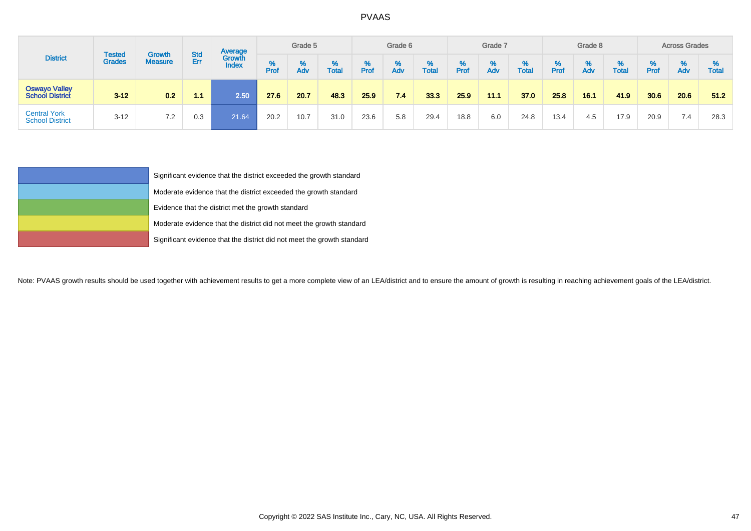PVAAS

| District | Tested Grades | Growth Measure | Std Err | Average Growth Index | Grade 5 | | | Grade 6 | | | Grade 7 | | | Grade 8 | | | Across Grades | | |
|---|---|---|---|---|---|---|---|---|---|---|---|---|---|---|---|---|---|---|---|
| | | | | | % Prof | % Adv | % Total | % Prof | % Adv | % Total | % Prof | % Adv | % Total | % Prof | % Adv | % Total | % Prof | % Adv | % Total |
| **Oswayo Valley School District** | **3-12** | **0.2** | **1.1** | **2.50** | **27.6** | **20.7** | **48.3** | **25.9** | **7.4** | **33.3** | **25.9** | **11.1** | **37.0** | **25.8** | **16.1** | **41.9** | **30.6** | **20.6** | **51.2** |
| Central York School District | 3-12 | 7.2 | 0.3 | 21.64 | 20.2 | 10.7 | 31.0 | 23.6 | 5.8 | 29.4 | 18.8 | 6.0 | 24.8 | 13.4 | 4.5 | 17.9 | 20.9 | 7.4 | 28.3 |

Significant evidence that the district exceeded the growth standard

Moderate evidence that the district exceeded the growth standard

Evidence that the district met the growth standard

Moderate evidence that the district did not meet the growth standard

Significant evidence that the district did not meet the growth standard

Note: PVAAS growth results should be used together with achievement results to get a more complete view of an LEA/district and to ensure the amount of growth is resulting in reaching achievement goals of the LEA/district.

Copyright © 2022 SAS Institute Inc., Cary, NC, USA. All Rights Reserved.